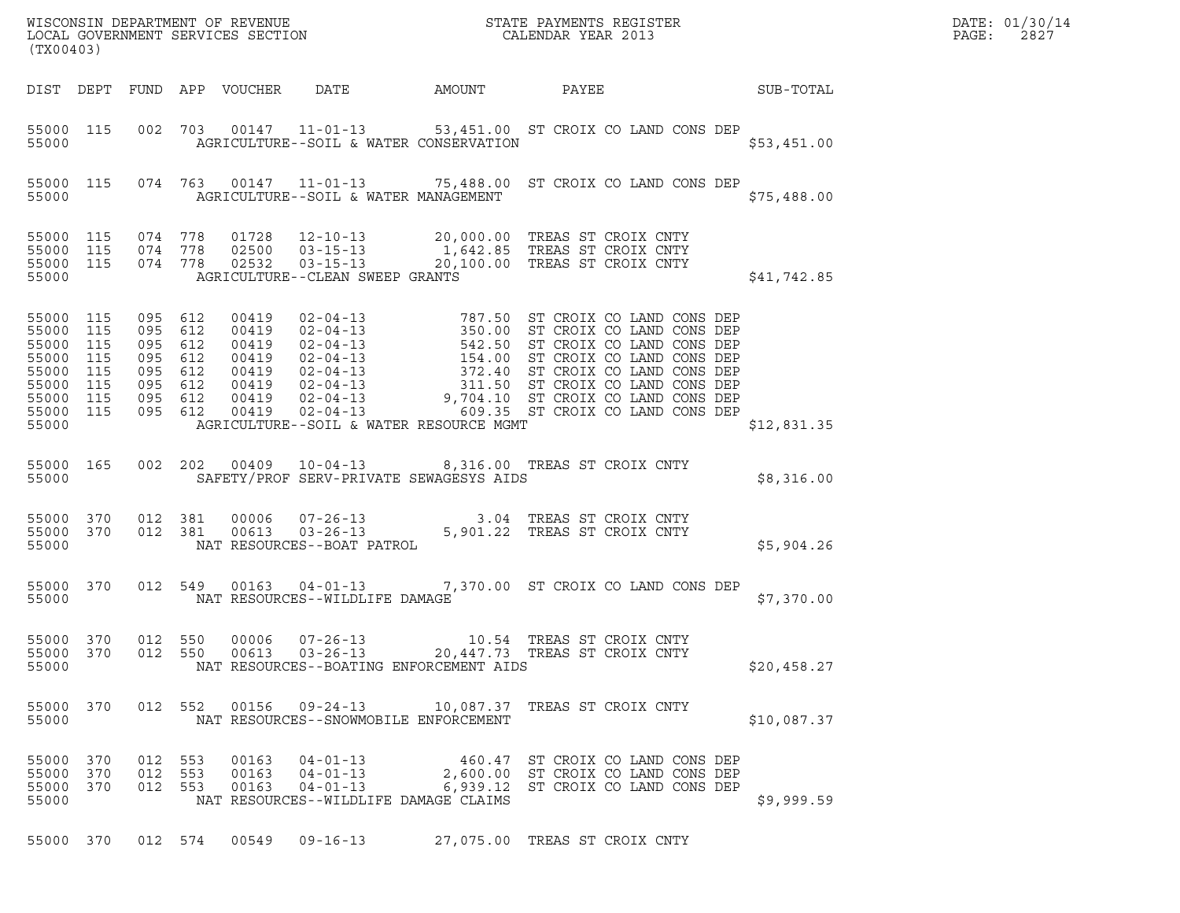WISCONSIN DEPARTMENT OF REVENUE
LOCAL GOVERNMENT SERVICES SECTION
(TX00403)

STATE PAYMENTS REGISTER
CALENDAR YEAR 2013

DATE: 01/30/14
PAGE: 2827

| DIST | DEPT | FUND | APP | VOUCHER | DATE | AMOUNT | PAYEE | SUB-TOTAL |
|---|---|---|---|---|---|---|---|---|
| 55000 | 115 | 002 | 703 | 00147 | 11-01-13 | 53,451.00 | ST CROIX CO LAND CONS DEP | |
| 55000 | | | | | AGRICULTURE--SOIL & WATER CONSERVATION | | | $53,451.00 |
| 55000 | 115 | 074 | 763 | 00147 | 11-01-13 | 75,488.00 | ST CROIX CO LAND CONS DEP | |
| 55000 | | | | | AGRICULTURE--SOIL & WATER MANAGEMENT | | | $75,488.00 |
| 55000 | 115 | 074 | 778 | 01728 | 12-10-13 | 20,000.00 | TREAS ST CROIX CNTY | |
| 55000 | 115 | 074 | 778 | 02500 | 03-15-13 | 1,642.85 | TREAS ST CROIX CNTY | |
| 55000 | 115 | 074 | 778 | 02532 | 03-15-13 | 20,100.00 | TREAS ST CROIX CNTY | |
| 55000 | | | | | AGRICULTURE--CLEAN SWEEP GRANTS | | | $41,742.85 |
| 55000 | 115 | 095 | 612 | 00419 | 02-04-13 | 787.50 | ST CROIX CO LAND CONS DEP | |
| 55000 | 115 | 095 | 612 | 00419 | 02-04-13 | 350.00 | ST CROIX CO LAND CONS DEP | |
| 55000 | 115 | 095 | 612 | 00419 | 02-04-13 | 542.50 | ST CROIX CO LAND CONS DEP | |
| 55000 | 115 | 095 | 612 | 00419 | 02-04-13 | 154.00 | ST CROIX CO LAND CONS DEP | |
| 55000 | 115 | 095 | 612 | 00419 | 02-04-13 | 372.40 | ST CROIX CO LAND CONS DEP | |
| 55000 | 115 | 095 | 612 | 00419 | 02-04-13 | 311.50 | ST CROIX CO LAND CONS DEP | |
| 55000 | 115 | 095 | 612 | 00419 | 02-04-13 | 9,704.10 | ST CROIX CO LAND CONS DEP | |
| 55000 | 115 | 095 | 612 | 00419 | 02-04-13 | 609.35 | ST CROIX CO LAND CONS DEP | |
| 55000 | | | | | AGRICULTURE--SOIL & WATER RESOURCE MGMT | | | $12,831.35 |
| 55000 | 165 | 002 | 202 | 00409 | 10-04-13 | 8,316.00 | TREAS ST CROIX CNTY | |
| 55000 | | | | | SAFETY/PROF SERV-PRIVATE SEWAGESYS AIDS | | | $8,316.00 |
| 55000 | 370 | 012 | 381 | 00006 | 07-26-13 | 3.04 | TREAS ST CROIX CNTY | |
| 55000 | 370 | 012 | 381 | 00613 | 03-26-13 | 5,901.22 | TREAS ST CROIX CNTY | |
| 55000 | | | | | NAT RESOURCES--BOAT PATROL | | | $5,904.26 |
| 55000 | 370 | 012 | 549 | 00163 | 04-01-13 | 7,370.00 | ST CROIX CO LAND CONS DEP | |
| 55000 | | | | | NAT RESOURCES--WILDLIFE DAMAGE | | | $7,370.00 |
| 55000 | 370 | 012 | 550 | 00006 | 07-26-13 | 10.54 | TREAS ST CROIX CNTY | |
| 55000 | 370 | 012 | 550 | 00613 | 03-26-13 | 20,447.73 | TREAS ST CROIX CNTY | |
| 55000 | | | | | NAT RESOURCES--BOATING ENFORCEMENT AIDS | | | $20,458.27 |
| 55000 | 370 | 012 | 552 | 00156 | 09-24-13 | 10,087.37 | TREAS ST CROIX CNTY | |
| 55000 | | | | | NAT RESOURCES--SNOWMOBILE ENFORCEMENT | | | $10,087.37 |
| 55000 | 370 | 012 | 553 | 00163 | 04-01-13 | 460.47 | ST CROIX CO LAND CONS DEP | |
| 55000 | 370 | 012 | 553 | 00163 | 04-01-13 | 2,600.00 | ST CROIX CO LAND CONS DEP | |
| 55000 | 370 | 012 | 553 | 00163 | 04-01-13 | 6,939.12 | ST CROIX CO LAND CONS DEP | |
| 55000 | | | | | NAT RESOURCES--WILDLIFE DAMAGE CLAIMS | | | $9,999.59 |
| 55000 | 370 | 012 | 574 | 00549 | 09-16-13 | 27,075.00 | TREAS ST CROIX CNTY | |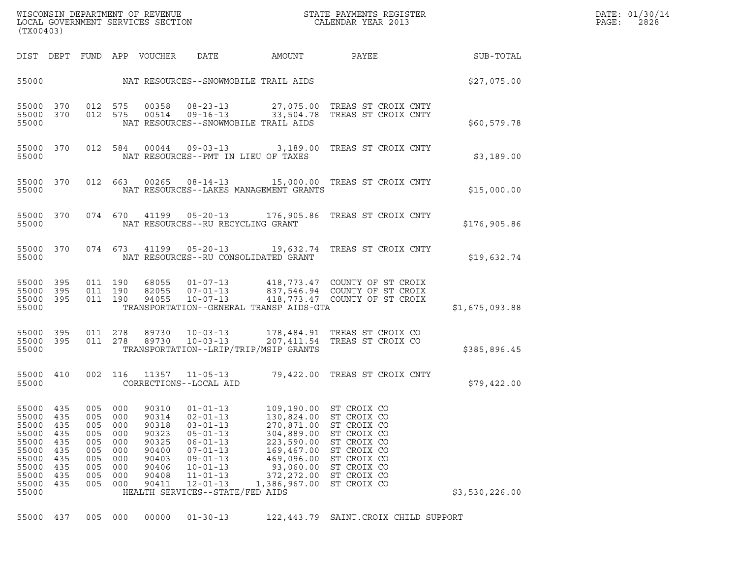| DIST | DEPT | FUND | APP | VOUCHER | DATE | AMOUNT | PAYEE | SUB-TOTAL |
|---|---|---|---|---|---|---|---|---|
| 55000 | | | | NAT RESOURCES--SNOWMOBILE TRAIL AIDS | | | | $27,075.00 |
| 55000 | 370 | 012 | 575 | 00358 | 08-23-13 | 27,075.00 | TREAS ST CROIX CNTY | |
| 55000 | 370 | 012 | 575 | 00514 | 09-16-13 | 33,504.78 | TREAS ST CROIX CNTY | |
| 55000 | | | | NAT RESOURCES--SNOWMOBILE TRAIL AIDS | | | | $60,579.78 |
| 55000 | 370 | 012 | 584 | 00044 | 09-03-13 | 3,189.00 | TREAS ST CROIX CNTY | |
| 55000 | | | | NAT RESOURCES--PMT IN LIEU OF TAXES | | | | $3,189.00 |
| 55000 | 370 | 012 | 663 | 00265 | 08-14-13 | 15,000.00 | TREAS ST CROIX CNTY | |
| 55000 | | | | NAT RESOURCES--LAKES MANAGEMENT GRANTS | | | | $15,000.00 |
| 55000 | 370 | 074 | 670 | 41199 | 05-20-13 | 176,905.86 | TREAS ST CROIX CNTY | |
| 55000 | | | | NAT RESOURCES--RU RECYCLING GRANT | | | | $176,905.86 |
| 55000 | 370 | 074 | 673 | 41199 | 05-20-13 | 19,632.74 | TREAS ST CROIX CNTY | |
| 55000 | | | | NAT RESOURCES--RU CONSOLIDATED GRANT | | | | $19,632.74 |
| 55000 | 395 | 011 | 190 | 68055 | 01-07-13 | 418,773.47 | COUNTY OF ST CROIX | |
| 55000 | 395 | 011 | 190 | 82055 | 07-01-13 | 837,546.94 | COUNTY OF ST CROIX | |
| 55000 | 395 | 011 | 190 | 94055 | 10-07-13 | 418,773.47 | COUNTY OF ST CROIX | |
| 55000 | | | | TRANSPORTATION--GENERAL TRANSP AIDS-GTA | | | | $1,675,093.88 |
| 55000 | 395 | 011 | 278 | 89730 | 10-03-13 | 178,484.91 | TREAS ST CROIX CO | |
| 55000 | 395 | 011 | 278 | 89730 | 10-03-13 | 207,411.54 | TREAS ST CROIX CO | |
| 55000 | | | | TRANSPORTATION--LRIP/TRIP/MSIP GRANTS | | | | $385,896.45 |
| 55000 | 410 | 002 | 116 | 11357 | 11-05-13 | 79,422.00 | TREAS ST CROIX CNTY | |
| 55000 | | | | CORRECTIONS--LOCAL AID | | | | $79,422.00 |
| 55000 | 435 | 005 | 000 | 90310 | 01-01-13 | 109,190.00 | ST CROIX CO | |
| 55000 | 435 | 005 | 000 | 90314 | 02-01-13 | 130,824.00 | ST CROIX CO | |
| 55000 | 435 | 005 | 000 | 90318 | 03-01-13 | 270,871.00 | ST CROIX CO | |
| 55000 | 435 | 005 | 000 | 90323 | 05-01-13 | 304,889.00 | ST CROIX CO | |
| 55000 | 435 | 005 | 000 | 90325 | 06-01-13 | 223,590.00 | ST CROIX CO | |
| 55000 | 435 | 005 | 000 | 90400 | 07-01-13 | 169,467.00 | ST CROIX CO | |
| 55000 | 435 | 005 | 000 | 90403 | 09-01-13 | 469,096.00 | ST CROIX CO | |
| 55000 | 435 | 005 | 000 | 90406 | 10-01-13 | 93,060.00 | ST CROIX CO | |
| 55000 | 435 | 005 | 000 | 90408 | 11-01-13 | 372,272.00 | ST CROIX CO | |
| 55000 | 435 | 005 | 000 | 90411 | 12-01-13 | 1,386,967.00 | ST CROIX CO | |
| 55000 | | | | HEALTH SERVICES--STATE/FED AIDS | | | | $3,530,226.00 |
| 55000 | 437 | 005 | 000 | 00000 | 01-30-13 | 122,443.79 | SAINT.CROIX CHILD SUPPORT | |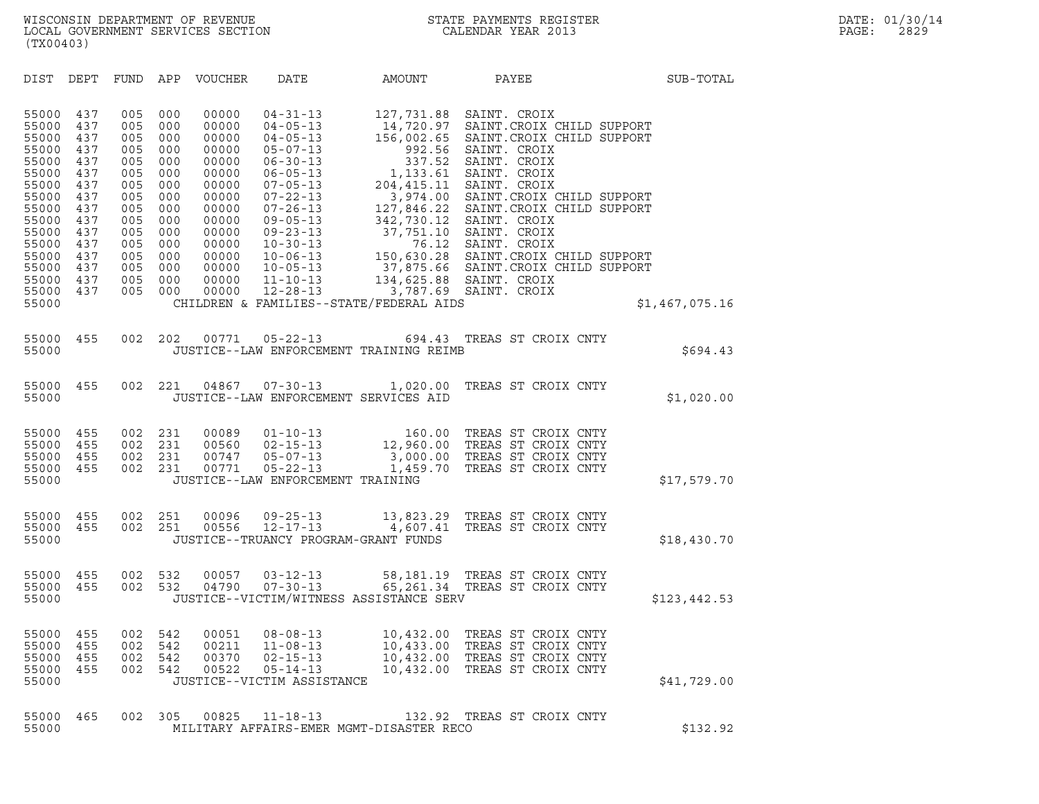WISCONSIN DEPARTMENT OF REVENUE
LOCAL GOVERNMENT SERVICES SECTION
(TX00403)

STATE PAYMENTS REGISTER
CALENDAR YEAR 2013

DATE: 01/30/14
PAGE: 2829

| DIST | DEPT | FUND | APP | VOUCHER | DATE | AMOUNT | PAYEE | SUB-TOTAL |
|---|---|---|---|---|---|---|---|---|
| 55000 | 437 | 005 | 000 | 00000 | 04-31-13 | 127,731.88 | SAINT. CROIX | |
| 55000 | 437 | 005 | 000 | 00000 | 04-05-13 | 14,720.97 | SAINT.CROIX CHILD SUPPORT | |
| 55000 | 437 | 005 | 000 | 00000 | 04-05-13 | 156,002.65 | SAINT.CROIX CHILD SUPPORT | |
| 55000 | 437 | 005 | 000 | 00000 | 05-07-13 | 992.56 | SAINT. CROIX | |
| 55000 | 437 | 005 | 000 | 00000 | 06-30-13 | 337.52 | SAINT. CROIX | |
| 55000 | 437 | 005 | 000 | 00000 | 06-05-13 | 1,133.61 | SAINT. CROIX | |
| 55000 | 437 | 005 | 000 | 00000 | 07-05-13 | 204,415.11 | SAINT. CROIX | |
| 55000 | 437 | 005 | 000 | 00000 | 07-22-13 | 3,974.00 | SAINT.CROIX CHILD SUPPORT | |
| 55000 | 437 | 005 | 000 | 00000 | 07-26-13 | 127,846.22 | SAINT.CROIX CHILD SUPPORT | |
| 55000 | 437 | 005 | 000 | 00000 | 09-05-13 | 342,730.12 | SAINT. CROIX | |
| 55000 | 437 | 005 | 000 | 00000 | 09-23-13 | 37,751.10 | SAINT. CROIX | |
| 55000 | 437 | 005 | 000 | 00000 | 10-30-13 | 76.12 | SAINT. CROIX | |
| 55000 | 437 | 005 | 000 | 00000 | 10-06-13 | 150,630.28 | SAINT.CROIX CHILD SUPPORT | |
| 55000 | 437 | 005 | 000 | 00000 | 10-05-13 | 37,875.66 | SAINT.CROIX CHILD SUPPORT | |
| 55000 | 437 | 005 | 000 | 00000 | 11-10-13 | 134,625.88 | SAINT. CROIX | |
| 55000 | 437 | 005 | 000 | 00000 | 12-28-13 | 3,787.69 | SAINT. CROIX | |
| 55000 | | | | | CHILDREN & FAMILIES--STATE/FEDERAL AIDS | | | $1,467,075.16 |
| 55000 | 455 | 002 | 202 | 00771 | 05-22-13 | 694.43 | TREAS ST CROIX CNTY | |
| 55000 | | | | | JUSTICE--LAW ENFORCEMENT TRAINING REIMB | | | $694.43 |
| 55000 | 455 | 002 | 221 | 04867 | 07-30-13 | 1,020.00 | TREAS ST CROIX CNTY | |
| 55000 | | | | | JUSTICE--LAW ENFORCEMENT SERVICES AID | | | $1,020.00 |
| 55000 | 455 | 002 | 231 | 00089 | 01-10-13 | 160.00 | TREAS ST CROIX CNTY | |
| 55000 | 455 | 002 | 231 | 00560 | 02-15-13 | 12,960.00 | TREAS ST CROIX CNTY | |
| 55000 | 455 | 002 | 231 | 00747 | 05-07-13 | 3,000.00 | TREAS ST CROIX CNTY | |
| 55000 | 455 | 002 | 231 | 00771 | 05-22-13 | 1,459.70 | TREAS ST CROIX CNTY | |
| 55000 | | | | | JUSTICE--LAW ENFORCEMENT TRAINING | | | $17,579.70 |
| 55000 | 455 | 002 | 251 | 00096 | 09-25-13 | 13,823.29 | TREAS ST CROIX CNTY | |
| 55000 | 455 | 002 | 251 | 00556 | 12-17-13 | 4,607.41 | TREAS ST CROIX CNTY | |
| 55000 | | | | | JUSTICE--TRUANCY PROGRAM-GRANT FUNDS | | | $18,430.70 |
| 55000 | 455 | 002 | 532 | 00057 | 03-12-13 | 58,181.19 | TREAS ST CROIX CNTY | |
| 55000 | 455 | 002 | 532 | 04790 | 07-30-13 | 65,261.34 | TREAS ST CROIX CNTY | |
| 55000 | | | | | JUSTICE--VICTIM/WITNESS ASSISTANCE SERV | | | $123,442.53 |
| 55000 | 455 | 002 | 542 | 00051 | 08-08-13 | 10,432.00 | TREAS ST CROIX CNTY | |
| 55000 | 455 | 002 | 542 | 00211 | 11-08-13 | 10,433.00 | TREAS ST CROIX CNTY | |
| 55000 | 455 | 002 | 542 | 00370 | 02-15-13 | 10,432.00 | TREAS ST CROIX CNTY | |
| 55000 | 455 | 002 | 542 | 00522 | 05-14-13 | 10,432.00 | TREAS ST CROIX CNTY | |
| 55000 | | | | | JUSTICE--VICTIM ASSISTANCE | | | $41,729.00 |
| 55000 | 465 | 002 | 305 | 00825 | 11-18-13 | 132.92 | TREAS ST CROIX CNTY | |
| 55000 | | | | | MILITARY AFFAIRS-EMER MGMT-DISASTER RECO | | | $132.92 |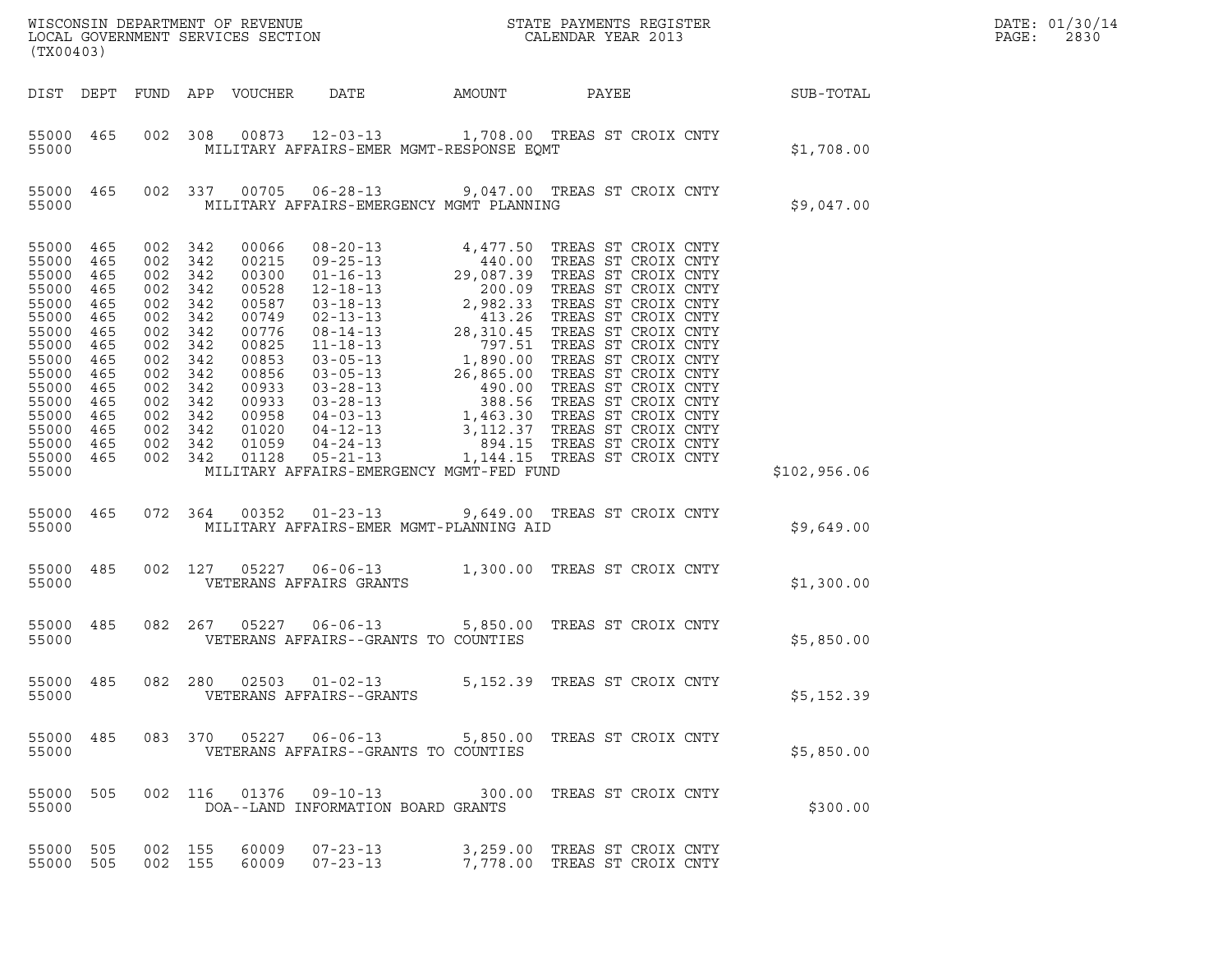WISCONSIN DEPARTMENT OF REVENUE
LOCAL GOVERNMENT SERVICES SECTION
(TX00403)

STATE PAYMENTS REGISTER
CALENDAR YEAR 2013

DATE: 01/30/14
PAGE: 2830

| DIST | DEPT | FUND | APP | VOUCHER | DATE | AMOUNT | PAYEE | SUB-TOTAL |
|---|---|---|---|---|---|---|---|---|
| 55000 | 465 | 002 | 308 | 00873 | 12-03-13 | 1,708.00 | TREAS ST CROIX CNTY | |
| 55000 | | | | | MILITARY AFFAIRS-EMER MGMT-RESPONSE EQMT | | | $1,708.00 |
| 55000 | 465 | 002 | 337 | 00705 | 06-28-13 | 9,047.00 | TREAS ST CROIX CNTY | |
| 55000 | | | | | MILITARY AFFAIRS-EMERGENCY MGMT PLANNING | | | $9,047.00 |
| 55000 | 465 | 002 | 342 | 00066 | 08-20-13 | 4,477.50 | TREAS ST CROIX CNTY | |
| 55000 | 465 | 002 | 342 | 00215 | 09-25-13 | 440.00 | TREAS ST CROIX CNTY | |
| 55000 | 465 | 002 | 342 | 00300 | 01-16-13 | 29,087.39 | TREAS ST CROIX CNTY | |
| 55000 | 465 | 002 | 342 | 00528 | 12-18-13 | 200.09 | TREAS ST CROIX CNTY | |
| 55000 | 465 | 002 | 342 | 00587 | 03-18-13 | 2,982.33 | TREAS ST CROIX CNTY | |
| 55000 | 465 | 002 | 342 | 00749 | 02-13-13 | 413.26 | TREAS ST CROIX CNTY | |
| 55000 | 465 | 002 | 342 | 00776 | 08-14-13 | 28,310.45 | TREAS ST CROIX CNTY | |
| 55000 | 465 | 002 | 342 | 00825 | 11-18-13 | 797.51 | TREAS ST CROIX CNTY | |
| 55000 | 465 | 002 | 342 | 00853 | 03-05-13 | 1,890.00 | TREAS ST CROIX CNTY | |
| 55000 | 465 | 002 | 342 | 00856 | 03-05-13 | 26,865.00 | TREAS ST CROIX CNTY | |
| 55000 | 465 | 002 | 342 | 00933 | 03-28-13 | 490.00 | TREAS ST CROIX CNTY | |
| 55000 | 465 | 002 | 342 | 00933 | 03-28-13 | 388.56 | TREAS ST CROIX CNTY | |
| 55000 | 465 | 002 | 342 | 00958 | 04-03-13 | 1,463.30 | TREAS ST CROIX CNTY | |
| 55000 | 465 | 002 | 342 | 01020 | 04-12-13 | 3,112.37 | TREAS ST CROIX CNTY | |
| 55000 | 465 | 002 | 342 | 01059 | 04-24-13 | 894.15 | TREAS ST CROIX CNTY | |
| 55000 | 465 | 002 | 342 | 01128 | 05-21-13 | 1,144.15 | TREAS ST CROIX CNTY | |
| 55000 | | | | | MILITARY AFFAIRS-EMERGENCY MGMT-FED FUND | | | $102,956.06 |
| 55000 | 465 | 072 | 364 | 00352 | 01-23-13 | 9,649.00 | TREAS ST CROIX CNTY | |
| 55000 | | | | | MILITARY AFFAIRS-EMER MGMT-PLANNING AID | | | $9,649.00 |
| 55000 | 485 | 002 | 127 | 05227 | 06-06-13 | 1,300.00 | TREAS ST CROIX CNTY | |
| 55000 | | | | | VETERANS AFFAIRS GRANTS | | | $1,300.00 |
| 55000 | 485 | 082 | 267 | 05227 | 06-06-13 | 5,850.00 | TREAS ST CROIX CNTY | |
| 55000 | | | | | VETERANS AFFAIRS--GRANTS TO COUNTIES | | | $5,850.00 |
| 55000 | 485 | 082 | 280 | 02503 | 01-02-13 | 5,152.39 | TREAS ST CROIX CNTY | |
| 55000 | | | | | VETERANS AFFAIRS--GRANTS | | | $5,152.39 |
| 55000 | 485 | 083 | 370 | 05227 | 06-06-13 | 5,850.00 | TREAS ST CROIX CNTY | |
| 55000 | | | | | VETERANS AFFAIRS--GRANTS TO COUNTIES | | | $5,850.00 |
| 55000 | 505 | 002 | 116 | 01376 | 09-10-13 | 300.00 | TREAS ST CROIX CNTY | |
| 55000 | | | | | DOA--LAND INFORMATION BOARD GRANTS | | | $300.00 |
| 55000 | 505 | 002 | 155 | 60009 | 07-23-13 | 3,259.00 | TREAS ST CROIX CNTY | |
| 55000 | 505 | 002 | 155 | 60009 | 07-23-13 | 7,778.00 | TREAS ST CROIX CNTY | |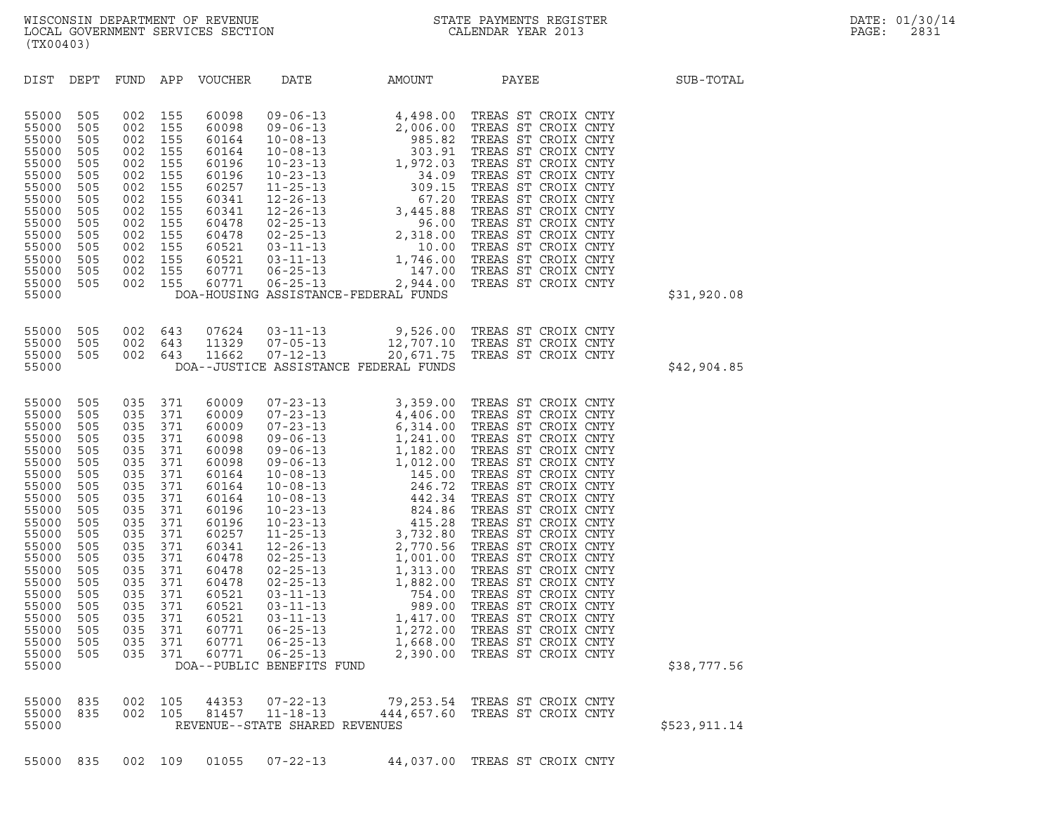| DIST | DEPT | FUND | APP | VOUCHER | DATE | AMOUNT | PAYEE | SUB-TOTAL |
|---|---|---|---|---|---|---|---|---|
| 55000 | 505 | 002 | 155 | 60098 | 09-06-13 | 4,498.00 | TREAS ST CROIX CNTY | |
| 55000 | 505 | 002 | 155 | 60098 | 09-06-13 | 2,006.00 | TREAS ST CROIX CNTY | |
| 55000 | 505 | 002 | 155 | 60164 | 10-08-13 | 985.82 | TREAS ST CROIX CNTY | |
| 55000 | 505 | 002 | 155 | 60164 | 10-08-13 | 303.91 | TREAS ST CROIX CNTY | |
| 55000 | 505 | 002 | 155 | 60196 | 10-23-13 | 1,972.03 | TREAS ST CROIX CNTY | |
| 55000 | 505 | 002 | 155 | 60196 | 10-23-13 | 34.09 | TREAS ST CROIX CNTY | |
| 55000 | 505 | 002 | 155 | 60257 | 11-25-13 | 309.15 | TREAS ST CROIX CNTY | |
| 55000 | 505 | 002 | 155 | 60341 | 12-26-13 | 67.20 | TREAS ST CROIX CNTY | |
| 55000 | 505 | 002 | 155 | 60341 | 12-26-13 | 3,445.88 | TREAS ST CROIX CNTY | |
| 55000 | 505 | 002 | 155 | 60478 | 02-25-13 | 96.00 | TREAS ST CROIX CNTY | |
| 55000 | 505 | 002 | 155 | 60478 | 02-25-13 | 2,318.00 | TREAS ST CROIX CNTY | |
| 55000 | 505 | 002 | 155 | 60521 | 03-11-13 | 10.00 | TREAS ST CROIX CNTY | |
| 55000 | 505 | 002 | 155 | 60521 | 03-11-13 | 1,746.00 | TREAS ST CROIX CNTY | |
| 55000 | 505 | 002 | 155 | 60771 | 06-25-13 | 147.00 | TREAS ST CROIX CNTY | |
| 55000 | 505 | 002 | 155 | 60771 | 06-25-13 | 2,944.00 | TREAS ST CROIX CNTY | |
| 55000 | | | | | DOA-HOUSING ASSISTANCE-FEDERAL FUNDS | | | $31,920.08 |
| 55000 | 505 | 002 | 643 | 07624 | 03-11-13 | 9,526.00 | TREAS ST CROIX CNTY | |
| 55000 | 505 | 002 | 643 | 11329 | 07-05-13 | 12,707.10 | TREAS ST CROIX CNTY | |
| 55000 | 505 | 002 | 643 | 11662 | 07-12-13 | 20,671.75 | TREAS ST CROIX CNTY | |
| 55000 | | | | | DOA--JUSTICE ASSISTANCE FEDERAL FUNDS | | | $42,904.85 |
| 55000 | 505 | 035 | 371 | 60009 | 07-23-13 | 3,359.00 | TREAS ST CROIX CNTY | |
| 55000 | 505 | 035 | 371 | 60009 | 07-23-13 | 4,406.00 | TREAS ST CROIX CNTY | |
| 55000 | 505 | 035 | 371 | 60009 | 07-23-13 | 6,314.00 | TREAS ST CROIX CNTY | |
| 55000 | 505 | 035 | 371 | 60098 | 09-06-13 | 1,241.00 | TREAS ST CROIX CNTY | |
| 55000 | 505 | 035 | 371 | 60098 | 09-06-13 | 1,182.00 | TREAS ST CROIX CNTY | |
| 55000 | 505 | 035 | 371 | 60098 | 09-06-13 | 1,012.00 | TREAS ST CROIX CNTY | |
| 55000 | 505 | 035 | 371 | 60164 | 10-08-13 | 145.00 | TREAS ST CROIX CNTY | |
| 55000 | 505 | 035 | 371 | 60164 | 10-08-13 | 246.72 | TREAS ST CROIX CNTY | |
| 55000 | 505 | 035 | 371 | 60164 | 10-08-13 | 442.34 | TREAS ST CROIX CNTY | |
| 55000 | 505 | 035 | 371 | 60196 | 10-23-13 | 824.86 | TREAS ST CROIX CNTY | |
| 55000 | 505 | 035 | 371 | 60196 | 10-23-13 | 415.28 | TREAS ST CROIX CNTY | |
| 55000 | 505 | 035 | 371 | 60257 | 11-25-13 | 3,732.80 | TREAS ST CROIX CNTY | |
| 55000 | 505 | 035 | 371 | 60341 | 12-26-13 | 2,770.56 | TREAS ST CROIX CNTY | |
| 55000 | 505 | 035 | 371 | 60478 | 02-25-13 | 1,001.00 | TREAS ST CROIX CNTY | |
| 55000 | 505 | 035 | 371 | 60478 | 02-25-13 | 1,313.00 | TREAS ST CROIX CNTY | |
| 55000 | 505 | 035 | 371 | 60478 | 02-25-13 | 1,882.00 | TREAS ST CROIX CNTY | |
| 55000 | 505 | 035 | 371 | 60521 | 03-11-13 | 754.00 | TREAS ST CROIX CNTY | |
| 55000 | 505 | 035 | 371 | 60521 | 03-11-13 | 989.00 | TREAS ST CROIX CNTY | |
| 55000 | 505 | 035 | 371 | 60521 | 03-11-13 | 1,417.00 | TREAS ST CROIX CNTY | |
| 55000 | 505 | 035 | 371 | 60771 | 06-25-13 | 1,272.00 | TREAS ST CROIX CNTY | |
| 55000 | 505 | 035 | 371 | 60771 | 06-25-13 | 1,668.00 | TREAS ST CROIX CNTY | |
| 55000 | 505 | 035 | 371 | 60771 | 06-25-13 | 2,390.00 | TREAS ST CROIX CNTY | |
| 55000 | | | | | DOA--PUBLIC BENEFITS FUND | | | $38,777.56 |
| 55000 | 835 | 002 | 105 | 44353 | 07-22-13 | 79,253.54 | TREAS ST CROIX CNTY | |
| 55000 | 835 | 002 | 105 | 81457 | 11-18-13 | 444,657.60 | TREAS ST CROIX CNTY | |
| 55000 | | | | | REVENUE--STATE SHARED REVENUES | | | $523,911.14 |
| 55000 | 835 | 002 | 109 | 01055 | 07-22-13 | 44,037.00 | TREAS ST CROIX CNTY | |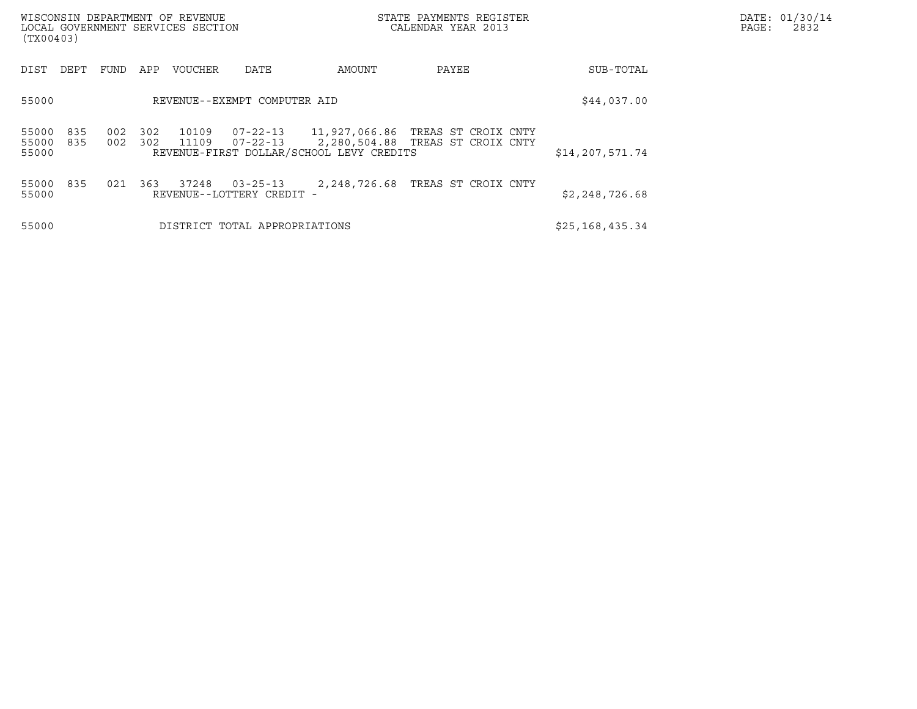| DIST | DEPT | FUND | APP | VOUCHER | DATE | AMOUNT | PAYEE | SUB-TOTAL |
|---|---|---|---|---|---|---|---|---|
| 55000 | | | | REVENUE--EXEMPT COMPUTER AID | | | | $44,037.00 |
| 55000 | 835 | 002 | 302 | 10109 | 07-22-13 | 11,927,066.86 | TREAS ST CROIX CNTY | |
| 55000 | 835 | 002 | 302 | 11109 | 07-22-13 | 2,280,504.88 | TREAS ST CROIX CNTY | |
| 55000 | | | | REVENUE-FIRST DOLLAR/SCHOOL LEVY CREDITS | | | | $14,207,571.74 |
| 55000 | 835 | 021 | 363 | 37248 | 03-25-13 | 2,248,726.68 | TREAS ST CROIX CNTY | |
| 55000 | | | | REVENUE--LOTTERY CREDIT - | | | | $2,248,726.68 |
| 55000 | | | | DISTRICT TOTAL APPROPRIATIONS | | | | $25,168,435.34 |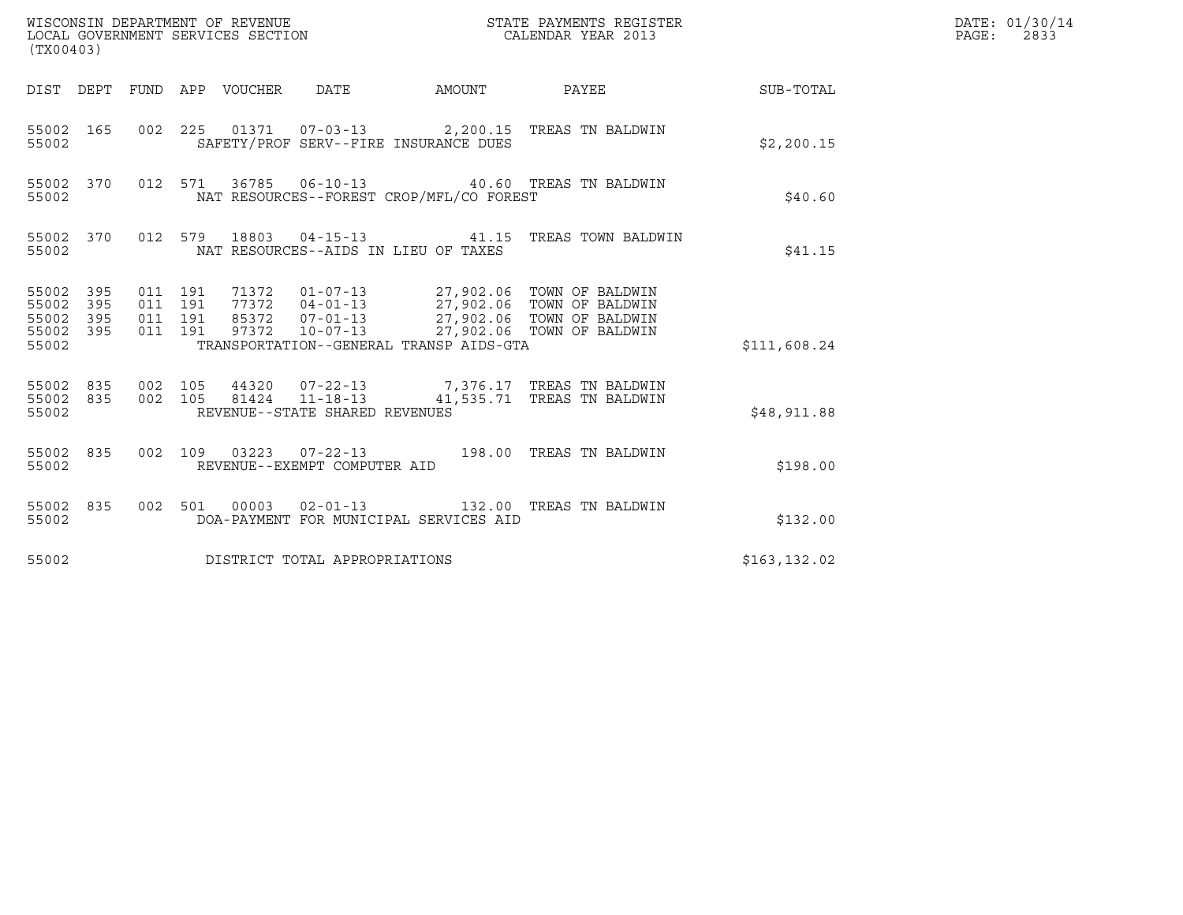WISCONSIN DEPARTMENT OF REVENUE
LOCAL GOVERNMENT SERVICES SECTION
(TX00403)

STATE PAYMENTS REGISTER
CALENDAR YEAR 2013

DATE: 01/30/14
PAGE: 2833

| DIST | DEPT | FUND | APP | VOUCHER | DATE | AMOUNT | PAYEE | SUB-TOTAL |
|---|---|---|---|---|---|---|---|---|
| 55002 | 165 | 002 | 225 | 01371 | 07-03-13 | 2,200.15 | TREAS TN BALDWIN | |
| 55002 | | | | SAFETY/PROF SERV--FIRE INSURANCE DUES | | | | $2,200.15 |
| 55002 | 370 | 012 | 571 | 36785 | 06-10-13 | 40.60 | TREAS TN BALDWIN | |
| 55002 | | | | NAT RESOURCES--FOREST CROP/MFL/CO FOREST | | | | $40.60 |
| 55002 | 370 | 012 | 579 | 18803 | 04-15-13 | 41.15 | TREAS TOWN BALDWIN | |
| 55002 | | | | NAT RESOURCES--AIDS IN LIEU OF TAXES | | | | $41.15 |
| 55002 | 395 | 011 | 191 | 71372 | 01-07-13 | 27,902.06 | TOWN OF BALDWIN | |
| 55002 | 395 | 011 | 191 | 77372 | 04-01-13 | 27,902.06 | TOWN OF BALDWIN | |
| 55002 | 395 | 011 | 191 | 85372 | 07-01-13 | 27,902.06 | TOWN OF BALDWIN | |
| 55002 | 395 | 011 | 191 | 97372 | 10-07-13 | 27,902.06 | TOWN OF BALDWIN | |
| 55002 | | | | TRANSPORTATION--GENERAL TRANSP AIDS-GTA | | | | $111,608.24 |
| 55002 | 835 | 002 | 105 | 44320 | 07-22-13 | 7,376.17 | TREAS TN BALDWIN | |
| 55002 | 835 | 002 | 105 | 81424 | 11-18-13 | 41,535.71 | TREAS TN BALDWIN | |
| 55002 | | | | REVENUE--STATE SHARED REVENUES | | | | $48,911.88 |
| 55002 | 835 | 002 | 109 | 03223 | 07-22-13 | 198.00 | TREAS TN BALDWIN | |
| 55002 | | | | REVENUE--EXEMPT COMPUTER AID | | | | $198.00 |
| 55002 | 835 | 002 | 501 | 00003 | 02-01-13 | 132.00 | TREAS TN BALDWIN | |
| 55002 | | | | DOA-PAYMENT FOR MUNICIPAL SERVICES AID | | | | $132.00 |
| 55002 | | | | DISTRICT TOTAL APPROPRIATIONS | | | | $163,132.02 |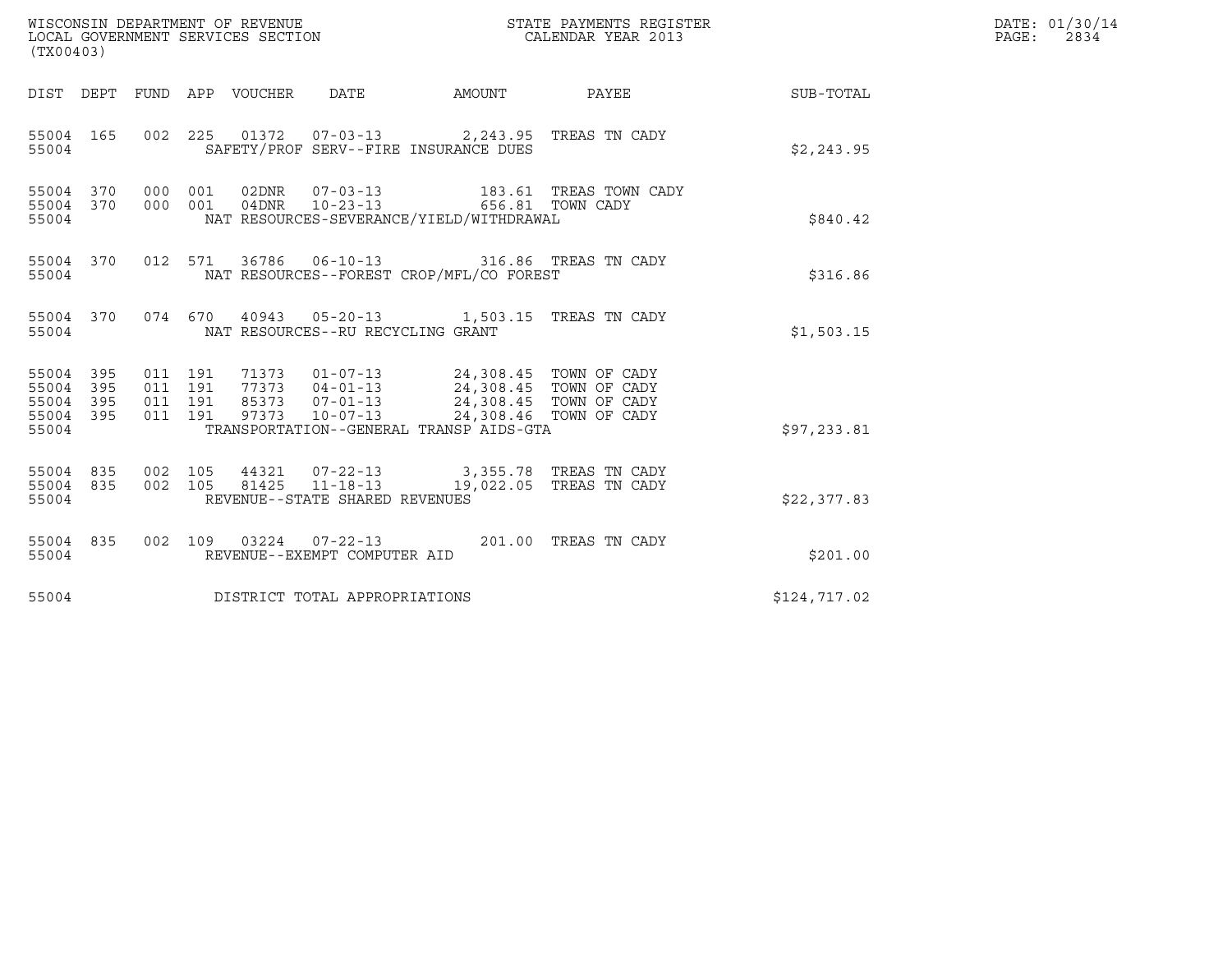WISCONSIN DEPARTMENT OF REVENUE
LOCAL GOVERNMENT SERVICES SECTION
(TX00403)

STATE PAYMENTS REGISTER
CALENDAR YEAR 2013

DATE: 01/30/14
PAGE: 2834

| DIST | DEPT | FUND | APP | VOUCHER | DATE | AMOUNT | PAYEE | SUB-TOTAL |
|---|---|---|---|---|---|---|---|---|
| 55004 | 165 | 002 | 225 | 01372 | 07-03-13 | 2,243.95 | TREAS TN CADY | |
| 55004 | | | | SAFETY/PROF SERV--FIRE INSURANCE DUES | | | | $2,243.95 |
| 55004 | 370 | 000 | 001 | 02DNR | 07-03-13 | 183.61 | TREAS TOWN CADY | |
| 55004 | 370 | 000 | 001 | 04DNR | 10-23-13 | 656.81 | TOWN CADY | |
| 55004 | | | | NAT RESOURCES-SEVERANCE/YIELD/WITHDRAWAL | | | | $840.42 |
| 55004 | 370 | 012 | 571 | 36786 | 06-10-13 | 316.86 | TREAS TN CADY | |
| 55004 | | | | NAT RESOURCES--FOREST CROP/MFL/CO FOREST | | | | $316.86 |
| 55004 | 370 | 074 | 670 | 40943 | 05-20-13 | 1,503.15 | TREAS TN CADY | |
| 55004 | | | | NAT RESOURCES--RU RECYCLING GRANT | | | | $1,503.15 |
| 55004 | 395 | 011 | 191 | 71373 | 01-07-13 | 24,308.45 | TOWN OF CADY | |
| 55004 | 395 | 011 | 191 | 77373 | 04-01-13 | 24,308.45 | TOWN OF CADY | |
| 55004 | 395 | 011 | 191 | 85373 | 07-01-13 | 24,308.45 | TOWN OF CADY | |
| 55004 | 395 | 011 | 191 | 97373 | 10-07-13 | 24,308.46 | TOWN OF CADY | |
| 55004 | | | | TRANSPORTATION--GENERAL TRANSP AIDS-GTA | | | | $97,233.81 |
| 55004 | 835 | 002 | 105 | 44321 | 07-22-13 | 3,355.78 | TREAS TN CADY | |
| 55004 | 835 | 002 | 105 | 81425 | 11-18-13 | 19,022.05 | TREAS TN CADY | |
| 55004 | | | | REVENUE--STATE SHARED REVENUES | | | | $22,377.83 |
| 55004 | 835 | 002 | 109 | 03224 | 07-22-13 | 201.00 | TREAS TN CADY | |
| 55004 | | | | REVENUE--EXEMPT COMPUTER AID | | | | $201.00 |
| 55004 | | | | DISTRICT TOTAL APPROPRIATIONS | | | | $124,717.02 |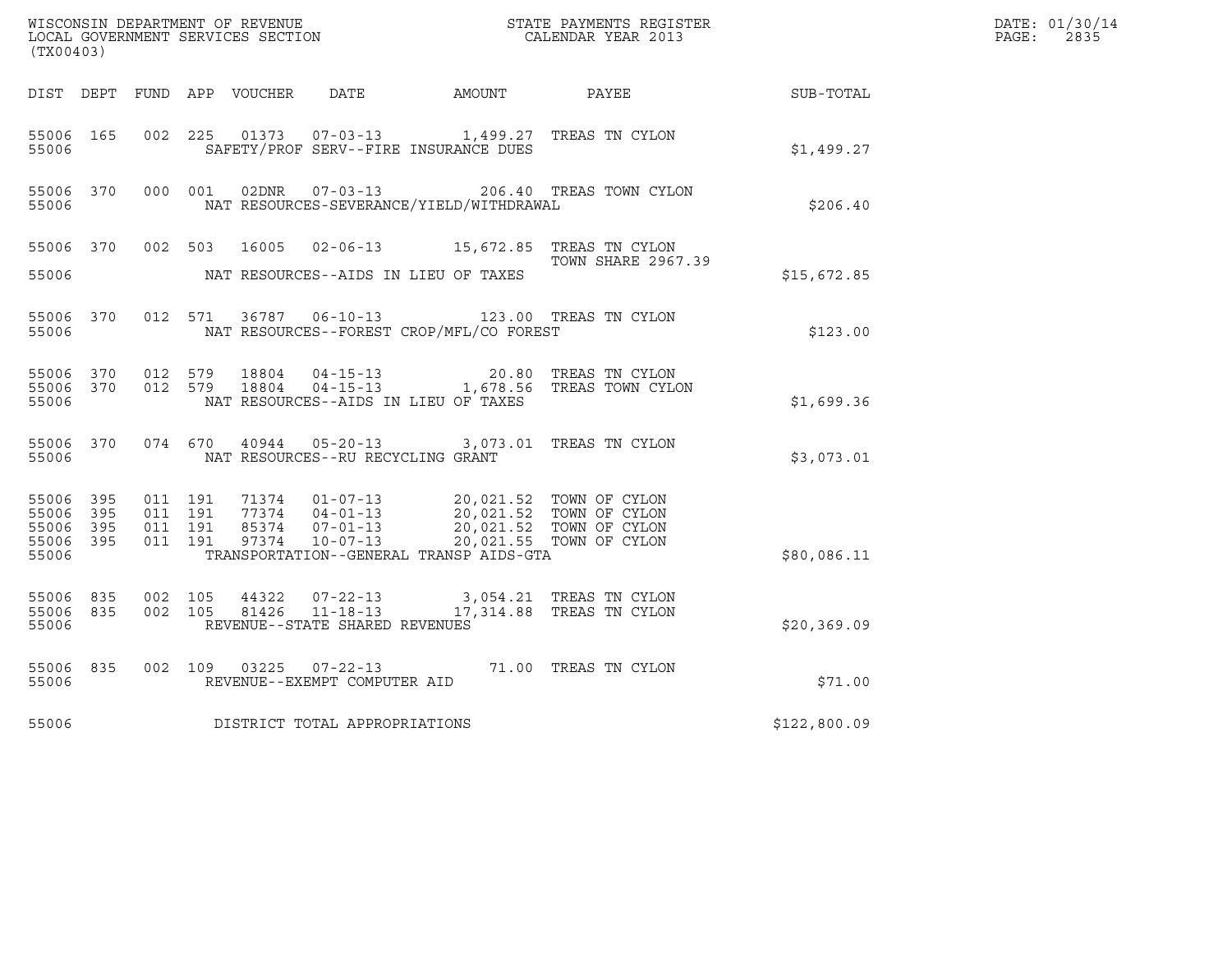WISCONSIN DEPARTMENT OF REVENUE
LOCAL GOVERNMENT SERVICES SECTION
(TX00403)

STATE PAYMENTS REGISTER
CALENDAR YEAR 2013

DATE: 01/30/14
PAGE: 2835

| DIST | DEPT | FUND | APP | VOUCHER | DATE | AMOUNT | PAYEE | SUB-TOTAL |
|---|---|---|---|---|---|---|---|---|
| 55006 | 165 | 002 | 225 | 01373 | 07-03-13 | 1,499.27 | TREAS TN CYLON | |
| 55006 | | | | SAFETY/PROF SERV--FIRE INSURANCE DUES | | | | $1,499.27 |
| 55006 | 370 | 000 | 001 | 02DNR | 07-03-13 | 206.40 | TREAS TOWN CYLON | |
| 55006 | | | | NAT RESOURCES-SEVERANCE/YIELD/WITHDRAWAL | | | | $206.40 |
| 55006 | 370 | 002 | 503 | 16005 | 02-06-13 | 15,672.85 | TREAS TN CYLON<br>TOWN SHARE 2967.39 | |
| 55006 | | | | NAT RESOURCES--AIDS IN LIEU OF TAXES | | | | $15,672.85 |
| 55006 | 370 | 012 | 571 | 36787 | 06-10-13 | 123.00 | TREAS TN CYLON | |
| 55006 | | | | NAT RESOURCES--FOREST CROP/MFL/CO FOREST | | | | $123.00 |
| 55006 | 370 | 012 | 579 | 18804 | 04-15-13 | 20.80 | TREAS TN CYLON | |
| 55006 | 370 | 012 | 579 | 18804 | 04-15-13 | 1,678.56 | TREAS TOWN CYLON | |
| 55006 | | | | NAT RESOURCES--AIDS IN LIEU OF TAXES | | | | $1,699.36 |
| 55006 | 370 | 074 | 670 | 40944 | 05-20-13 | 3,073.01 | TREAS TN CYLON | |
| 55006 | | | | NAT RESOURCES--RU RECYCLING GRANT | | | | $3,073.01 |
| 55006 | 395 | 011 | 191 | 71374 | 01-07-13 | 20,021.52 | TOWN OF CYLON | |
| 55006 | 395 | 011 | 191 | 77374 | 04-01-13 | 20,021.52 | TOWN OF CYLON | |
| 55006 | 395 | 011 | 191 | 85374 | 07-01-13 | 20,021.52 | TOWN OF CYLON | |
| 55006 | 395 | 011 | 191 | 97374 | 10-07-13 | 20,021.55 | TOWN OF CYLON | |
| 55006 | | | | TRANSPORTATION--GENERAL TRANSP AIDS-GTA | | | | $80,086.11 |
| 55006 | 835 | 002 | 105 | 44322 | 07-22-13 | 3,054.21 | TREAS TN CYLON | |
| 55006 | 835 | 002 | 105 | 81426 | 11-18-13 | 17,314.88 | TREAS TN CYLON | |
| 55006 | | | | REVENUE--STATE SHARED REVENUES | | | | $20,369.09 |
| 55006 | 835 | 002 | 109 | 03225 | 07-22-13 | 71.00 | TREAS TN CYLON | |
| 55006 | | | | REVENUE--EXEMPT COMPUTER AID | | | | $71.00 |
| 55006 | | | | DISTRICT TOTAL APPROPRIATIONS | | | | $122,800.09 |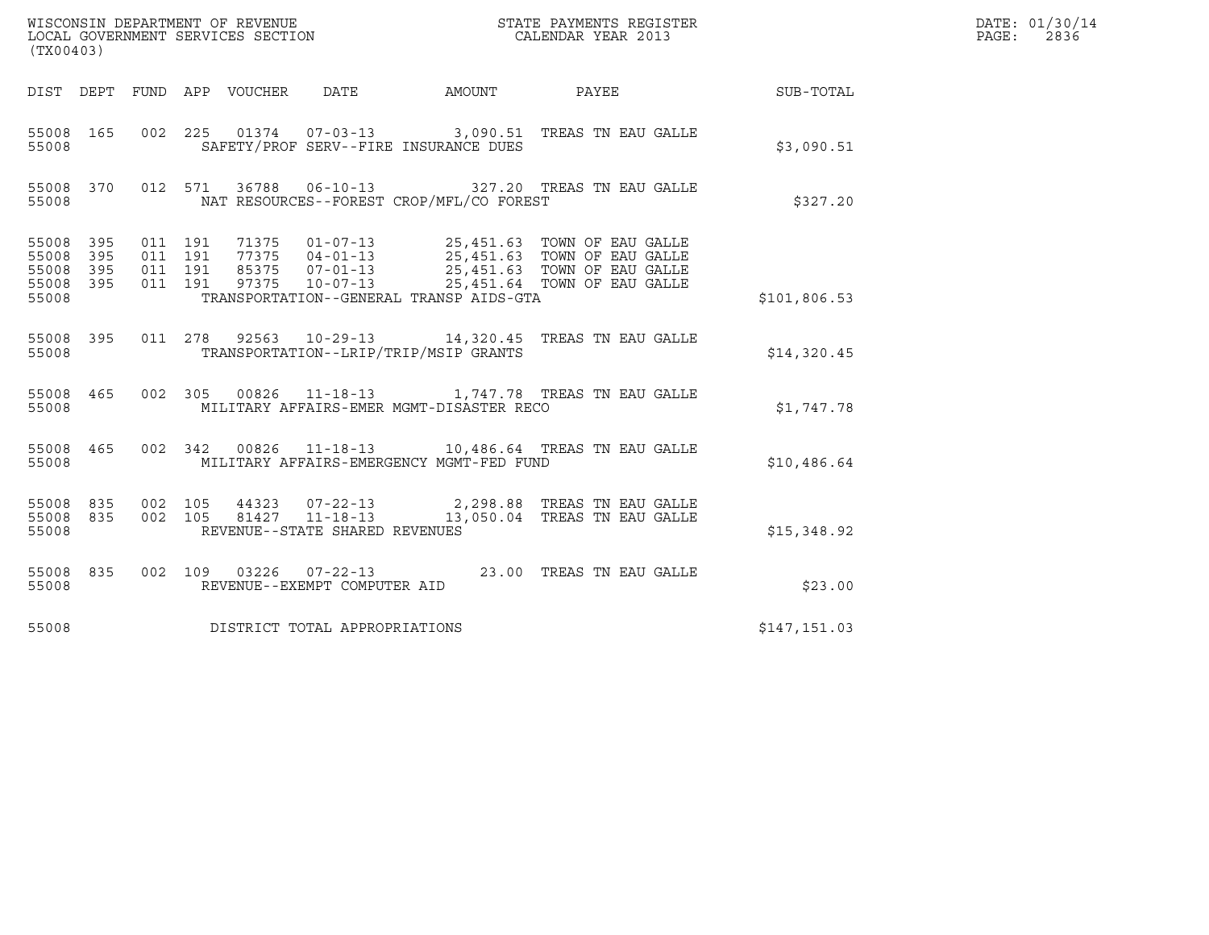WISCONSIN DEPARTMENT OF REVENUE
LOCAL GOVERNMENT SERVICES SECTION
(TX00403)

STATE PAYMENTS REGISTER
CALENDAR YEAR 2013

DATE: 01/30/14

| DIST | DEPT | FUND | APP | VOUCHER | DATE | AMOUNT | PAYEE | SUB-TOTAL |
|---|---|---|---|---|---|---|---|---|
| 55008 | 165 | 002 | 225 | 01374 | 07-03-13 | 3,090.51 | TREAS TN EAU GALLE | |
| 55008 | | | | SAFETY/PROF SERV--FIRE INSURANCE DUES | | | | $3,090.51 |
| 55008 | 370 | 012 | 571 | 36788 | 06-10-13 | 327.20 | TREAS TN EAU GALLE | |
| 55008 | | | | NAT RESOURCES--FOREST CROP/MFL/CO FOREST | | | | $327.20 |
| 55008 | 395 | 011 | 191 | 71375 | 01-07-13 | 25,451.63 | TOWN OF EAU GALLE | |
| 55008 | 395 | 011 | 191 | 77375 | 04-01-13 | 25,451.63 | TOWN OF EAU GALLE | |
| 55008 | 395 | 011 | 191 | 85375 | 07-01-13 | 25,451.63 | TOWN OF EAU GALLE | |
| 55008 | 395 | 011 | 191 | 97375 | 10-07-13 | 25,451.64 | TOWN OF EAU GALLE | |
| 55008 | | | | TRANSPORTATION--GENERAL TRANSP AIDS-GTA | | | | $101,806.53 |
| 55008 | 395 | 011 | 278 | 92563 | 10-29-13 | 14,320.45 | TREAS TN EAU GALLE | |
| 55008 | | | | TRANSPORTATION--LRIP/TRIP/MSIP GRANTS | | | | $14,320.45 |
| 55008 | 465 | 002 | 305 | 00826 | 11-18-13 | 1,747.78 | TREAS TN EAU GALLE | |
| 55008 | | | | MILITARY AFFAIRS-EMER MGMT-DISASTER RECO | | | | $1,747.78 |
| 55008 | 465 | 002 | 342 | 00826 | 11-18-13 | 10,486.64 | TREAS TN EAU GALLE | |
| 55008 | | | | MILITARY AFFAIRS-EMERGENCY MGMT-FED FUND | | | | $10,486.64 |
| 55008 | 835 | 002 | 105 | 44323 | 07-22-13 | 2,298.88 | TREAS TN EAU GALLE | |
| 55008 | 835 | 002 | 105 | 81427 | 11-18-13 | 13,050.04 | TREAS TN EAU GALLE | |
| 55008 | | | | REVENUE--STATE SHARED REVENUES | | | | $15,348.92 |
| 55008 | 835 | 002 | 109 | 03226 | 07-22-13 | 23.00 | TREAS TN EAU GALLE | |
| 55008 | | | | REVENUE--EXEMPT COMPUTER AID | | | | $23.00 |
| 55008 | | | | DISTRICT TOTAL APPROPRIATIONS | | | | $147,151.03 |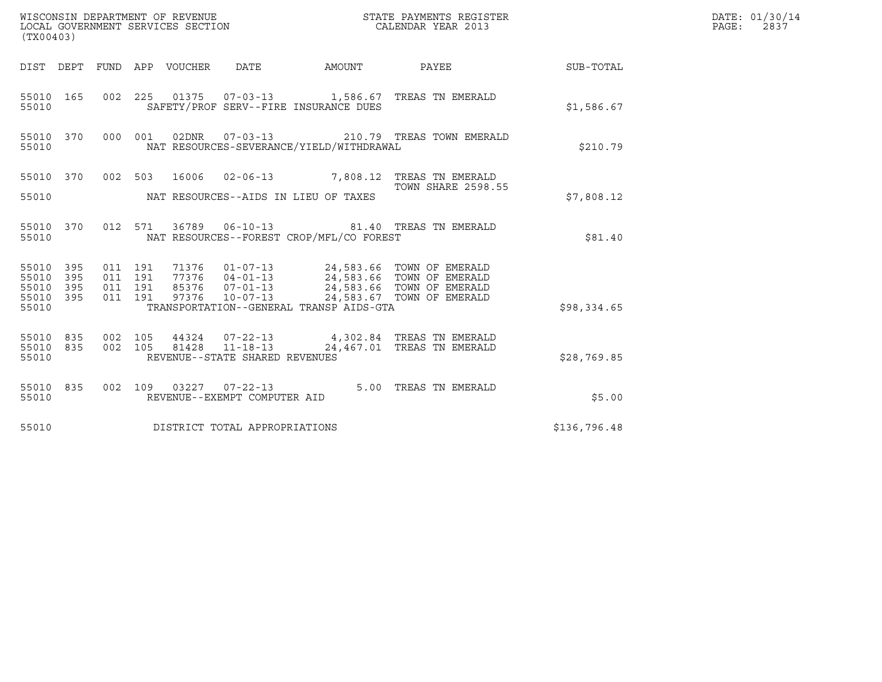WISCONSIN DEPARTMENT OF REVENUE
LOCAL GOVERNMENT SERVICES SECTION
(TX00403)

STATE PAYMENTS REGISTER
CALENDAR YEAR 2013

DATE: 01/30/14
PAGE: 2837

| DIST | DEPT | FUND | APP | VOUCHER | DATE | AMOUNT | PAYEE | SUB-TOTAL |
|---|---|---|---|---|---|---|---|---|
| 55010 | 165 | 002 | 225 | 01375 | 07-03-13 | 1,586.67 | TREAS TN EMERALD | |
| 55010 | | | | SAFETY/PROF SERV--FIRE INSURANCE DUES | | | | $1,586.67 |
| 55010 | 370 | 000 | 001 | 02DNR | 07-03-13 | 210.79 | TREAS TOWN EMERALD | |
| 55010 | | | | NAT RESOURCES-SEVERANCE/YIELD/WITHDRAWAL | | | | $210.79 |
| 55010 | 370 | 002 | 503 | 16006 | 02-06-13 | 7,808.12 | TREAS TN EMERALD TOWN SHARE 2598.55 | |
| 55010 | | | | NAT RESOURCES--AIDS IN LIEU OF TAXES | | | | $7,808.12 |
| 55010 | 370 | 012 | 571 | 36789 | 06-10-13 | 81.40 | TREAS TN EMERALD | |
| 55010 | | | | NAT RESOURCES--FOREST CROP/MFL/CO FOREST | | | | $81.40 |
| 55010 | 395 | 011 | 191 | 71376 | 01-07-13 | 24,583.66 | TOWN OF EMERALD | |
| 55010 | 395 | 011 | 191 | 77376 | 04-01-13 | 24,583.66 | TOWN OF EMERALD | |
| 55010 | 395 | 011 | 191 | 85376 | 07-01-13 | 24,583.66 | TOWN OF EMERALD | |
| 55010 | 395 | 011 | 191 | 97376 | 10-07-13 | 24,583.67 | TOWN OF EMERALD | |
| 55010 | | | | TRANSPORTATION--GENERAL TRANSP AIDS-GTA | | | | $98,334.65 |
| 55010 | 835 | 002 | 105 | 44324 | 07-22-13 | 4,302.84 | TREAS TN EMERALD | |
| 55010 | 835 | 002 | 105 | 81428 | 11-18-13 | 24,467.01 | TREAS TN EMERALD | |
| 55010 | | | | REVENUE--STATE SHARED REVENUES | | | | $28,769.85 |
| 55010 | 835 | 002 | 109 | 03227 | 07-22-13 | 5.00 | TREAS TN EMERALD | |
| 55010 | | | | REVENUE--EXEMPT COMPUTER AID | | | | $5.00 |
| 55010 | | | | DISTRICT TOTAL APPROPRIATIONS | | | | $136,796.48 |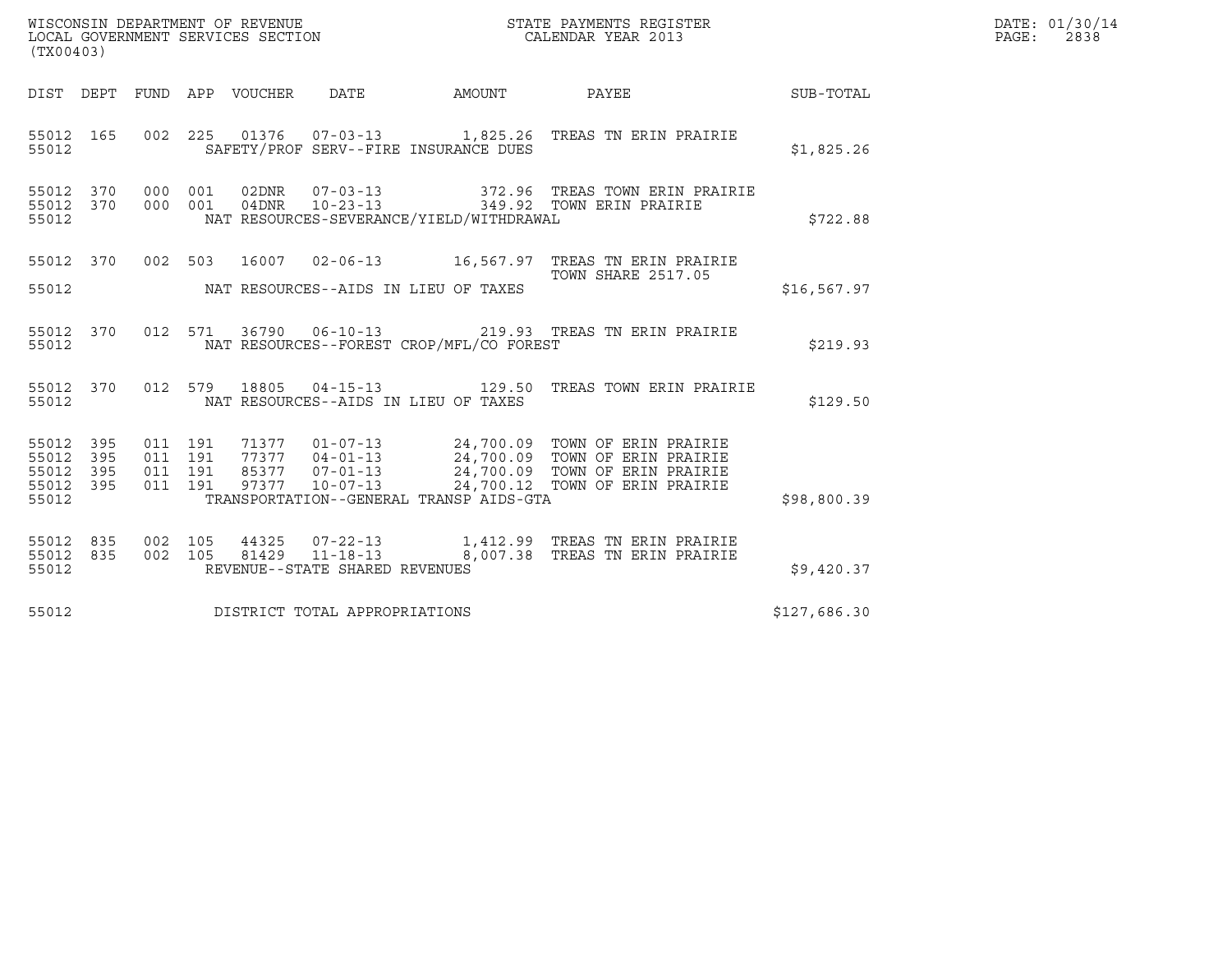WISCONSIN DEPARTMENT OF REVENUE
LOCAL GOVERNMENT SERVICES SECTION
(TX00403)

STATE PAYMENTS REGISTER
CALENDAR YEAR 2013

DATE: 01/30/14
PAGE: 2838

| DIST | DEPT | FUND | APP | VOUCHER | DATE | AMOUNT | PAYEE | SUB-TOTAL |
|---|---|---|---|---|---|---|---|---|
| 55012 | 165 | 002 | 225 | 01376 | 07-03-13 | 1,825.26 | TREAS TN ERIN PRAIRIE | |
| 55012 | | | | SAFETY/PROF SERV--FIRE INSURANCE DUES | | | | $1,825.26 |
| 55012 | 370 | 000 | 001 | 02DNR | 07-03-13 | 372.96 | TREAS TOWN ERIN PRAIRIE | |
| 55012 | 370 | 000 | 001 | 04DNR | 10-23-13 | 349.92 | TOWN ERIN PRAIRIE | |
| 55012 | | | | NAT RESOURCES-SEVERANCE/YIELD/WITHDRAWAL | | | | $722.88 |
| 55012 | 370 | 002 | 503 | 16007 | 02-06-13 | 16,567.97 | TREAS TN ERIN PRAIRIE TOWN SHARE 2517.05 | |
| 55012 | | | | NAT RESOURCES--AIDS IN LIEU OF TAXES | | | | $16,567.97 |
| 55012 | 370 | 012 | 571 | 36790 | 06-10-13 | 219.93 | TREAS TN ERIN PRAIRIE | |
| 55012 | | | | NAT RESOURCES--FOREST CROP/MFL/CO FOREST | | | | $219.93 |
| 55012 | 370 | 012 | 579 | 18805 | 04-15-13 | 129.50 | TREAS TOWN ERIN PRAIRIE | |
| 55012 | | | | NAT RESOURCES--AIDS IN LIEU OF TAXES | | | | $129.50 |
| 55012 | 395 | 011 | 191 | 71377 | 01-07-13 | 24,700.09 | TOWN OF ERIN PRAIRIE | |
| 55012 | 395 | 011 | 191 | 77377 | 04-01-13 | 24,700.09 | TOWN OF ERIN PRAIRIE | |
| 55012 | 395 | 011 | 191 | 85377 | 07-01-13 | 24,700.09 | TOWN OF ERIN PRAIRIE | |
| 55012 | 395 | 011 | 191 | 97377 | 10-07-13 | 24,700.12 | TOWN OF ERIN PRAIRIE | |
| 55012 | | | | TRANSPORTATION--GENERAL TRANSP AIDS-GTA | | | | $98,800.39 |
| 55012 | 835 | 002 | 105 | 44325 | 07-22-13 | 1,412.99 | TREAS TN ERIN PRAIRIE | |
| 55012 | 835 | 002 | 105 | 81429 | 11-18-13 | 8,007.38 | TREAS TN ERIN PRAIRIE | |
| 55012 | | | | REVENUE--STATE SHARED REVENUES | | | | $9,420.37 |
| 55012 | | | | DISTRICT TOTAL APPROPRIATIONS | | | | $127,686.30 |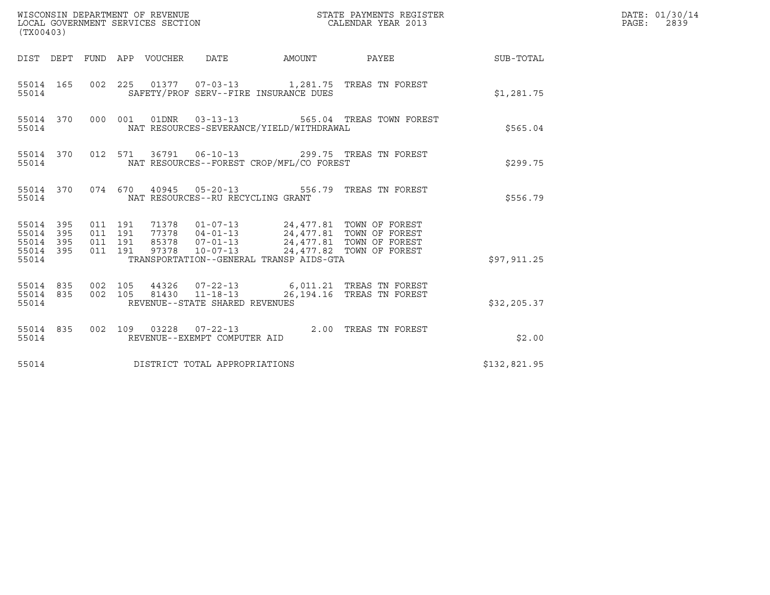WISCONSIN DEPARTMENT OF REVENUE
LOCAL GOVERNMENT SERVICES SECTION
(TX00403)

STATE PAYMENTS REGISTER
CALENDAR YEAR 2013

DATE: 01/30/14
PAGE: 2839

| DIST | DEPT | FUND | APP | VOUCHER | DATE | AMOUNT | PAYEE | SUB-TOTAL |
|---|---|---|---|---|---|---|---|---|
| 55014 | 165 | 002 | 225 | 01377 | 07-03-13 | 1,281.75 | TREAS TN FOREST | |
| 55014 | | | | SAFETY/PROF SERV--FIRE INSURANCE DUES | | | | $1,281.75 |
| 55014 | 370 | 000 | 001 | 01DNR | 03-13-13 | 565.04 | TREAS TOWN FOREST | |
| 55014 | | | | NAT RESOURCES-SEVERANCE/YIELD/WITHDRAWAL | | | | $565.04 |
| 55014 | 370 | 012 | 571 | 36791 | 06-10-13 | 299.75 | TREAS TN FOREST | |
| 55014 | | | | NAT RESOURCES--FOREST CROP/MFL/CO FOREST | | | | $299.75 |
| 55014 | 370 | 074 | 670 | 40945 | 05-20-13 | 556.79 | TREAS TN FOREST | |
| 55014 | | | | NAT RESOURCES--RU RECYCLING GRANT | | | | $556.79 |
| 55014 | 395 | 011 | 191 | 71378 | 01-07-13 | 24,477.81 | TOWN OF FOREST | |
| 55014 | 395 | 011 | 191 | 77378 | 04-01-13 | 24,477.81 | TOWN OF FOREST | |
| 55014 | 395 | 011 | 191 | 85378 | 07-01-13 | 24,477.81 | TOWN OF FOREST | |
| 55014 | 395 | 011 | 191 | 97378 | 10-07-13 | 24,477.82 | TOWN OF FOREST | |
| 55014 | | | | TRANSPORTATION--GENERAL TRANSP AIDS-GTA | | | | $97,911.25 |
| 55014 | 835 | 002 | 105 | 44326 | 07-22-13 | 6,011.21 | TREAS TN FOREST | |
| 55014 | 835 | 002 | 105 | 81430 | 11-18-13 | 26,194.16 | TREAS TN FOREST | |
| 55014 | | | | REVENUE--STATE SHARED REVENUES | | | | $32,205.37 |
| 55014 | 835 | 002 | 109 | 03228 | 07-22-13 | 2.00 | TREAS TN FOREST | |
| 55014 | | | | REVENUE--EXEMPT COMPUTER AID | | | | $2.00 |
| 55014 | | | | DISTRICT TOTAL APPROPRIATIONS | | | | $132,821.95 |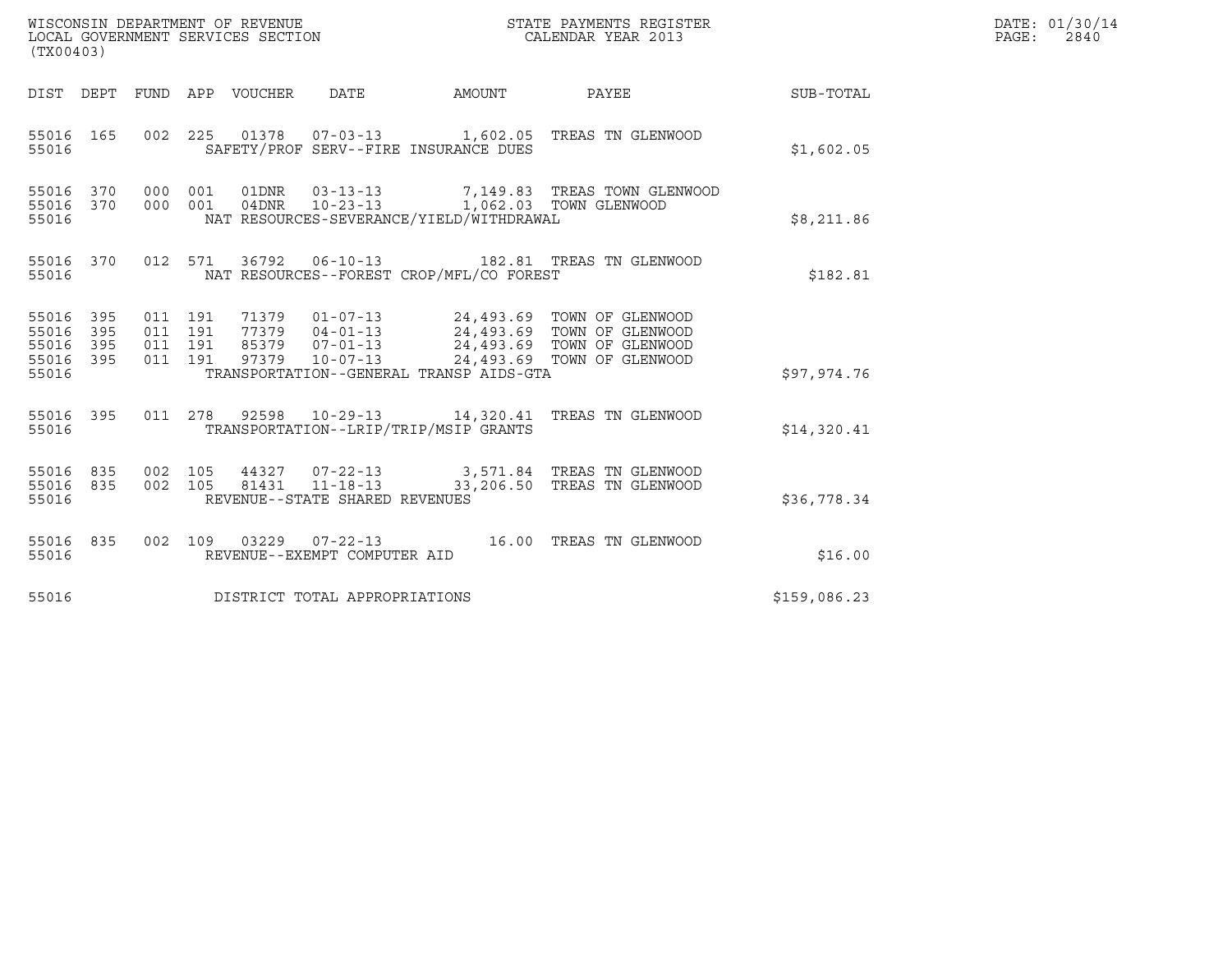WISCONSIN DEPARTMENT OF REVENUE
LOCAL GOVERNMENT SERVICES SECTION
(TX00403)

STATE PAYMENTS REGISTER
CALENDAR YEAR 2013

DATE: 01/30/14

| DIST | DEPT | FUND | APP | VOUCHER | DATE | AMOUNT | PAYEE | SUB-TOTAL |
|---|---|---|---|---|---|---|---|---|
| 55016 | 165 | 002 | 225 | 01378 | 07-03-13 | 1,602.05 | TREAS TN GLENWOOD | |
| 55016 | | | | SAFETY/PROF SERV--FIRE INSURANCE DUES | | | | $1,602.05 |
| 55016 | 370 | 000 | 001 | 01DNR | 03-13-13 | 7,149.83 | TREAS TOWN GLENWOOD | |
| 55016 | 370 | 000 | 001 | 04DNR | 10-23-13 | 1,062.03 | TOWN GLENWOOD | |
| 55016 | | | | NAT RESOURCES-SEVERANCE/YIELD/WITHDRAWAL | | | | $8,211.86 |
| 55016 | 370 | 012 | 571 | 36792 | 06-10-13 | 182.81 | TREAS TN GLENWOOD | |
| 55016 | | | | NAT RESOURCES--FOREST CROP/MFL/CO FOREST | | | | $182.81 |
| 55016 | 395 | 011 | 191 | 71379 | 01-07-13 | 24,493.69 | TOWN OF GLENWOOD | |
| 55016 | 395 | 011 | 191 | 77379 | 04-01-13 | 24,493.69 | TOWN OF GLENWOOD | |
| 55016 | 395 | 011 | 191 | 85379 | 07-01-13 | 24,493.69 | TOWN OF GLENWOOD | |
| 55016 | 395 | 011 | 191 | 97379 | 10-07-13 | 24,493.69 | TOWN OF GLENWOOD | |
| 55016 | | | | TRANSPORTATION--GENERAL TRANSP AIDS-GTA | | | | $97,974.76 |
| 55016 | 395 | 011 | 278 | 92598 | 10-29-13 | 14,320.41 | TREAS TN GLENWOOD | |
| 55016 | | | | TRANSPORTATION--LRIP/TRIP/MSIP GRANTS | | | | $14,320.41 |
| 55016 | 835 | 002 | 105 | 44327 | 07-22-13 | 3,571.84 | TREAS TN GLENWOOD | |
| 55016 | 835 | 002 | 105 | 81431 | 11-18-13 | 33,206.50 | TREAS TN GLENWOOD | |
| 55016 | | | | REVENUE--STATE SHARED REVENUES | | | | $36,778.34 |
| 55016 | 835 | 002 | 109 | 03229 | 07-22-13 | 16.00 | TREAS TN GLENWOOD | |
| 55016 | | | | REVENUE--EXEMPT COMPUTER AID | | | | $16.00 |
| 55016 | | | | DISTRICT TOTAL APPROPRIATIONS | | | | $159,086.23 |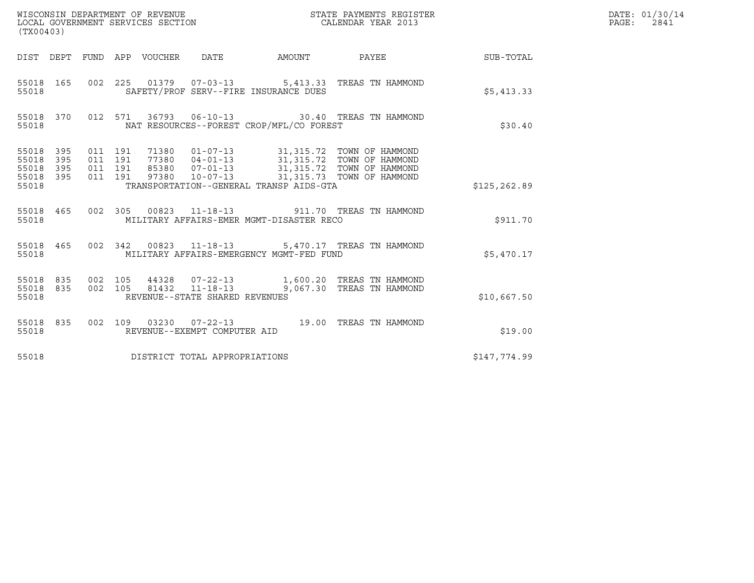WISCONSIN DEPARTMENT OF REVENUE
LOCAL GOVERNMENT SERVICES SECTION
(TX00403)

STATE PAYMENTS REGISTER
CALENDAR YEAR 2013

DATE: 01/30/14
PAGE: 2841

| DIST | DEPT | FUND | APP | VOUCHER | DATE | AMOUNT | PAYEE | SUB-TOTAL |
|---|---|---|---|---|---|---|---|---|
| 55018 | 165 | 002 | 225 | 01379 | 07-03-13 | 5,413.33 | TREAS TN HAMMOND | |
| 55018 | | | | SAFETY/PROF SERV--FIRE INSURANCE DUES | | | | $5,413.33 |
| 55018 | 370 | 012 | 571 | 36793 | 06-10-13 | 30.40 | TREAS TN HAMMOND | |
| 55018 | | | | NAT RESOURCES--FOREST CROP/MFL/CO FOREST | | | | $30.40 |
| 55018 | 395 | 011 | 191 | 71380 | 01-07-13 | 31,315.72 | TOWN OF HAMMOND | |
| 55018 | 395 | 011 | 191 | 77380 | 04-01-13 | 31,315.72 | TOWN OF HAMMOND | |
| 55018 | 395 | 011 | 191 | 85380 | 07-01-13 | 31,315.72 | TOWN OF HAMMOND | |
| 55018 | 395 | 011 | 191 | 97380 | 10-07-13 | 31,315.73 | TOWN OF HAMMOND | |
| 55018 | | | | TRANSPORTATION--GENERAL TRANSP AIDS-GTA | | | | $125,262.89 |
| 55018 | 465 | 002 | 305 | 00823 | 11-18-13 | 911.70 | TREAS TN HAMMOND | |
| 55018 | | | | MILITARY AFFAIRS-EMER MGMT-DISASTER RECO | | | | $911.70 |
| 55018 | 465 | 002 | 342 | 00823 | 11-18-13 | 5,470.17 | TREAS TN HAMMOND | |
| 55018 | | | | MILITARY AFFAIRS-EMERGENCY MGMT-FED FUND | | | | $5,470.17 |
| 55018 | 835 | 002 | 105 | 44328 | 07-22-13 | 1,600.20 | TREAS TN HAMMOND | |
| 55018 | 835 | 002 | 105 | 81432 | 11-18-13 | 9,067.30 | TREAS TN HAMMOND | |
| 55018 | | | | REVENUE--STATE SHARED REVENUES | | | | $10,667.50 |
| 55018 | 835 | 002 | 109 | 03230 | 07-22-13 | 19.00 | TREAS TN HAMMOND | |
| 55018 | | | | REVENUE--EXEMPT COMPUTER AID | | | | $19.00 |
| 55018 | | | | DISTRICT TOTAL APPROPRIATIONS | | | | $147,774.99 |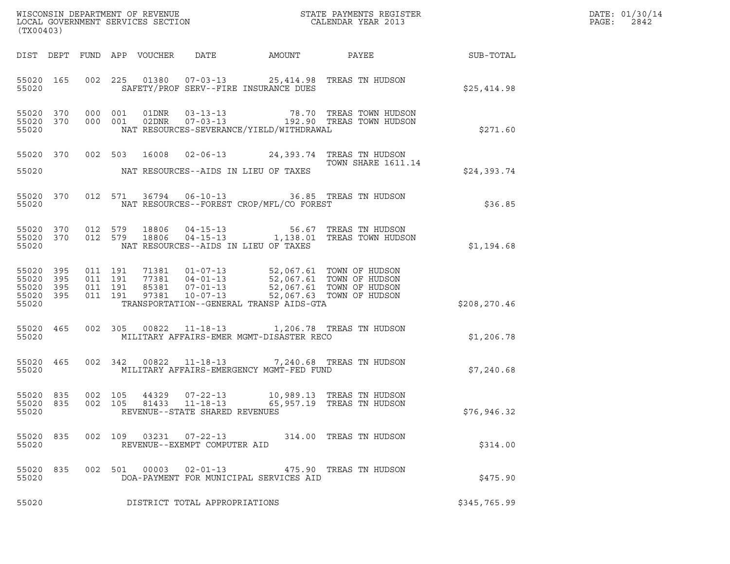WISCONSIN DEPARTMENT OF REVENUE
LOCAL GOVERNMENT SERVICES SECTION
(TX00403)

STATE PAYMENTS REGISTER
CALENDAR YEAR 2013

DATE: 01/30/14
PAGE: 2842

| DIST | DEPT | FUND | APP | VOUCHER | DATE | AMOUNT | PAYEE | SUB-TOTAL |
|---|---|---|---|---|---|---|---|---|
| 55020 | 165 | 002 | 225 | 01380 | 07-03-13 | 25,414.98 | TREAS TN HUDSON | |
| 55020 | | | | SAFETY/PROF SERV--FIRE INSURANCE DUES | | | | $25,414.98 |
| 55020 | 370 | 000 | 001 | 01DNR | 03-13-13 | 78.70 | TREAS TOWN HUDSON | |
| 55020 | 370 | 000 | 001 | 02DNR | 07-03-13 | 192.90 | TREAS TOWN HUDSON | |
| 55020 | | | | NAT RESOURCES-SEVERANCE/YIELD/WITHDRAWAL | | | | $271.60 |
| 55020 | 370 | 002 | 503 | 16008 | 02-06-13 | 24,393.74 | TREAS TN HUDSON TOWN SHARE 1611.14 | |
| 55020 | | | | NAT RESOURCES--AIDS IN LIEU OF TAXES | | | | $24,393.74 |
| 55020 | 370 | 012 | 571 | 36794 | 06-10-13 | 36.85 | TREAS TN HUDSON | |
| 55020 | | | | NAT RESOURCES--FOREST CROP/MFL/CO FOREST | | | | $36.85 |
| 55020 | 370 | 012 | 579 | 18806 | 04-15-13 | 56.67 | TREAS TN HUDSON | |
| 55020 | 370 | 012 | 579 | 18806 | 04-15-13 | 1,138.01 | TREAS TOWN HUDSON | |
| 55020 | | | | NAT RESOURCES--AIDS IN LIEU OF TAXES | | | | $1,194.68 |
| 55020 | 395 | 011 | 191 | 71381 | 01-07-13 | 52,067.61 | TOWN OF HUDSON | |
| 55020 | 395 | 011 | 191 | 77381 | 04-01-13 | 52,067.61 | TOWN OF HUDSON | |
| 55020 | 395 | 011 | 191 | 85381 | 07-01-13 | 52,067.61 | TOWN OF HUDSON | |
| 55020 | 395 | 011 | 191 | 97381 | 10-07-13 | 52,067.63 | TOWN OF HUDSON | |
| 55020 | | | | TRANSPORTATION--GENERAL TRANSP AIDS-GTA | | | | $208,270.46 |
| 55020 | 465 | 002 | 305 | 00822 | 11-18-13 | 1,206.78 | TREAS TN HUDSON | |
| 55020 | | | | MILITARY AFFAIRS-EMER MGMT-DISASTER RECO | | | | $1,206.78 |
| 55020 | 465 | 002 | 342 | 00822 | 11-18-13 | 7,240.68 | TREAS TN HUDSON | |
| 55020 | | | | MILITARY AFFAIRS-EMERGENCY MGMT-FED FUND | | | | $7,240.68 |
| 55020 | 835 | 002 | 105 | 44329 | 07-22-13 | 10,989.13 | TREAS TN HUDSON | |
| 55020 | 835 | 002 | 105 | 81433 | 11-18-13 | 65,957.19 | TREAS TN HUDSON | |
| 55020 | | | | REVENUE--STATE SHARED REVENUES | | | | $76,946.32 |
| 55020 | 835 | 002 | 109 | 03231 | 07-22-13 | 314.00 | TREAS TN HUDSON | |
| 55020 | | | | REVENUE--EXEMPT COMPUTER AID | | | | $314.00 |
| 55020 | 835 | 002 | 501 | 00003 | 02-01-13 | 475.90 | TREAS TN HUDSON | |
| 55020 | | | | DOA-PAYMENT FOR MUNICIPAL SERVICES AID | | | | $475.90 |
| 55020 | | | | DISTRICT TOTAL APPROPRIATIONS | | | | $345,765.99 |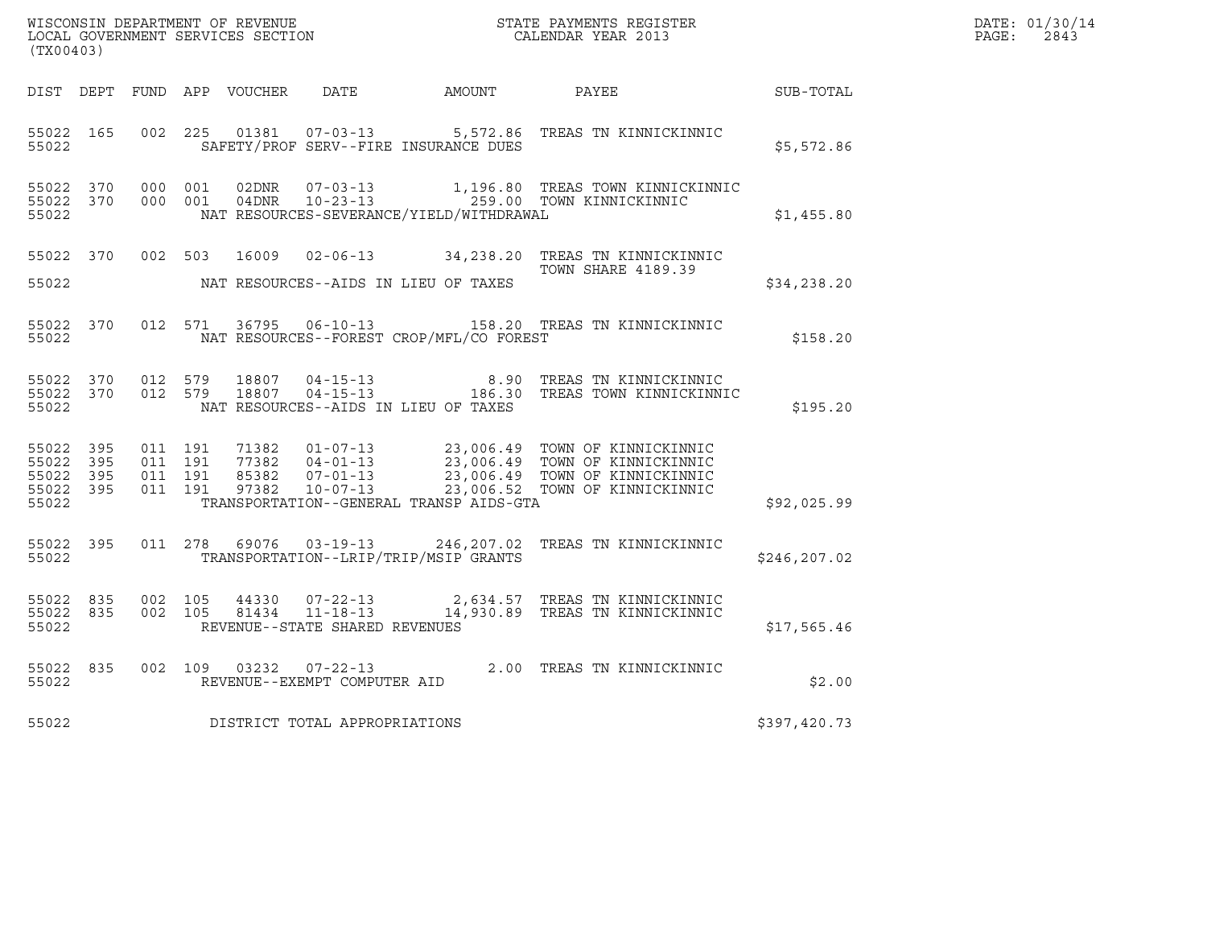WISCONSIN DEPARTMENT OF REVENUE
LOCAL GOVERNMENT SERVICES SECTION
(TX00403)

STATE PAYMENTS REGISTER
CALENDAR YEAR 2013

DATE: 01/30/14
PAGE: 2843

| DIST | DEPT | FUND | APP | VOUCHER | DATE | AMOUNT | PAYEE | SUB-TOTAL |
|---|---|---|---|---|---|---|---|---|
| 55022 | 165 | 002 | 225 | 01381 | 07-03-13 | 5,572.86 | TREAS TN KINNICKINNIC | |
| 55022 | | | | | SAFETY/PROF SERV--FIRE INSURANCE DUES | | | $5,572.86 |
| 55022 | 370 | 000 | 001 | 02DNR | 07-03-13 | 1,196.80 | TREAS TOWN KINNICKINNIC | |
| 55022 | 370 | 000 | 001 | 04DNR | 10-23-13 | 259.00 | TOWN KINNICKINNIC | |
| 55022 | | | | | NAT RESOURCES-SEVERANCE/YIELD/WITHDRAWAL | | | $1,455.80 |
| 55022 | 370 | 002 | 503 | 16009 | 02-06-13 | 34,238.20 | TREAS TN KINNICKINNIC TOWN SHARE 4189.39 | |
| 55022 | | | | | NAT RESOURCES--AIDS IN LIEU OF TAXES | | | $34,238.20 |
| 55022 | 370 | 012 | 571 | 36795 | 06-10-13 | 158.20 | TREAS TN KINNICKINNIC | |
| 55022 | | | | | NAT RESOURCES--FOREST CROP/MFL/CO FOREST | | | $158.20 |
| 55022 | 370 | 012 | 579 | 18807 | 04-15-13 | 8.90 | TREAS TN KINNICKINNIC | |
| 55022 | 370 | 012 | 579 | 18807 | 04-15-13 | 186.30 | TREAS TOWN KINNICKINNIC | |
| 55022 | | | | | NAT RESOURCES--AIDS IN LIEU OF TAXES | | | $195.20 |
| 55022 | 395 | 011 | 191 | 71382 | 01-07-13 | 23,006.49 | TOWN OF KINNICKINNIC | |
| 55022 | 395 | 011 | 191 | 77382 | 04-01-13 | 23,006.49 | TOWN OF KINNICKINNIC | |
| 55022 | 395 | 011 | 191 | 85382 | 07-01-13 | 23,006.49 | TOWN OF KINNICKINNIC | |
| 55022 | 395 | 011 | 191 | 97382 | 10-07-13 | 23,006.52 | TOWN OF KINNICKINNIC | |
| 55022 | | | | | TRANSPORTATION--GENERAL TRANSP AIDS-GTA | | | $92,025.99 |
| 55022 | 395 | 011 | 278 | 69076 | 03-19-13 | 246,207.02 | TREAS TN KINNICKINNIC | |
| 55022 | | | | | TRANSPORTATION--LRIP/TRIP/MSIP GRANTS | | | $246,207.02 |
| 55022 | 835 | 002 | 105 | 44330 | 07-22-13 | 2,634.57 | TREAS TN KINNICKINNIC | |
| 55022 | 835 | 002 | 105 | 81434 | 11-18-13 | 14,930.89 | TREAS TN KINNICKINNIC | |
| 55022 | | | | | REVENUE--STATE SHARED REVENUES | | | $17,565.46 |
| 55022 | 835 | 002 | 109 | 03232 | 07-22-13 | 2.00 | TREAS TN KINNICKINNIC | |
| 55022 | | | | | REVENUE--EXEMPT COMPUTER AID | | | $2.00 |
| 55022 | | | | | DISTRICT TOTAL APPROPRIATIONS | | | $397,420.73 |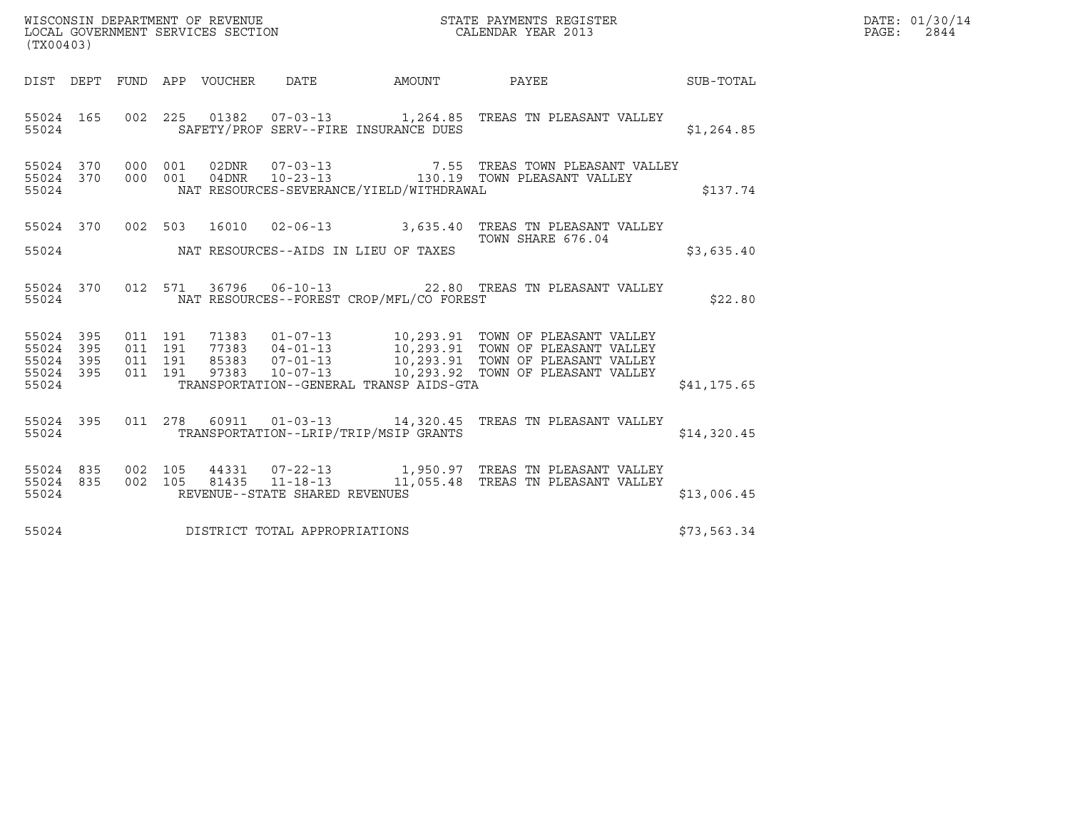WISCONSIN DEPARTMENT OF REVENUE
LOCAL GOVERNMENT SERVICES SECTION
(TX00403)

STATE PAYMENTS REGISTER
CALENDAR YEAR 2013

DATE: 01/30/14
PAGE: 2844

| DIST | DEPT | FUND | APP | VOUCHER | DATE | AMOUNT | PAYEE | SUB-TOTAL |
|---|---|---|---|---|---|---|---|---|
| 55024 | 165 | 002 | 225 | 01382 | 07-03-13 | 1,264.85 | TREAS TN PLEASANT VALLEY | |
| 55024 | | | | SAFETY/PROF SERV--FIRE INSURANCE DUES | | | | $1,264.85 |
| 55024 | 370 | 000 | 001 | 02DNR | 07-03-13 | 7.55 | TREAS TOWN PLEASANT VALLEY | |
| 55024 | 370 | 000 | 001 | 04DNR | 10-23-13 | 130.19 | TOWN PLEASANT VALLEY | |
| 55024 | | | | NAT RESOURCES-SEVERANCE/YIELD/WITHDRAWAL | | | | $137.74 |
| 55024 | 370 | 002 | 503 | 16010 | 02-06-13 | 3,635.40 | TREAS TN PLEASANT VALLEY TOWN SHARE 676.04 | |
| 55024 | | | | NAT RESOURCES--AIDS IN LIEU OF TAXES | | | | $3,635.40 |
| 55024 | 370 | 012 | 571 | 36796 | 06-10-13 | 22.80 | TREAS TN PLEASANT VALLEY | |
| 55024 | | | | NAT RESOURCES--FOREST CROP/MFL/CO FOREST | | | | $22.80 |
| 55024 | 395 | 011 | 191 | 71383 | 01-07-13 | 10,293.91 | TOWN OF PLEASANT VALLEY | |
| 55024 | 395 | 011 | 191 | 77383 | 04-01-13 | 10,293.91 | TOWN OF PLEASANT VALLEY | |
| 55024 | 395 | 011 | 191 | 85383 | 07-01-13 | 10,293.91 | TOWN OF PLEASANT VALLEY | |
| 55024 | 395 | 011 | 191 | 97383 | 10-07-13 | 10,293.92 | TOWN OF PLEASANT VALLEY | |
| 55024 | | | | TRANSPORTATION--GENERAL TRANSP AIDS-GTA | | | | $41,175.65 |
| 55024 | 395 | 011 | 278 | 60911 | 01-03-13 | 14,320.45 | TREAS TN PLEASANT VALLEY | |
| 55024 | | | | TRANSPORTATION--LRIP/TRIP/MSIP GRANTS | | | | $14,320.45 |
| 55024 | 835 | 002 | 105 | 44331 | 07-22-13 | 1,950.97 | TREAS TN PLEASANT VALLEY | |
| 55024 | 835 | 002 | 105 | 81435 | 11-18-13 | 11,055.48 | TREAS TN PLEASANT VALLEY | |
| 55024 | | | | REVENUE--STATE SHARED REVENUES | | | | $13,006.45 |
| 55024 | | | | DISTRICT TOTAL APPROPRIATIONS | | | | $73,563.34 |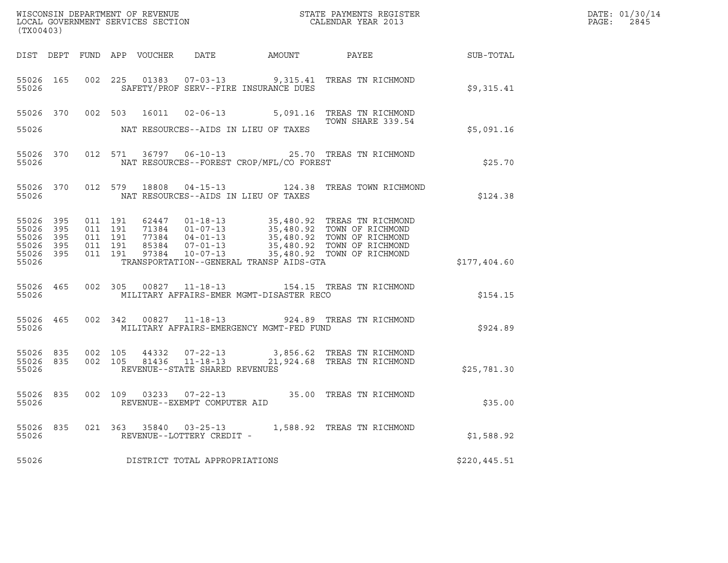WISCONSIN DEPARTMENT OF REVENUE
LOCAL GOVERNMENT SERVICES SECTION
(TX00403)

STATE PAYMENTS REGISTER
CALENDAR YEAR 2013

| DIST | DEPT | FUND | APP | VOUCHER | DATE | AMOUNT | PAYEE | SUB-TOTAL |
|---|---|---|---|---|---|---|---|---|
| 55026 | 165 | 002 | 225 | 01383 | 07-03-13 | 9,315.41 | TREAS TN RICHMOND | |
| 55026 | | | | | SAFETY/PROF SERV--FIRE INSURANCE DUES | | | $9,315.41 |
| 55026 | 370 | 002 | 503 | 16011 | 02-06-13 | 5,091.16 | TREAS TN RICHMOND TOWN SHARE 339.54 | |
| 55026 | | | | | NAT RESOURCES--AIDS IN LIEU OF TAXES | | | $5,091.16 |
| 55026 | 370 | 012 | 571 | 36797 | 06-10-13 | 25.70 | TREAS TN RICHMOND | |
| 55026 | | | | | NAT RESOURCES--FOREST CROP/MFL/CO FOREST | | | $25.70 |
| 55026 | 370 | 012 | 579 | 18808 | 04-15-13 | 124.38 | TREAS TOWN RICHMOND | |
| 55026 | | | | | NAT RESOURCES--AIDS IN LIEU OF TAXES | | | $124.38 |
| 55026 | 395 | 011 | 191 | 62447 | 01-18-13 | 35,480.92 | TREAS TN RICHMOND | |
| 55026 | 395 | 011 | 191 | 71384 | 01-07-13 | 35,480.92 | TOWN OF RICHMOND | |
| 55026 | 395 | 011 | 191 | 77384 | 04-01-13 | 35,480.92 | TOWN OF RICHMOND | |
| 55026 | 395 | 011 | 191 | 85384 | 07-01-13 | 35,480.92 | TOWN OF RICHMOND | |
| 55026 | 395 | 011 | 191 | 97384 | 10-07-13 | 35,480.92 | TOWN OF RICHMOND | |
| 55026 | | | | | TRANSPORTATION--GENERAL TRANSP AIDS-GTA | | | $177,404.60 |
| 55026 | 465 | 002 | 305 | 00827 | 11-18-13 | 154.15 | TREAS TN RICHMOND | |
| 55026 | | | | | MILITARY AFFAIRS-EMER MGMT-DISASTER RECO | | | $154.15 |
| 55026 | 465 | 002 | 342 | 00827 | 11-18-13 | 924.89 | TREAS TN RICHMOND | |
| 55026 | | | | | MILITARY AFFAIRS-EMERGENCY MGMT-FED FUND | | | $924.89 |
| 55026 | 835 | 002 | 105 | 44332 | 07-22-13 | 3,856.62 | TREAS TN RICHMOND | |
| 55026 | 835 | 002 | 105 | 81436 | 11-18-13 | 21,924.68 | TREAS TN RICHMOND | |
| 55026 | | | | | REVENUE--STATE SHARED REVENUES | | | $25,781.30 |
| 55026 | 835 | 002 | 109 | 03233 | 07-22-13 | 35.00 | TREAS TN RICHMOND | |
| 55026 | | | | | REVENUE--EXEMPT COMPUTER AID | | | $35.00 |
| 55026 | 835 | 021 | 363 | 35840 | 03-25-13 | 1,588.92 | TREAS TN RICHMOND | |
| 55026 | | | | | REVENUE--LOTTERY CREDIT - | | | $1,588.92 |
| 55026 | | | | | DISTRICT TOTAL APPROPRIATIONS | | | $220,445.51 |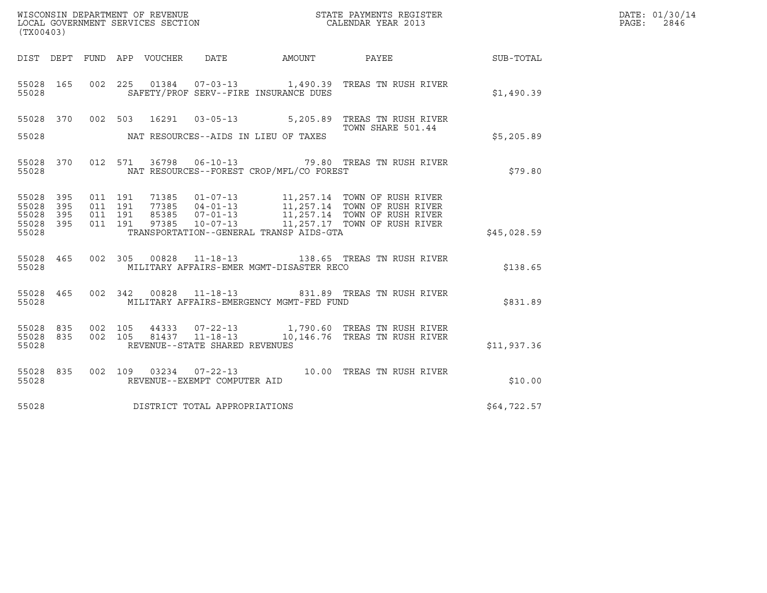WISCONSIN DEPARTMENT OF REVENUE
LOCAL GOVERNMENT SERVICES SECTION
(TX00403)

STATE PAYMENTS REGISTER
CALENDAR YEAR 2013

DATE: 01/30/14
PAGE: 2846

| DIST | DEPT | FUND | APP | VOUCHER | DATE | AMOUNT | PAYEE | SUB-TOTAL |
|---|---|---|---|---|---|---|---|---|
| 55028 | 165 | 002 | 225 | 01384 | 07-03-13 | 1,490.39 | TREAS TN RUSH RIVER | |
| 55028 | | | | | SAFETY/PROF SERV--FIRE INSURANCE DUES | | | $1,490.39 |
| 55028 | 370 | 002 | 503 | 16291 | 03-05-13 | 5,205.89 | TREAS TN RUSH RIVER TOWN SHARE 501.44 | |
| 55028 | | | | | NAT RESOURCES--AIDS IN LIEU OF TAXES | | | $5,205.89 |
| 55028 | 370 | 012 | 571 | 36798 | 06-10-13 | 79.80 | TREAS TN RUSH RIVER | |
| 55028 | | | | | NAT RESOURCES--FOREST CROP/MFL/CO FOREST | | | $79.80 |
| 55028 | 395 | 011 | 191 | 71385 | 01-07-13 | 11,257.14 | TOWN OF RUSH RIVER | |
| 55028 | 395 | 011 | 191 | 77385 | 04-01-13 | 11,257.14 | TOWN OF RUSH RIVER | |
| 55028 | 395 | 011 | 191 | 85385 | 07-01-13 | 11,257.14 | TOWN OF RUSH RIVER | |
| 55028 | 395 | 011 | 191 | 97385 | 10-07-13 | 11,257.17 | TOWN OF RUSH RIVER | |
| 55028 | | | | | TRANSPORTATION--GENERAL TRANSP AIDS-GTA | | | $45,028.59 |
| 55028 | 465 | 002 | 305 | 00828 | 11-18-13 | 138.65 | TREAS TN RUSH RIVER | |
| 55028 | | | | | MILITARY AFFAIRS-EMER MGMT-DISASTER RECO | | | $138.65 |
| 55028 | 465 | 002 | 342 | 00828 | 11-18-13 | 831.89 | TREAS TN RUSH RIVER | |
| 55028 | | | | | MILITARY AFFAIRS-EMERGENCY MGMT-FED FUND | | | $831.89 |
| 55028 | 835 | 002 | 105 | 44333 | 07-22-13 | 1,790.60 | TREAS TN RUSH RIVER | |
| 55028 | 835 | 002 | 105 | 81437 | 11-18-13 | 10,146.76 | TREAS TN RUSH RIVER | |
| 55028 | | | | | REVENUE--STATE SHARED REVENUES | | | $11,937.36 |
| 55028 | 835 | 002 | 109 | 03234 | 07-22-13 | 10.00 | TREAS TN RUSH RIVER | |
| 55028 | | | | | REVENUE--EXEMPT COMPUTER AID | | | $10.00 |
| 55028 | | | | | DISTRICT TOTAL APPROPRIATIONS | | | $64,722.57 |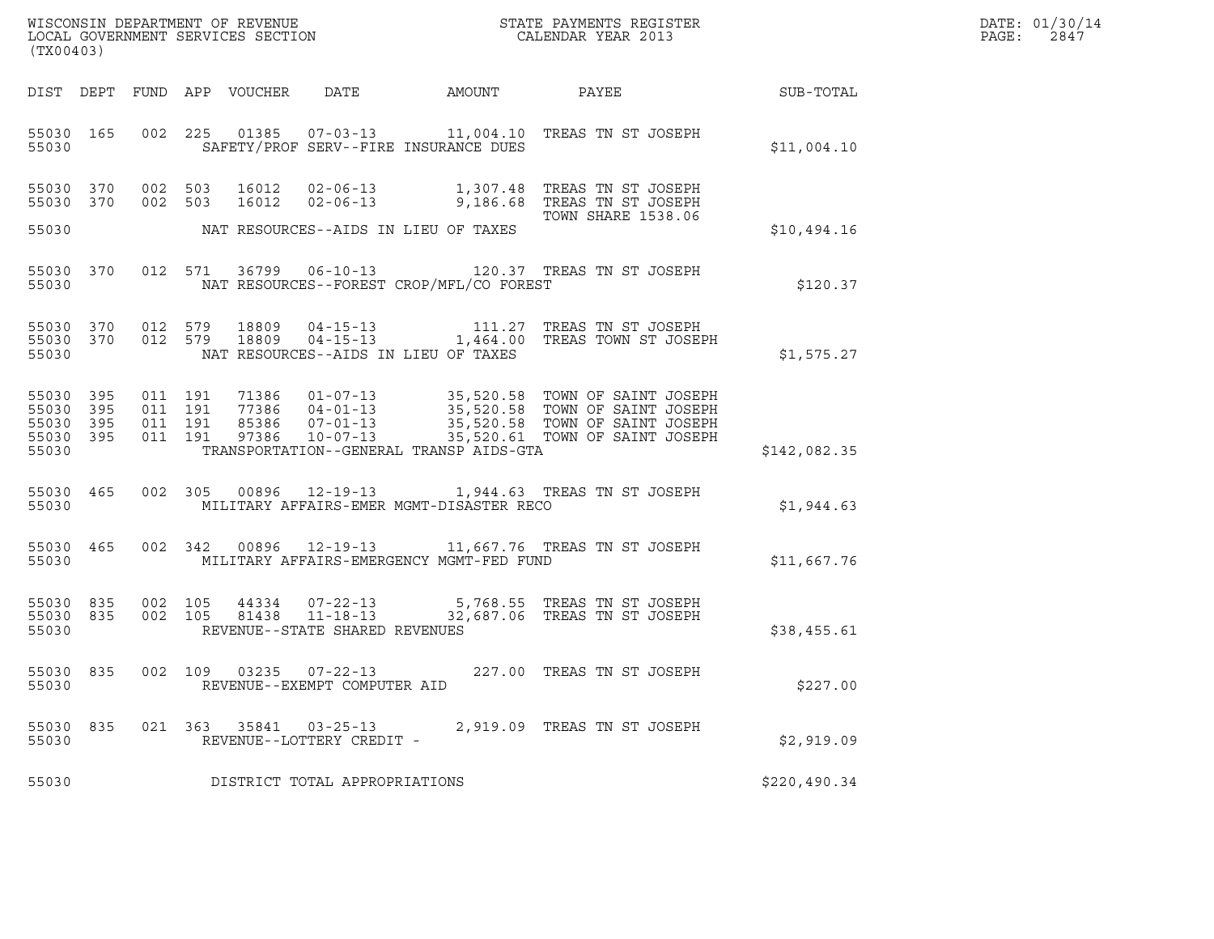WISCONSIN DEPARTMENT OF REVENUE
LOCAL GOVERNMENT SERVICES SECTION
(TX00403)

STATE PAYMENTS REGISTER
CALENDAR YEAR 2013

DATE: 01/30/14
PAGE: 2847

| DIST | DEPT | FUND | APP | VOUCHER | DATE | AMOUNT | PAYEE | SUB-TOTAL |
|---|---|---|---|---|---|---|---|---|
| 55030 | 165 | 002 | 225 | 01385 | 07-03-13 | 11,004.10 | TREAS TN ST JOSEPH | |
| 55030 | | | | | SAFETY/PROF SERV--FIRE INSURANCE DUES | | | $11,004.10 |
| 55030 | 370 | 002 | 503 | 16012 | 02-06-13 | 1,307.48 | TREAS TN ST JOSEPH | |
| 55030 | 370 | 002 | 503 | 16012 | 02-06-13 | 9,186.68 | TREAS TN ST JOSEPH TOWN SHARE 1538.06 | |
| 55030 | | | | | NAT RESOURCES--AIDS IN LIEU OF TAXES | | | $10,494.16 |
| 55030 | 370 | 012 | 571 | 36799 | 06-10-13 | 120.37 | TREAS TN ST JOSEPH | |
| 55030 | | | | | NAT RESOURCES--FOREST CROP/MFL/CO FOREST | | | $120.37 |
| 55030 | 370 | 012 | 579 | 18809 | 04-15-13 | 111.27 | TREAS TN ST JOSEPH | |
| 55030 | 370 | 012 | 579 | 18809 | 04-15-13 | 1,464.00 | TREAS TOWN ST JOSEPH | |
| 55030 | | | | | NAT RESOURCES--AIDS IN LIEU OF TAXES | | | $1,575.27 |
| 55030 | 395 | 011 | 191 | 71386 | 01-07-13 | 35,520.58 | TOWN OF SAINT JOSEPH | |
| 55030 | 395 | 011 | 191 | 77386 | 04-01-13 | 35,520.58 | TOWN OF SAINT JOSEPH | |
| 55030 | 395 | 011 | 191 | 85386 | 07-01-13 | 35,520.58 | TOWN OF SAINT JOSEPH | |
| 55030 | 395 | 011 | 191 | 97386 | 10-07-13 | 35,520.61 | TOWN OF SAINT JOSEPH | |
| 55030 | | | | | TRANSPORTATION--GENERAL TRANSP AIDS-GTA | | | $142,082.35 |
| 55030 | 465 | 002 | 305 | 00896 | 12-19-13 | 1,944.63 | TREAS TN ST JOSEPH | |
| 55030 | | | | | MILITARY AFFAIRS-EMER MGMT-DISASTER RECO | | | $1,944.63 |
| 55030 | 465 | 002 | 342 | 00896 | 12-19-13 | 11,667.76 | TREAS TN ST JOSEPH | |
| 55030 | | | | | MILITARY AFFAIRS-EMERGENCY MGMT-FED FUND | | | $11,667.76 |
| 55030 | 835 | 002 | 105 | 44334 | 07-22-13 | 5,768.55 | TREAS TN ST JOSEPH | |
| 55030 | 835 | 002 | 105 | 81438 | 11-18-13 | 32,687.06 | TREAS TN ST JOSEPH | |
| 55030 | | | | | REVENUE--STATE SHARED REVENUES | | | $38,455.61 |
| 55030 | 835 | 002 | 109 | 03235 | 07-22-13 | 227.00 | TREAS TN ST JOSEPH | |
| 55030 | | | | | REVENUE--EXEMPT COMPUTER AID | | | $227.00 |
| 55030 | 835 | 021 | 363 | 35841 | 03-25-13 | 2,919.09 | TREAS TN ST JOSEPH | |
| 55030 | | | | | REVENUE--LOTTERY CREDIT - | | | $2,919.09 |
| 55030 | | | | | DISTRICT TOTAL APPROPRIATIONS | | | $220,490.34 |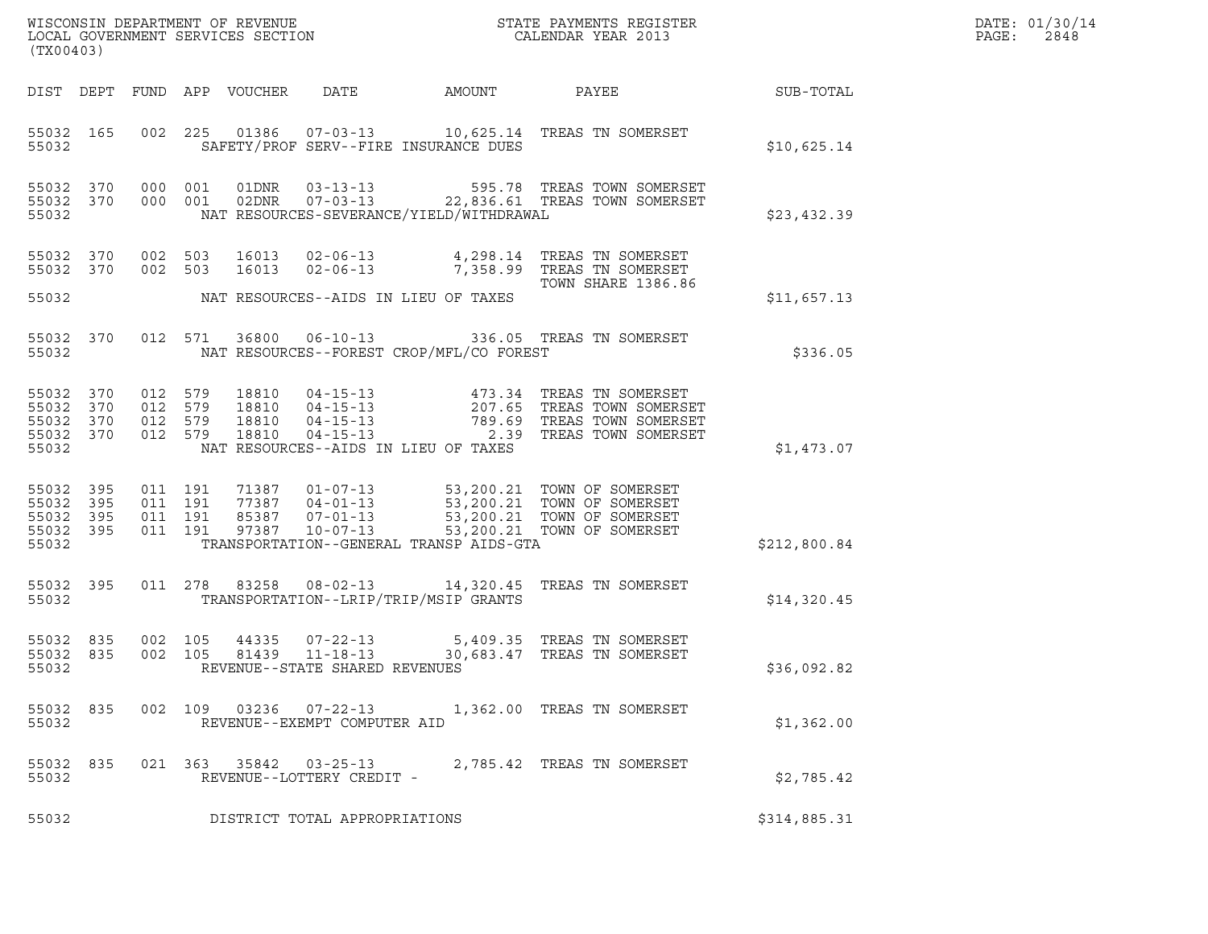WISCONSIN DEPARTMENT OF REVENUE
LOCAL GOVERNMENT SERVICES SECTION
(TX00403)

STATE PAYMENTS REGISTER
CALENDAR YEAR 2013

DATE: 01/30/14

| DIST | DEPT | FUND | APP | VOUCHER | DATE | AMOUNT | PAYEE | SUB-TOTAL |
|---|---|---|---|---|---|---|---|---|
| 55032 | 165 | 002 | 225 | 01386 | 07-03-13 | 10,625.14 | TREAS TN SOMERSET | |
| 55032 | | | | | SAFETY/PROF SERV--FIRE INSURANCE DUES | | | $10,625.14 |
| 55032 | 370 | 000 | 001 | 01DNR | 03-13-13 | 595.78 | TREAS TOWN SOMERSET | |
| 55032 | 370 | 000 | 001 | 02DNR | 07-03-13 | 22,836.61 | TREAS TOWN SOMERSET | |
| 55032 | | | | | NAT RESOURCES-SEVERANCE/YIELD/WITHDRAWAL | | | $23,432.39 |
| 55032 | 370 | 002 | 503 | 16013 | 02-06-13 | 4,298.14 | TREAS TN SOMERSET | |
| 55032 | 370 | 002 | 503 | 16013 | 02-06-13 | 7,358.99 | TREAS TN SOMERSET TOWN SHARE 1386.86 | |
| 55032 | | | | | NAT RESOURCES--AIDS IN LIEU OF TAXES | | | $11,657.13 |
| 55032 | 370 | 012 | 571 | 36800 | 06-10-13 | 336.05 | TREAS TN SOMERSET | |
| 55032 | | | | | NAT RESOURCES--FOREST CROP/MFL/CO FOREST | | | $336.05 |
| 55032 | 370 | 012 | 579 | 18810 | 04-15-13 | 473.34 | TREAS TN SOMERSET | |
| 55032 | 370 | 012 | 579 | 18810 | 04-15-13 | 207.65 | TREAS TOWN SOMERSET | |
| 55032 | 370 | 012 | 579 | 18810 | 04-15-13 | 789.69 | TREAS TOWN SOMERSET | |
| 55032 | 370 | 012 | 579 | 18810 | 04-15-13 | 2.39 | TREAS TOWN SOMERSET | |
| 55032 | | | | | NAT RESOURCES--AIDS IN LIEU OF TAXES | | | $1,473.07 |
| 55032 | 395 | 011 | 191 | 71387 | 01-07-13 | 53,200.21 | TOWN OF SOMERSET | |
| 55032 | 395 | 011 | 191 | 77387 | 04-01-13 | 53,200.21 | TOWN OF SOMERSET | |
| 55032 | 395 | 011 | 191 | 85387 | 07-01-13 | 53,200.21 | TOWN OF SOMERSET | |
| 55032 | 395 | 011 | 191 | 97387 | 10-07-13 | 53,200.21 | TOWN OF SOMERSET | |
| 55032 | | | | | TRANSPORTATION--GENERAL TRANSP AIDS-GTA | | | $212,800.84 |
| 55032 | 395 | 011 | 278 | 83258 | 08-02-13 | 14,320.45 | TREAS TN SOMERSET | |
| 55032 | | | | | TRANSPORTATION--LRIP/TRIP/MSIP GRANTS | | | $14,320.45 |
| 55032 | 835 | 002 | 105 | 44335 | 07-22-13 | 5,409.35 | TREAS TN SOMERSET | |
| 55032 | 835 | 002 | 105 | 81439 | 11-18-13 | 30,683.47 | TREAS TN SOMERSET | |
| 55032 | | | | | REVENUE--STATE SHARED REVENUES | | | $36,092.82 |
| 55032 | 835 | 002 | 109 | 03236 | 07-22-13 | 1,362.00 | TREAS TN SOMERSET | |
| 55032 | | | | | REVENUE--EXEMPT COMPUTER AID | | | $1,362.00 |
| 55032 | 835 | 021 | 363 | 35842 | 03-25-13 | 2,785.42 | TREAS TN SOMERSET | |
| 55032 | | | | | REVENUE--LOTTERY CREDIT - | | | $2,785.42 |
| 55032 | | | | | DISTRICT TOTAL APPROPRIATIONS | | | $314,885.31 |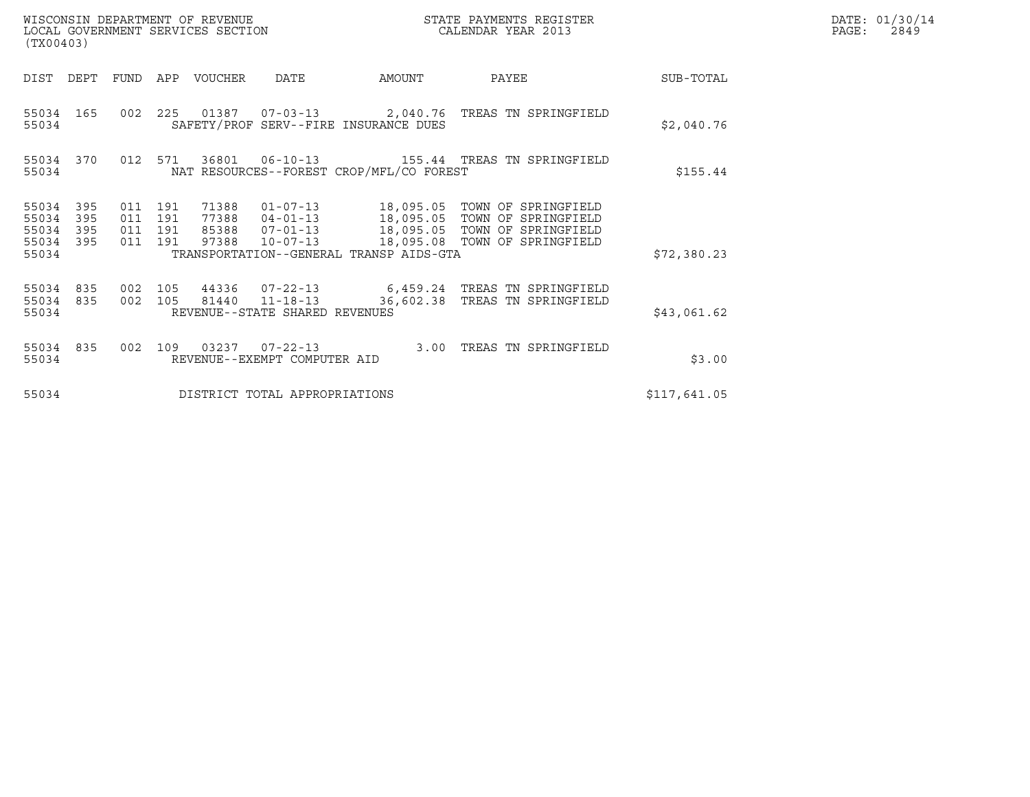WISCONSIN DEPARTMENT OF REVENUE
LOCAL GOVERNMENT SERVICES SECTION
(TX00403)

STATE PAYMENTS REGISTER
CALENDAR YEAR 2013

DATE: 01/30/14
PAGE: 2849

| DIST | DEPT | FUND | APP | VOUCHER | DATE | AMOUNT | PAYEE | SUB-TOTAL |
|---|---|---|---|---|---|---|---|---|
| 55034 | 165 | 002 | 225 | 01387 | 07-03-13 | 2,040.76 | TREAS TN SPRINGFIELD | |
| 55034 | | | | SAFETY/PROF SERV--FIRE INSURANCE DUES | | | | $2,040.76 |
| 55034 | 370 | 012 | 571 | 36801 | 06-10-13 | 155.44 | TREAS TN SPRINGFIELD | |
| 55034 | | | | NAT RESOURCES--FOREST CROP/MFL/CO FOREST | | | | $155.44 |
| 55034 | 395 | 011 | 191 | 71388 | 01-07-13 | 18,095.05 | TOWN OF SPRINGFIELD | |
| 55034 | 395 | 011 | 191 | 77388 | 04-01-13 | 18,095.05 | TOWN OF SPRINGFIELD | |
| 55034 | 395 | 011 | 191 | 85388 | 07-01-13 | 18,095.05 | TOWN OF SPRINGFIELD | |
| 55034 | 395 | 011 | 191 | 97388 | 10-07-13 | 18,095.08 | TOWN OF SPRINGFIELD | |
| 55034 | | | | TRANSPORTATION--GENERAL TRANSP AIDS-GTA | | | | $72,380.23 |
| 55034 | 835 | 002 | 105 | 44336 | 07-22-13 | 6,459.24 | TREAS TN SPRINGFIELD | |
| 55034 | 835 | 002 | 105 | 81440 | 11-18-13 | 36,602.38 | TREAS TN SPRINGFIELD | |
| 55034 | | | | REVENUE--STATE SHARED REVENUES | | | | $43,061.62 |
| 55034 | 835 | 002 | 109 | 03237 | 07-22-13 | 3.00 | TREAS TN SPRINGFIELD | |
| 55034 | | | | REVENUE--EXEMPT COMPUTER AID | | | | $3.00 |
| 55034 | | | | DISTRICT TOTAL APPROPRIATIONS | | | | $117,641.05 |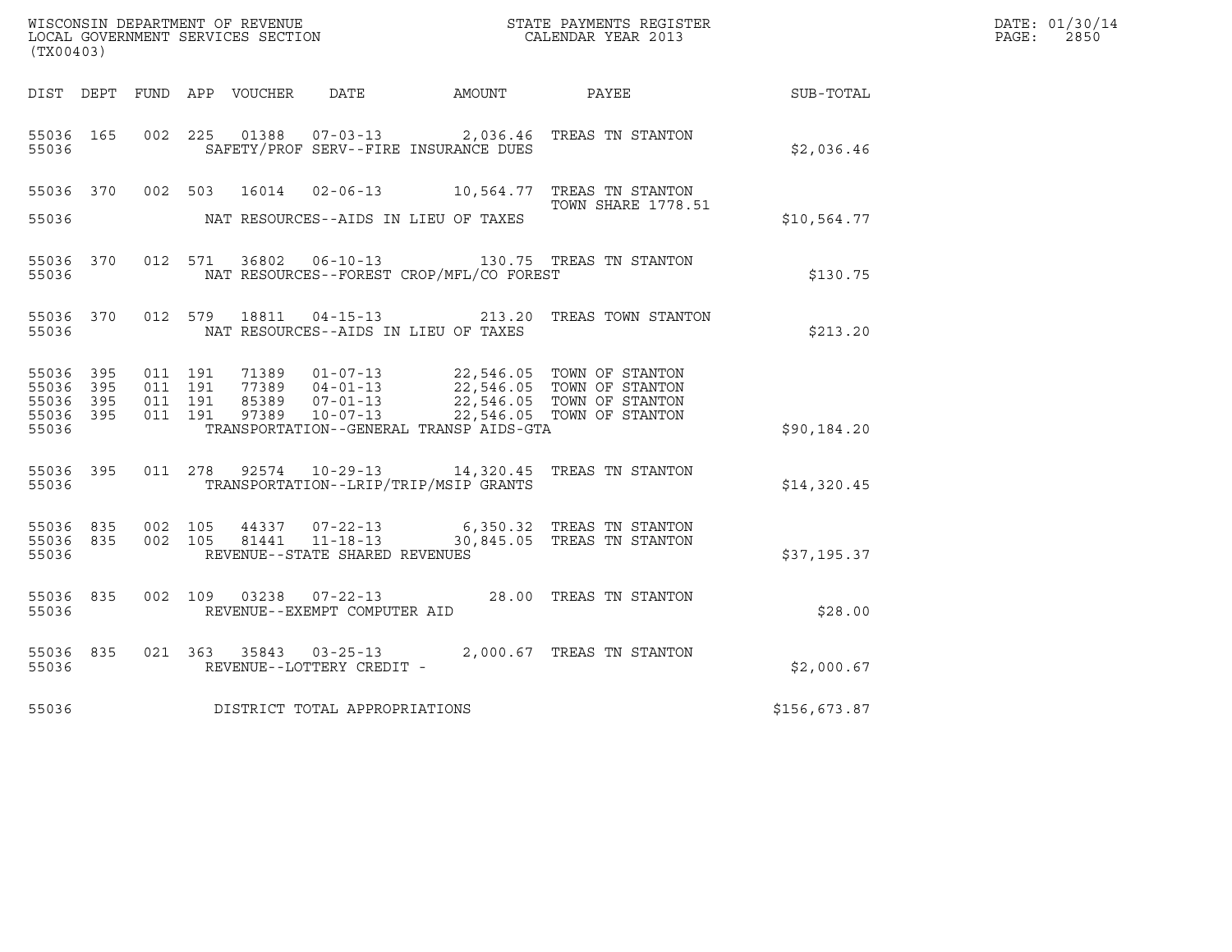WISCONSIN DEPARTMENT OF REVENUE
LOCAL GOVERNMENT SERVICES SECTION
(TX00403)

STATE PAYMENTS REGISTER
CALENDAR YEAR 2013

| DIST | DEPT | FUND | APP | VOUCHER | DATE | AMOUNT | PAYEE | SUB-TOTAL |
|---|---|---|---|---|---|---|---|---|
| 55036 | 165 | 002 | 225 | 01388 | 07-03-13 | 2,036.46 | TREAS TN STANTON | |
| 55036 | | | | SAFETY/PROF SERV--FIRE INSURANCE DUES | | | | $2,036.46 |
| 55036 | 370 | 002 | 503 | 16014 | 02-06-13 | 10,564.77 | TREAS TN STANTON TOWN SHARE 1778.51 | |
| 55036 | | | | NAT RESOURCES--AIDS IN LIEU OF TAXES | | | | $10,564.77 |
| 55036 | 370 | 012 | 571 | 36802 | 06-10-13 | 130.75 | TREAS TN STANTON | |
| 55036 | | | | NAT RESOURCES--FOREST CROP/MFL/CO FOREST | | | | $130.75 |
| 55036 | 370 | 012 | 579 | 18811 | 04-15-13 | 213.20 | TREAS TOWN STANTON | |
| 55036 | | | | NAT RESOURCES--AIDS IN LIEU OF TAXES | | | | $213.20 |
| 55036 | 395 | 011 | 191 | 71389 | 01-07-13 | 22,546.05 | TOWN OF STANTON | |
| 55036 | 395 | 011 | 191 | 77389 | 04-01-13 | 22,546.05 | TOWN OF STANTON | |
| 55036 | 395 | 011 | 191 | 85389 | 07-01-13 | 22,546.05 | TOWN OF STANTON | |
| 55036 | 395 | 011 | 191 | 97389 | 10-07-13 | 22,546.05 | TOWN OF STANTON | |
| 55036 | | | | TRANSPORTATION--GENERAL TRANSP AIDS-GTA | | | | $90,184.20 |
| 55036 | 395 | 011 | 278 | 92574 | 10-29-13 | 14,320.45 | TREAS TN STANTON | |
| 55036 | | | | TRANSPORTATION--LRIP/TRIP/MSIP GRANTS | | | | $14,320.45 |
| 55036 | 835 | 002 | 105 | 44337 | 07-22-13 | 6,350.32 | TREAS TN STANTON | |
| 55036 | 835 | 002 | 105 | 81441 | 11-18-13 | 30,845.05 | TREAS TN STANTON | |
| 55036 | | | | REVENUE--STATE SHARED REVENUES | | | | $37,195.37 |
| 55036 | 835 | 002 | 109 | 03238 | 07-22-13 | 28.00 | TREAS TN STANTON | |
| 55036 | | | | REVENUE--EXEMPT COMPUTER AID | | | | $28.00 |
| 55036 | 835 | 021 | 363 | 35843 | 03-25-13 | 2,000.67 | TREAS TN STANTON | |
| 55036 | | | | REVENUE--LOTTERY CREDIT - | | | | $2,000.67 |
| 55036 | | | | DISTRICT TOTAL APPROPRIATIONS | | | | $156,673.87 |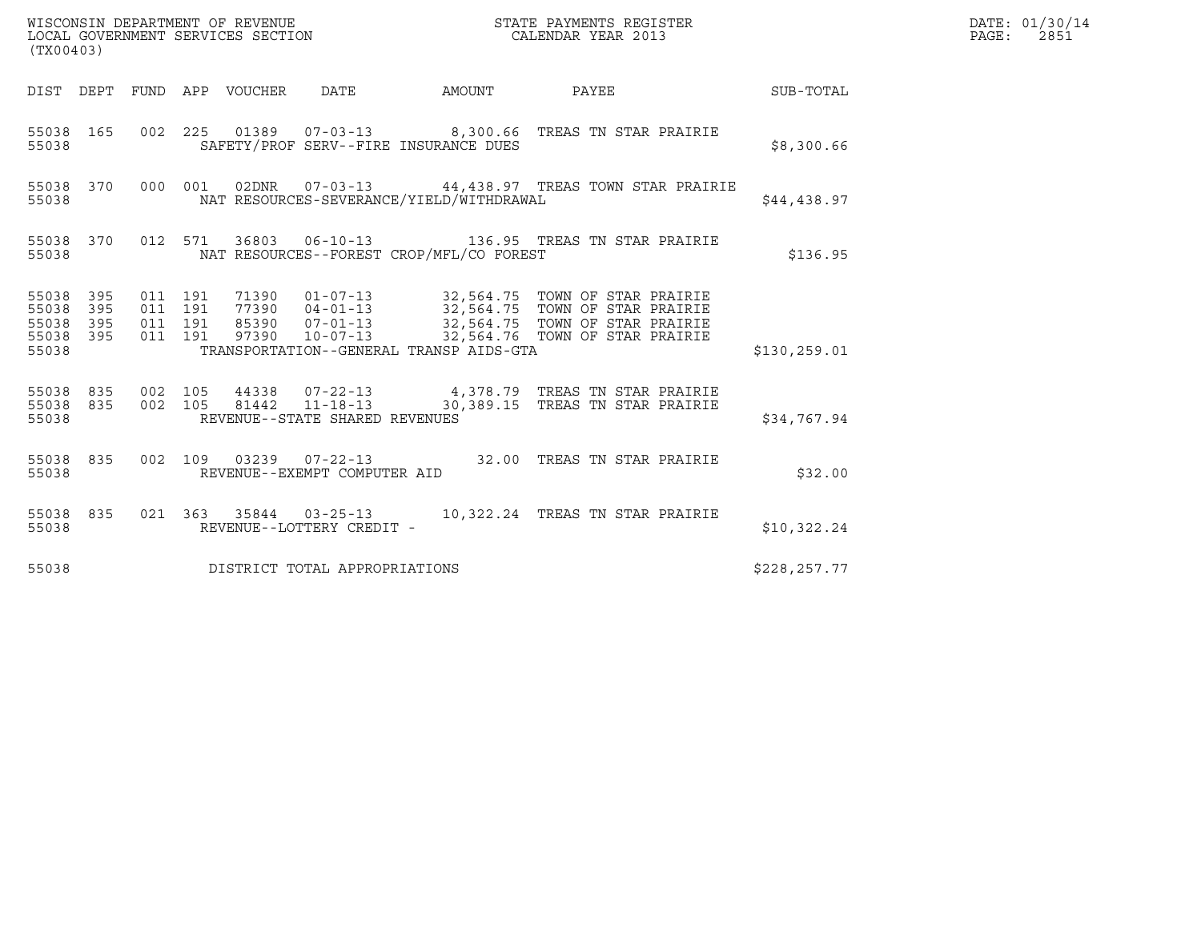WISCONSIN DEPARTMENT OF REVENUE
LOCAL GOVERNMENT SERVICES SECTION
(TX00403)

STATE PAYMENTS REGISTER
CALENDAR YEAR 2013

DATE: 01/30/14
PAGE: 2851

| DIST | DEPT | FUND | APP | VOUCHER | DATE | AMOUNT | PAYEE | SUB-TOTAL |
|---|---|---|---|---|---|---|---|---|
| 55038 | 165 | 002 | 225 | 01389 | 07-03-13 | 8,300.66 | TREAS TN STAR PRAIRIE | |
| 55038 | | | | SAFETY/PROF SERV--FIRE INSURANCE DUES | | | | $8,300.66 |
| 55038 | 370 | 000 | 001 | 02DNR | 07-03-13 | 44,438.97 | TREAS TOWN STAR PRAIRIE | |
| 55038 | | | | NAT RESOURCES-SEVERANCE/YIELD/WITHDRAWAL | | | | $44,438.97 |
| 55038 | 370 | 012 | 571 | 36803 | 06-10-13 | 136.95 | TREAS TN STAR PRAIRIE | |
| 55038 | | | | NAT RESOURCES--FOREST CROP/MFL/CO FOREST | | | | $136.95 |
| 55038 | 395 | 011 | 191 | 71390 | 01-07-13 | 32,564.75 | TOWN OF STAR PRAIRIE | |
| 55038 | 395 | 011 | 191 | 77390 | 04-01-13 | 32,564.75 | TOWN OF STAR PRAIRIE | |
| 55038 | 395 | 011 | 191 | 85390 | 07-01-13 | 32,564.75 | TOWN OF STAR PRAIRIE | |
| 55038 | 395 | 011 | 191 | 97390 | 10-07-13 | 32,564.76 | TOWN OF STAR PRAIRIE | |
| 55038 | | | | TRANSPORTATION--GENERAL TRANSP AIDS-GTA | | | | $130,259.01 |
| 55038 | 835 | 002 | 105 | 44338 | 07-22-13 | 4,378.79 | TREAS TN STAR PRAIRIE | |
| 55038 | 835 | 002 | 105 | 81442 | 11-18-13 | 30,389.15 | TREAS TN STAR PRAIRIE | |
| 55038 | | | | REVENUE--STATE SHARED REVENUES | | | | $34,767.94 |
| 55038 | 835 | 002 | 109 | 03239 | 07-22-13 | 32.00 | TREAS TN STAR PRAIRIE | |
| 55038 | | | | REVENUE--EXEMPT COMPUTER AID | | | | $32.00 |
| 55038 | 835 | 021 | 363 | 35844 | 03-25-13 | 10,322.24 | TREAS TN STAR PRAIRIE | |
| 55038 | | | | REVENUE--LOTTERY CREDIT - | | | | $10,322.24 |
| 55038 | | | | DISTRICT TOTAL APPROPRIATIONS | | | | $228,257.77 |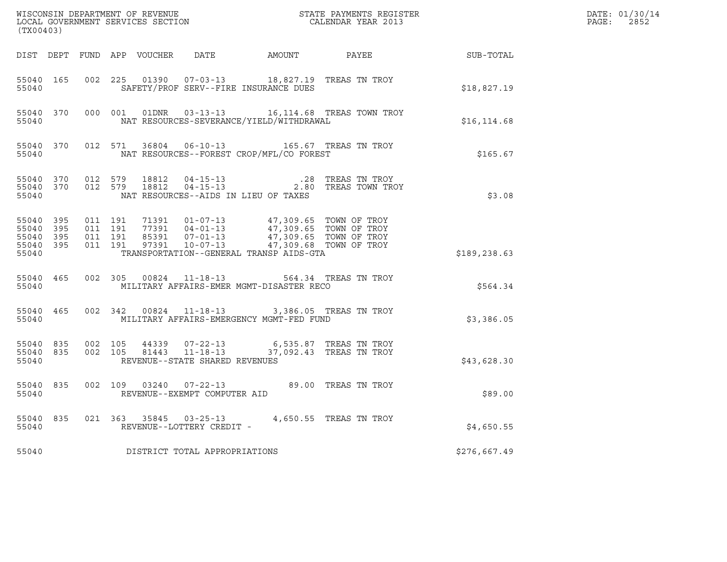WISCONSIN DEPARTMENT OF REVENUE
LOCAL GOVERNMENT SERVICES SECTION
(TX00403)

STATE PAYMENTS REGISTER
CALENDAR YEAR 2013

DATE: 01/30/14
PAGE: 2852

| DIST | DEPT | FUND | APP | VOUCHER | DATE | AMOUNT | PAYEE | SUB-TOTAL |
|---|---|---|---|---|---|---|---|---|
| 55040 | 165 | 002 | 225 | 01390 | 07-03-13 | 18,827.19 | TREAS TN TROY | |
| 55040 | | | | SAFETY/PROF SERV--FIRE INSURANCE DUES | | | | $18,827.19 |
| 55040 | 370 | 000 | 001 | 01DNR | 03-13-13 | 16,114.68 | TREAS TOWN TROY | |
| 55040 | | | | NAT RESOURCES-SEVERANCE/YIELD/WITHDRAWAL | | | | $16,114.68 |
| 55040 | 370 | 012 | 571 | 36804 | 06-10-13 | 165.67 | TREAS TN TROY | |
| 55040 | | | | NAT RESOURCES--FOREST CROP/MFL/CO FOREST | | | | $165.67 |
| 55040 | 370 | 012 | 579 | 18812 | 04-15-13 | .28 | TREAS TN TROY | |
| 55040 | 370 | 012 | 579 | 18812 | 04-15-13 | 2.80 | TREAS TOWN TROY | |
| 55040 | | | | NAT RESOURCES--AIDS IN LIEU OF TAXES | | | | $3.08 |
| 55040 | 395 | 011 | 191 | 71391 | 01-07-13 | 47,309.65 | TOWN OF TROY | |
| 55040 | 395 | 011 | 191 | 77391 | 04-01-13 | 47,309.65 | TOWN OF TROY | |
| 55040 | 395 | 011 | 191 | 85391 | 07-01-13 | 47,309.65 | TOWN OF TROY | |
| 55040 | 395 | 011 | 191 | 97391 | 10-07-13 | 47,309.68 | TOWN OF TROY | |
| 55040 | | | | TRANSPORTATION--GENERAL TRANSP AIDS-GTA | | | | $189,238.63 |
| 55040 | 465 | 002 | 305 | 00824 | 11-18-13 | 564.34 | TREAS TN TROY | |
| 55040 | | | | MILITARY AFFAIRS-EMER MGMT-DISASTER RECO | | | | $564.34 |
| 55040 | 465 | 002 | 342 | 00824 | 11-18-13 | 3,386.05 | TREAS TN TROY | |
| 55040 | | | | MILITARY AFFAIRS-EMERGENCY MGMT-FED FUND | | | | $3,386.05 |
| 55040 | 835 | 002 | 105 | 44339 | 07-22-13 | 6,535.87 | TREAS TN TROY | |
| 55040 | 835 | 002 | 105 | 81443 | 11-18-13 | 37,092.43 | TREAS TN TROY | |
| 55040 | | | | REVENUE--STATE SHARED REVENUES | | | | $43,628.30 |
| 55040 | 835 | 002 | 109 | 03240 | 07-22-13 | 89.00 | TREAS TN TROY | |
| 55040 | | | | REVENUE--EXEMPT COMPUTER AID | | | | $89.00 |
| 55040 | 835 | 021 | 363 | 35845 | 03-25-13 | 4,650.55 | TREAS TN TROY | |
| 55040 | | | | REVENUE--LOTTERY CREDIT - | | | | $4,650.55 |
| 55040 | | | | DISTRICT TOTAL APPROPRIATIONS | | | | $276,667.49 |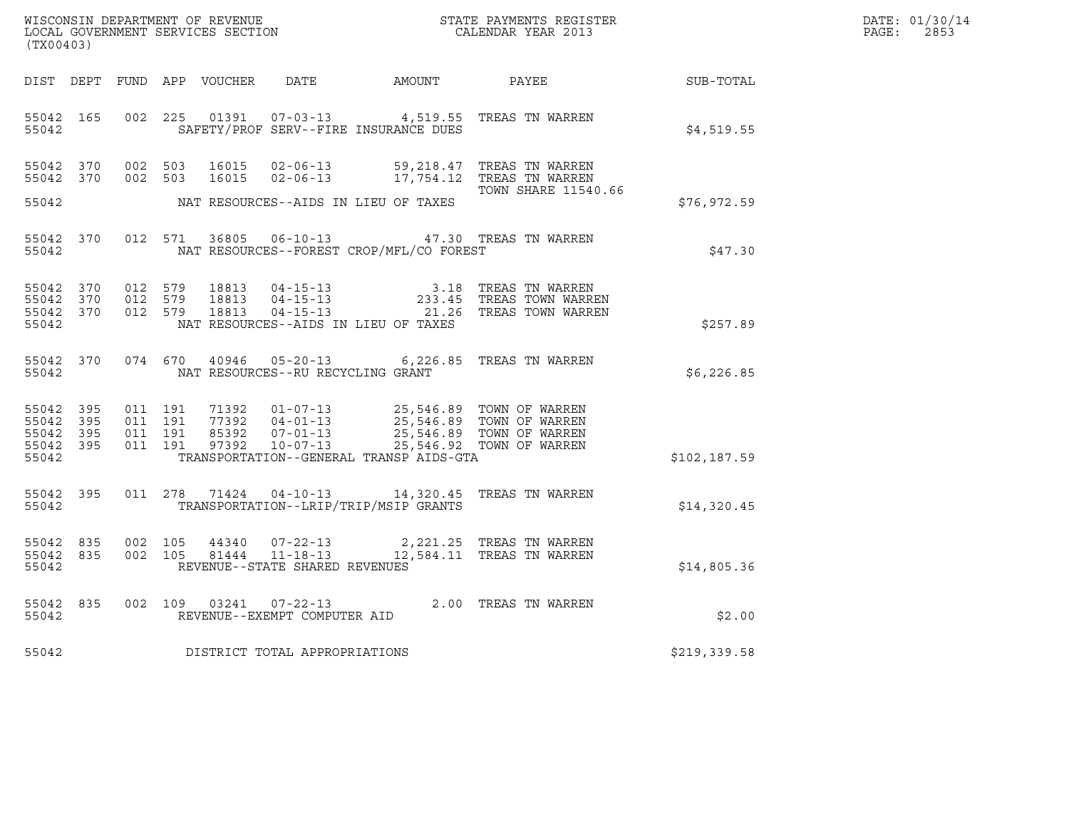WISCONSIN DEPARTMENT OF REVENUE
LOCAL GOVERNMENT SERVICES SECTION
(TX00403)

STATE PAYMENTS REGISTER
CALENDAR YEAR 2013

DATE: 01/30/14

| DIST | DEPT | FUND | APP | VOUCHER | DATE | AMOUNT | PAYEE | SUB-TOTAL |
|---|---|---|---|---|---|---|---|---|
| 55042 | 165 | 002 | 225 | 01391 | 07-03-13 | 4,519.55 | TREAS TN WARREN | |
| 55042 | | | | | SAFETY/PROF SERV--FIRE INSURANCE DUES | | | $4,519.55 |
| 55042 | 370 | 002 | 503 | 16015 | 02-06-13 | 59,218.47 | TREAS TN WARREN | |
| 55042 | 370 | 002 | 503 | 16015 | 02-06-13 | 17,754.12 | TREAS TN WARREN | |
| | | | | | | | TOWN SHARE 11540.66 | |
| 55042 | | | | | NAT RESOURCES--AIDS IN LIEU OF TAXES | | | $76,972.59 |
| 55042 | 370 | 012 | 571 | 36805 | 06-10-13 | 47.30 | TREAS TN WARREN | |
| 55042 | | | | | NAT RESOURCES--FOREST CROP/MFL/CO FOREST | | | $47.30 |
| 55042 | 370 | 012 | 579 | 18813 | 04-15-13 | 3.18 | TREAS TN WARREN | |
| 55042 | 370 | 012 | 579 | 18813 | 04-15-13 | 233.45 | TREAS TOWN WARREN | |
| 55042 | 370 | 012 | 579 | 18813 | 04-15-13 | 21.26 | TREAS TOWN WARREN | |
| 55042 | | | | | NAT RESOURCES--AIDS IN LIEU OF TAXES | | | $257.89 |
| 55042 | 370 | 074 | 670 | 40946 | 05-20-13 | 6,226.85 | TREAS TN WARREN | |
| 55042 | | | | | NAT RESOURCES--RU RECYCLING GRANT | | | $6,226.85 |
| 55042 | 395 | 011 | 191 | 71392 | 01-07-13 | 25,546.89 | TOWN OF WARREN | |
| 55042 | 395 | 011 | 191 | 77392 | 04-01-13 | 25,546.89 | TOWN OF WARREN | |
| 55042 | 395 | 011 | 191 | 85392 | 07-01-13 | 25,546.89 | TOWN OF WARREN | |
| 55042 | 395 | 011 | 191 | 97392 | 10-07-13 | 25,546.92 | TOWN OF WARREN | |
| 55042 | | | | | TRANSPORTATION--GENERAL TRANSP AIDS-GTA | | | $102,187.59 |
| 55042 | 395 | 011 | 278 | 71424 | 04-10-13 | 14,320.45 | TREAS TN WARREN | |
| 55042 | | | | | TRANSPORTATION--LRIP/TRIP/MSIP GRANTS | | | $14,320.45 |
| 55042 | 835 | 002 | 105 | 44340 | 07-22-13 | 2,221.25 | TREAS TN WARREN | |
| 55042 | 835 | 002 | 105 | 81444 | 11-18-13 | 12,584.11 | TREAS TN WARREN | |
| 55042 | | | | | REVENUE--STATE SHARED REVENUES | | | $14,805.36 |
| 55042 | 835 | 002 | 109 | 03241 | 07-22-13 | 2.00 | TREAS TN WARREN | |
| 55042 | | | | | REVENUE--EXEMPT COMPUTER AID | | | $2.00 |
| 55042 | | | | | DISTRICT TOTAL APPROPRIATIONS | | | $219,339.58 |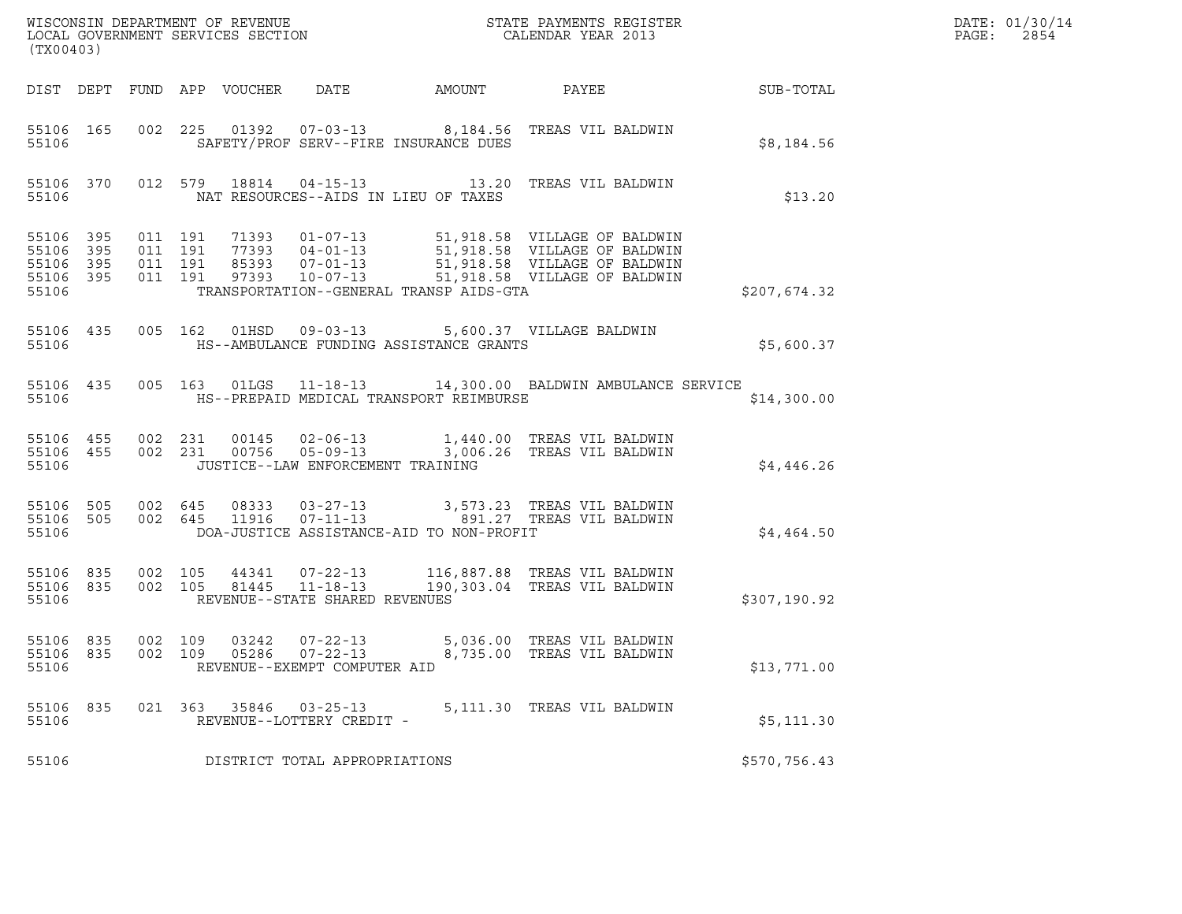WISCONSIN DEPARTMENT OF REVENUE
LOCAL GOVERNMENT SERVICES SECTION
(TX00403)

STATE PAYMENTS REGISTER
CALENDAR YEAR 2013

DATE: 01/30/14
PAGE: 2854

| DIST | DEPT | FUND | APP | VOUCHER | DATE | AMOUNT | PAYEE | SUB-TOTAL |
|---|---|---|---|---|---|---|---|---|
| 55106 | 165 | 002 | 225 | 01392 | 07-03-13 | 8,184.56 | TREAS VIL BALDWIN | |
| 55106 | | | | SAFETY/PROF SERV--FIRE INSURANCE DUES | | | | $8,184.56 |
| 55106 | 370 | 012 | 579 | 18814 | 04-15-13 | 13.20 | TREAS VIL BALDWIN | |
| 55106 | | | | NAT RESOURCES--AIDS IN LIEU OF TAXES | | | | $13.20 |
| 55106 | 395 | 011 | 191 | 71393 | 01-07-13 | 51,918.58 | VILLAGE OF BALDWIN | |
| 55106 | 395 | 011 | 191 | 77393 | 04-01-13 | 51,918.58 | VILLAGE OF BALDWIN | |
| 55106 | 395 | 011 | 191 | 85393 | 07-01-13 | 51,918.58 | VILLAGE OF BALDWIN | |
| 55106 | 395 | 011 | 191 | 97393 | 10-07-13 | 51,918.58 | VILLAGE OF BALDWIN | |
| 55106 | | | | TRANSPORTATION--GENERAL TRANSP AIDS-GTA | | | | $207,674.32 |
| 55106 | 435 | 005 | 162 | 01HSD | 09-03-13 | 5,600.37 | VILLAGE BALDWIN | |
| 55106 | | | | HS--AMBULANCE FUNDING ASSISTANCE GRANTS | | | | $5,600.37 |
| 55106 | 435 | 005 | 163 | 01LGS | 11-18-13 | 14,300.00 | BALDWIN AMBULANCE SERVICE | |
| 55106 | | | | HS--PREPAID MEDICAL TRANSPORT REIMBURSE | | | | $14,300.00 |
| 55106 | 455 | 002 | 231 | 00145 | 02-06-13 | 1,440.00 | TREAS VIL BALDWIN | |
| 55106 | 455 | 002 | 231 | 00756 | 05-09-13 | 3,006.26 | TREAS VIL BALDWIN | |
| 55106 | | | | JUSTICE--LAW ENFORCEMENT TRAINING | | | | $4,446.26 |
| 55106 | 505 | 002 | 645 | 08333 | 03-27-13 | 3,573.23 | TREAS VIL BALDWIN | |
| 55106 | 505 | 002 | 645 | 11916 | 07-11-13 | 891.27 | TREAS VIL BALDWIN | |
| 55106 | | | | DOA-JUSTICE ASSISTANCE-AID TO NON-PROFIT | | | | $4,464.50 |
| 55106 | 835 | 002 | 105 | 44341 | 07-22-13 | 116,887.88 | TREAS VIL BALDWIN | |
| 55106 | 835 | 002 | 105 | 81445 | 11-18-13 | 190,303.04 | TREAS VIL BALDWIN | |
| 55106 | | | | REVENUE--STATE SHARED REVENUES | | | | $307,190.92 |
| 55106 | 835 | 002 | 109 | 03242 | 07-22-13 | 5,036.00 | TREAS VIL BALDWIN | |
| 55106 | 835 | 002 | 109 | 05286 | 07-22-13 | 8,735.00 | TREAS VIL BALDWIN | |
| 55106 | | | | REVENUE--EXEMPT COMPUTER AID | | | | $13,771.00 |
| 55106 | 835 | 021 | 363 | 35846 | 03-25-13 | 5,111.30 | TREAS VIL BALDWIN | |
| 55106 | | | | REVENUE--LOTTERY CREDIT - | | | | $5,111.30 |
| 55106 | | | | DISTRICT TOTAL APPROPRIATIONS | | | | $570,756.43 |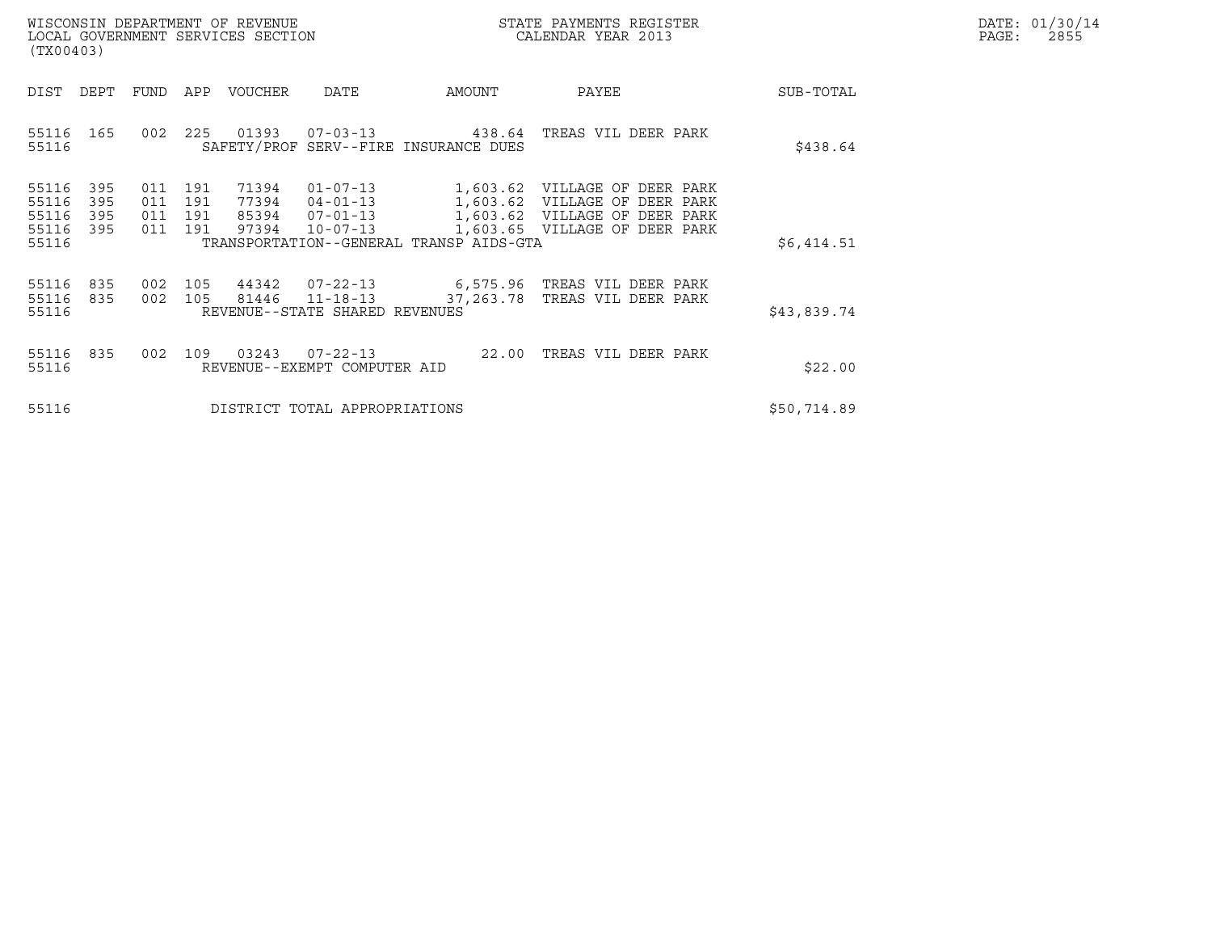WISCONSIN DEPARTMENT OF REVENUE
LOCAL GOVERNMENT SERVICES SECTION
(TX00403)

STATE PAYMENTS REGISTER
CALENDAR YEAR 2013

DATE: 01/30/14
PAGE: 2855

| DIST | DEPT | FUND | APP | VOUCHER | DATE | AMOUNT | PAYEE | SUB-TOTAL |
|---|---|---|---|---|---|---|---|---|
| 55116 | 165 | 002 | 225 | 01393 | 07-03-13 | 438.64 | TREAS VIL DEER PARK | |
| 55116 | | | | SAFETY/PROF SERV--FIRE INSURANCE DUES | | | | $438.64 |
| 55116 | 395 | 011 | 191 | 71394 | 01-07-13 | 1,603.62 | VILLAGE OF DEER PARK | |
| 55116 | 395 | 011 | 191 | 77394 | 04-01-13 | 1,603.62 | VILLAGE OF DEER PARK | |
| 55116 | 395 | 011 | 191 | 85394 | 07-01-13 | 1,603.62 | VILLAGE OF DEER PARK | |
| 55116 | 395 | 011 | 191 | 97394 | 10-07-13 | 1,603.65 | VILLAGE OF DEER PARK | |
| 55116 | | | | TRANSPORTATION--GENERAL TRANSP AIDS-GTA | | | | $6,414.51 |
| 55116 | 835 | 002 | 105 | 44342 | 07-22-13 | 6,575.96 | TREAS VIL DEER PARK | |
| 55116 | 835 | 002 | 105 | 81446 | 11-18-13 | 37,263.78 | TREAS VIL DEER PARK | |
| 55116 | | | | REVENUE--STATE SHARED REVENUES | | | | $43,839.74 |
| 55116 | 835 | 002 | 109 | 03243 | 07-22-13 | 22.00 | TREAS VIL DEER PARK | |
| 55116 | | | | REVENUE--EXEMPT COMPUTER AID | | | | $22.00 |
| 55116 | | | | DISTRICT TOTAL APPROPRIATIONS | | | | $50,714.89 |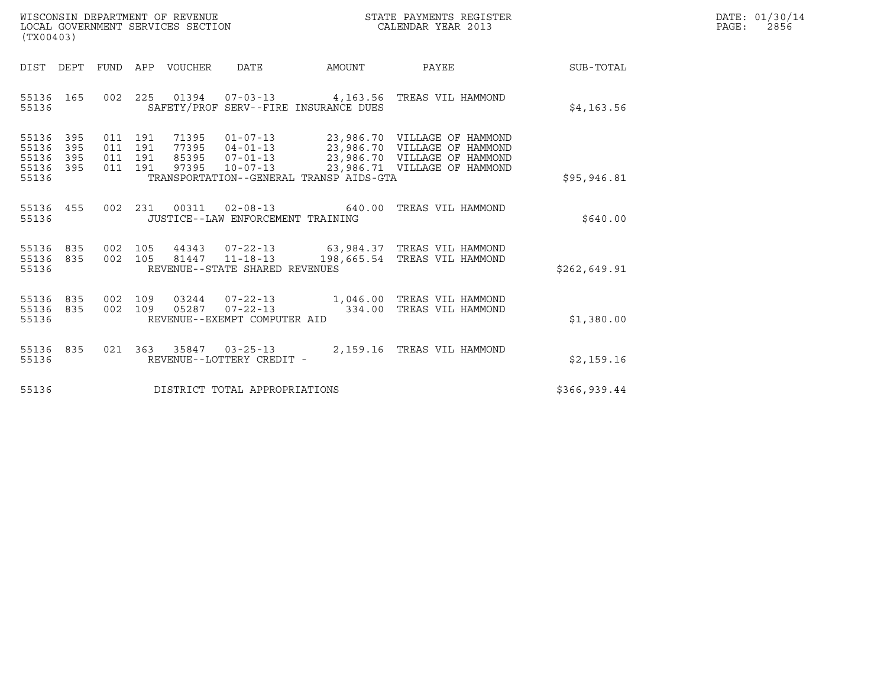WISCONSIN DEPARTMENT OF REVENUE
LOCAL GOVERNMENT SERVICES SECTION
(TX00403)

STATE PAYMENTS REGISTER
CALENDAR YEAR 2013

DATE: 01/30/14
PAGE: 2856

| DIST | DEPT | FUND | APP | VOUCHER | DATE | AMOUNT | PAYEE | SUB-TOTAL |
|---|---|---|---|---|---|---|---|---|
| 55136 | 165 | 002 | 225 | 01394 | 07-03-13 | 4,163.56 | TREAS VIL HAMMOND | |
| 55136 | | | | SAFETY/PROF SERV--FIRE INSURANCE DUES | | | | $4,163.56 |
| 55136 | 395 | 011 | 191 | 71395 | 01-07-13 | 23,986.70 | VILLAGE OF HAMMOND | |
| 55136 | 395 | 011 | 191 | 77395 | 04-01-13 | 23,986.70 | VILLAGE OF HAMMOND | |
| 55136 | 395 | 011 | 191 | 85395 | 07-01-13 | 23,986.70 | VILLAGE OF HAMMOND | |
| 55136 | 395 | 011 | 191 | 97395 | 10-07-13 | 23,986.71 | VILLAGE OF HAMMOND | |
| 55136 | | | | TRANSPORTATION--GENERAL TRANSP AIDS-GTA | | | | $95,946.81 |
| 55136 | 455 | 002 | 231 | 00311 | 02-08-13 | 640.00 | TREAS VIL HAMMOND | |
| 55136 | | | | JUSTICE--LAW ENFORCEMENT TRAINING | | | | $640.00 |
| 55136 | 835 | 002 | 105 | 44343 | 07-22-13 | 63,984.37 | TREAS VIL HAMMOND | |
| 55136 | 835 | 002 | 105 | 81447 | 11-18-13 | 198,665.54 | TREAS VIL HAMMOND | |
| 55136 | | | | REVENUE--STATE SHARED REVENUES | | | | $262,649.91 |
| 55136 | 835 | 002 | 109 | 03244 | 07-22-13 | 1,046.00 | TREAS VIL HAMMOND | |
| 55136 | 835 | 002 | 109 | 05287 | 07-22-13 | 334.00 | TREAS VIL HAMMOND | |
| 55136 | | | | REVENUE--EXEMPT COMPUTER AID | | | | $1,380.00 |
| 55136 | 835 | 021 | 363 | 35847 | 03-25-13 | 2,159.16 | TREAS VIL HAMMOND | |
| 55136 | | | | REVENUE--LOTTERY CREDIT - | | | | $2,159.16 |
| 55136 | | | | DISTRICT TOTAL APPROPRIATIONS | | | | $366,939.44 |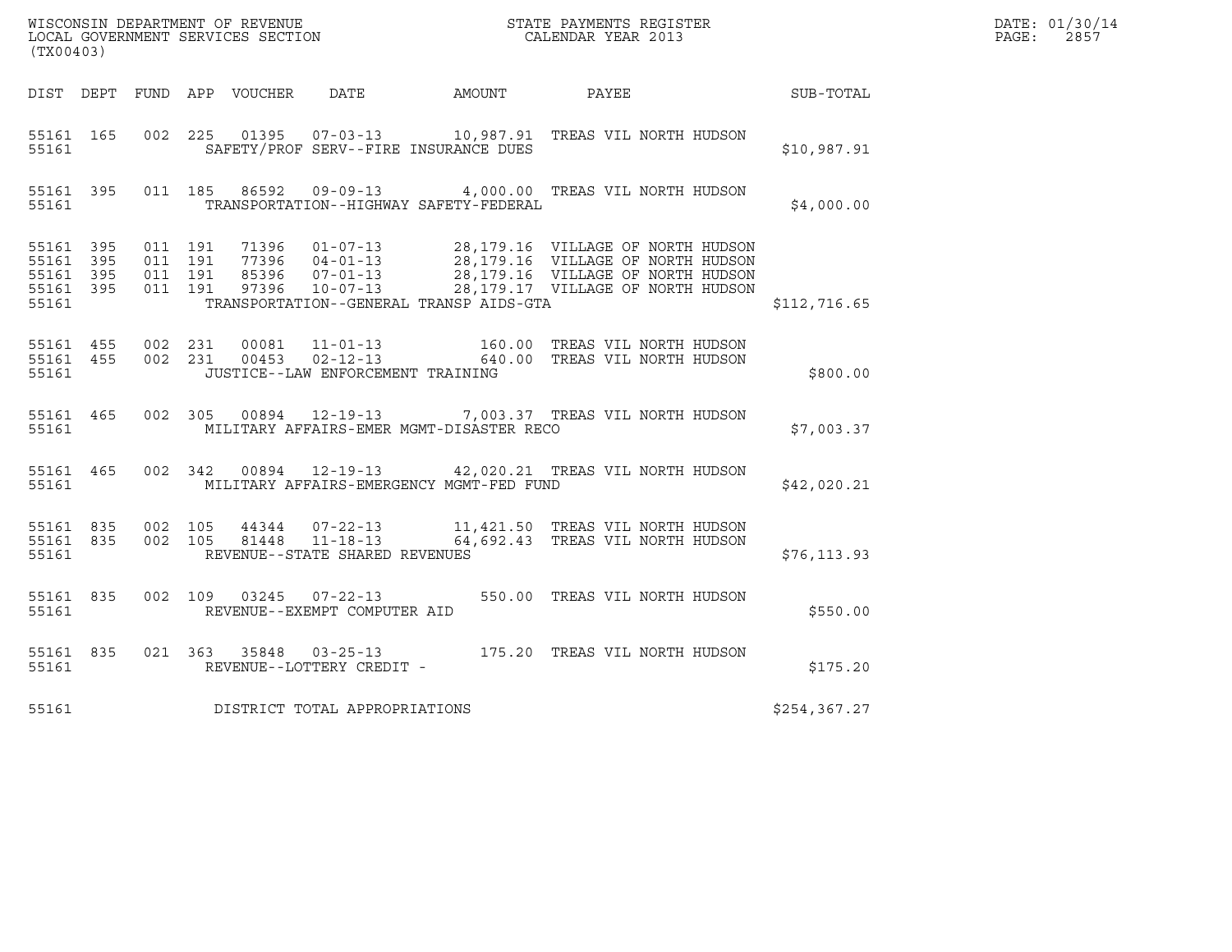WISCONSIN DEPARTMENT OF REVENUE
LOCAL GOVERNMENT SERVICES SECTION
(TX00403)

STATE PAYMENTS REGISTER
CALENDAR YEAR 2013

DATE: 01/30/14
PAGE: 2857

| DIST | DEPT | FUND | APP | VOUCHER | DATE | AMOUNT | PAYEE | SUB-TOTAL |
|---|---|---|---|---|---|---|---|---|
| 55161 | 165 | 002 | 225 | 01395 | 07-03-13 | 10,987.91 | TREAS VIL NORTH HUDSON | |
| 55161 | | | | SAFETY/PROF SERV--FIRE INSURANCE DUES | | | | $10,987.91 |
| 55161 | 395 | 011 | 185 | 86592 | 09-09-13 | 4,000.00 | TREAS VIL NORTH HUDSON | |
| 55161 | | | | TRANSPORTATION--HIGHWAY SAFETY-FEDERAL | | | | $4,000.00 |
| 55161 | 395 | 011 | 191 | 71396 | 01-07-13 | 28,179.16 | VILLAGE OF NORTH HUDSON | |
| 55161 | 395 | 011 | 191 | 77396 | 04-01-13 | 28,179.16 | VILLAGE OF NORTH HUDSON | |
| 55161 | 395 | 011 | 191 | 85396 | 07-01-13 | 28,179.16 | VILLAGE OF NORTH HUDSON | |
| 55161 | 395 | 011 | 191 | 97396 | 10-07-13 | 28,179.17 | VILLAGE OF NORTH HUDSON | |
| 55161 | | | | TRANSPORTATION--GENERAL TRANSP AIDS-GTA | | | | $112,716.65 |
| 55161 | 455 | 002 | 231 | 00081 | 11-01-13 | 160.00 | TREAS VIL NORTH HUDSON | |
| 55161 | 455 | 002 | 231 | 00453 | 02-12-13 | 640.00 | TREAS VIL NORTH HUDSON | |
| 55161 | | | | JUSTICE--LAW ENFORCEMENT TRAINING | | | | $800.00 |
| 55161 | 465 | 002 | 305 | 00894 | 12-19-13 | 7,003.37 | TREAS VIL NORTH HUDSON | |
| 55161 | | | | MILITARY AFFAIRS-EMER MGMT-DISASTER RECO | | | | $7,003.37 |
| 55161 | 465 | 002 | 342 | 00894 | 12-19-13 | 42,020.21 | TREAS VIL NORTH HUDSON | |
| 55161 | | | | MILITARY AFFAIRS-EMERGENCY MGMT-FED FUND | | | | $42,020.21 |
| 55161 | 835 | 002 | 105 | 44344 | 07-22-13 | 11,421.50 | TREAS VIL NORTH HUDSON | |
| 55161 | 835 | 002 | 105 | 81448 | 11-18-13 | 64,692.43 | TREAS VIL NORTH HUDSON | |
| 55161 | | | | REVENUE--STATE SHARED REVENUES | | | | $76,113.93 |
| 55161 | 835 | 002 | 109 | 03245 | 07-22-13 | 550.00 | TREAS VIL NORTH HUDSON | |
| 55161 | | | | REVENUE--EXEMPT COMPUTER AID | | | | $550.00 |
| 55161 | 835 | 021 | 363 | 35848 | 03-25-13 | 175.20 | TREAS VIL NORTH HUDSON | |
| 55161 | | | | REVENUE--LOTTERY CREDIT - | | | | $175.20 |
| 55161 | | | | DISTRICT TOTAL APPROPRIATIONS | | | | $254,367.27 |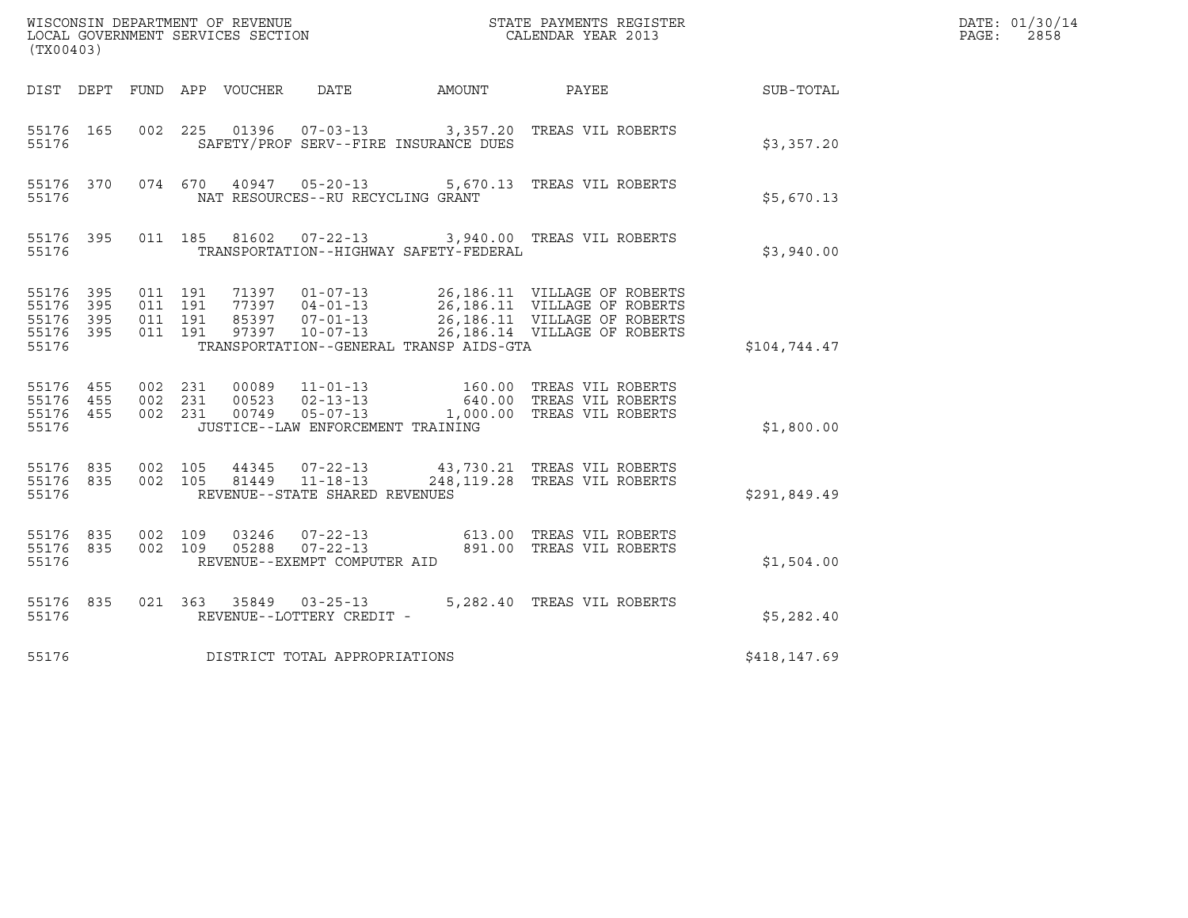WISCONSIN DEPARTMENT OF REVENUE
LOCAL GOVERNMENT SERVICES SECTION
(TX00403)

STATE PAYMENTS REGISTER
CALENDAR YEAR 2013

DATE: 01/30/14
PAGE: 2858

| DIST | DEPT | FUND | APP | VOUCHER | DATE | AMOUNT | PAYEE | SUB-TOTAL |
|---|---|---|---|---|---|---|---|---|
| 55176 | 165 | 002 | 225 | 01396 | 07-03-13 | 3,357.20 | TREAS VIL ROBERTS | |
| 55176 | | | | SAFETY/PROF SERV--FIRE INSURANCE DUES | | | | $3,357.20 |
| 55176 | 370 | 074 | 670 | 40947 | 05-20-13 | 5,670.13 | TREAS VIL ROBERTS | |
| 55176 | | | | NAT RESOURCES--RU RECYCLING GRANT | | | | $5,670.13 |
| 55176 | 395 | 011 | 185 | 81602 | 07-22-13 | 3,940.00 | TREAS VIL ROBERTS | |
| 55176 | | | | TRANSPORTATION--HIGHWAY SAFETY-FEDERAL | | | | $3,940.00 |
| 55176 | 395 | 011 | 191 | 71397 | 01-07-13 | 26,186.11 | VILLAGE OF ROBERTS | |
| 55176 | 395 | 011 | 191 | 77397 | 04-01-13 | 26,186.11 | VILLAGE OF ROBERTS | |
| 55176 | 395 | 011 | 191 | 85397 | 07-01-13 | 26,186.11 | VILLAGE OF ROBERTS | |
| 55176 | 395 | 011 | 191 | 97397 | 10-07-13 | 26,186.14 | VILLAGE OF ROBERTS | |
| 55176 | | | | TRANSPORTATION--GENERAL TRANSP AIDS-GTA | | | | $104,744.47 |
| 55176 | 455 | 002 | 231 | 00089 | 11-01-13 | 160.00 | TREAS VIL ROBERTS | |
| 55176 | 455 | 002 | 231 | 00523 | 02-13-13 | 640.00 | TREAS VIL ROBERTS | |
| 55176 | 455 | 002 | 231 | 00749 | 05-07-13 | 1,000.00 | TREAS VIL ROBERTS | |
| 55176 | | | | JUSTICE--LAW ENFORCEMENT TRAINING | | | | $1,800.00 |
| 55176 | 835 | 002 | 105 | 44345 | 07-22-13 | 43,730.21 | TREAS VIL ROBERTS | |
| 55176 | 835 | 002 | 105 | 81449 | 11-18-13 | 248,119.28 | TREAS VIL ROBERTS | |
| 55176 | | | | REVENUE--STATE SHARED REVENUES | | | | $291,849.49 |
| 55176 | 835 | 002 | 109 | 03246 | 07-22-13 | 613.00 | TREAS VIL ROBERTS | |
| 55176 | 835 | 002 | 109 | 05288 | 07-22-13 | 891.00 | TREAS VIL ROBERTS | |
| 55176 | | | | REVENUE--EXEMPT COMPUTER AID | | | | $1,504.00 |
| 55176 | 835 | 021 | 363 | 35849 | 03-25-13 | 5,282.40 | TREAS VIL ROBERTS | |
| 55176 | | | | REVENUE--LOTTERY CREDIT - | | | | $5,282.40 |
| 55176 | | | | DISTRICT TOTAL APPROPRIATIONS | | | | $418,147.69 |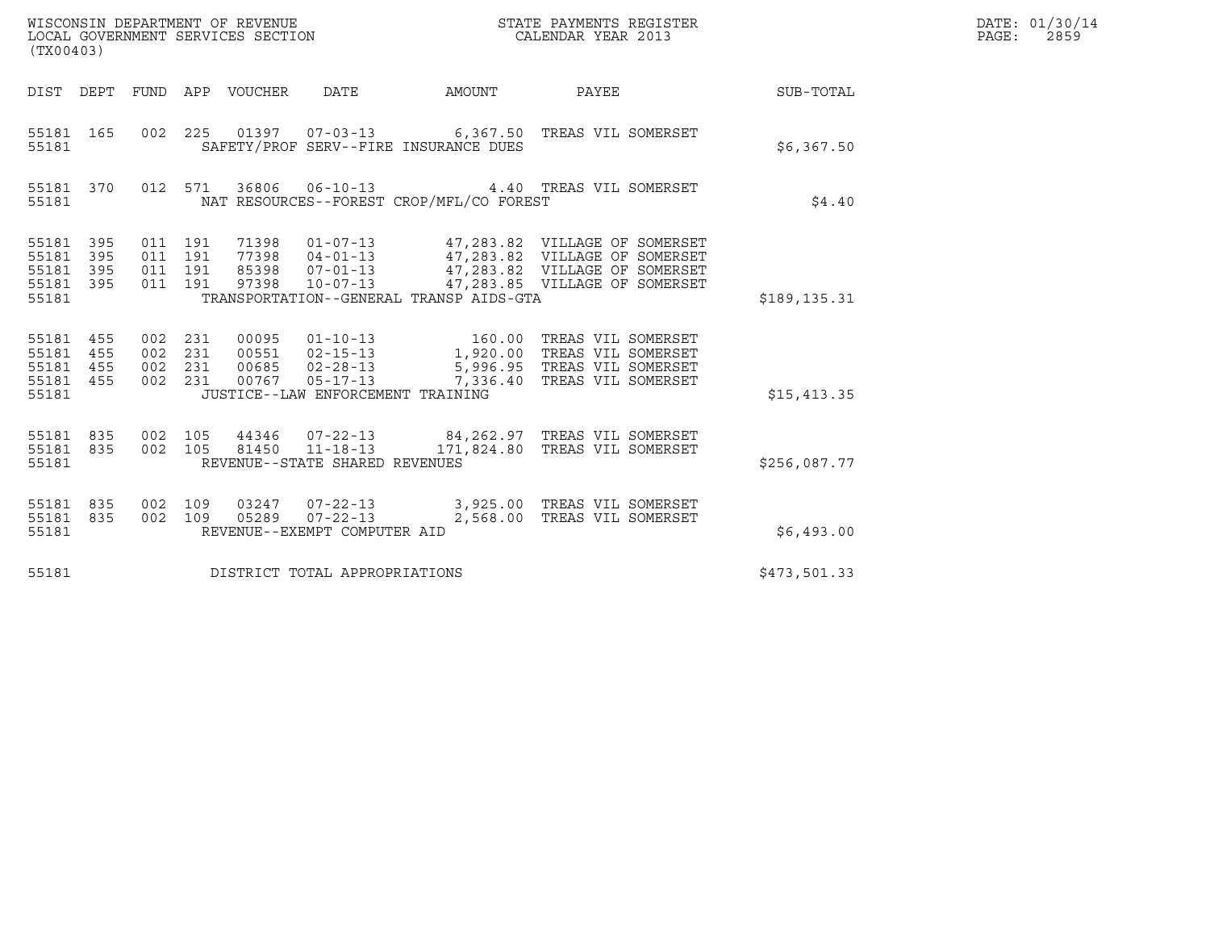WISCONSIN DEPARTMENT OF REVENUE
LOCAL GOVERNMENT SERVICES SECTION
(TX00403)

STATE PAYMENTS REGISTER
CALENDAR YEAR 2013

DATE: 01/30/14
PAGE: 2859

| DIST | DEPT | FUND | APP | VOUCHER | DATE | AMOUNT | PAYEE | SUB-TOTAL |
|---|---|---|---|---|---|---|---|---|
| 55181 | 165 | 002 | 225 | 01397 | 07-03-13 | 6,367.50 | TREAS VIL SOMERSET | |
| 55181 | | | | SAFETY/PROF SERV--FIRE INSURANCE DUES | | | | $6,367.50 |
| 55181 | 370 | 012 | 571 | 36806 | 06-10-13 | 4.40 | TREAS VIL SOMERSET | |
| 55181 | | | | NAT RESOURCES--FOREST CROP/MFL/CO FOREST | | | | $4.40 |
| 55181 | 395 | 011 | 191 | 71398 | 01-07-13 | 47,283.82 | VILLAGE OF SOMERSET | |
| 55181 | 395 | 011 | 191 | 77398 | 04-01-13 | 47,283.82 | VILLAGE OF SOMERSET | |
| 55181 | 395 | 011 | 191 | 85398 | 07-01-13 | 47,283.82 | VILLAGE OF SOMERSET | |
| 55181 | 395 | 011 | 191 | 97398 | 10-07-13 | 47,283.85 | VILLAGE OF SOMERSET | |
| 55181 | | | | TRANSPORTATION--GENERAL TRANSP AIDS-GTA | | | | $189,135.31 |
| 55181 | 455 | 002 | 231 | 00095 | 01-10-13 | 160.00 | TREAS VIL SOMERSET | |
| 55181 | 455 | 002 | 231 | 00551 | 02-15-13 | 1,920.00 | TREAS VIL SOMERSET | |
| 55181 | 455 | 002 | 231 | 00685 | 02-28-13 | 5,996.95 | TREAS VIL SOMERSET | |
| 55181 | 455 | 002 | 231 | 00767 | 05-17-13 | 7,336.40 | TREAS VIL SOMERSET | |
| 55181 | | | | JUSTICE--LAW ENFORCEMENT TRAINING | | | | $15,413.35 |
| 55181 | 835 | 002 | 105 | 44346 | 07-22-13 | 84,262.97 | TREAS VIL SOMERSET | |
| 55181 | 835 | 002 | 105 | 81450 | 11-18-13 | 171,824.80 | TREAS VIL SOMERSET | |
| 55181 | | | | REVENUE--STATE SHARED REVENUES | | | | $256,087.77 |
| 55181 | 835 | 002 | 109 | 03247 | 07-22-13 | 3,925.00 | TREAS VIL SOMERSET | |
| 55181 | 835 | 002 | 109 | 05289 | 07-22-13 | 2,568.00 | TREAS VIL SOMERSET | |
| 55181 | | | | REVENUE--EXEMPT COMPUTER AID | | | | $6,493.00 |
| 55181 | | | | DISTRICT TOTAL APPROPRIATIONS | | | | $473,501.33 |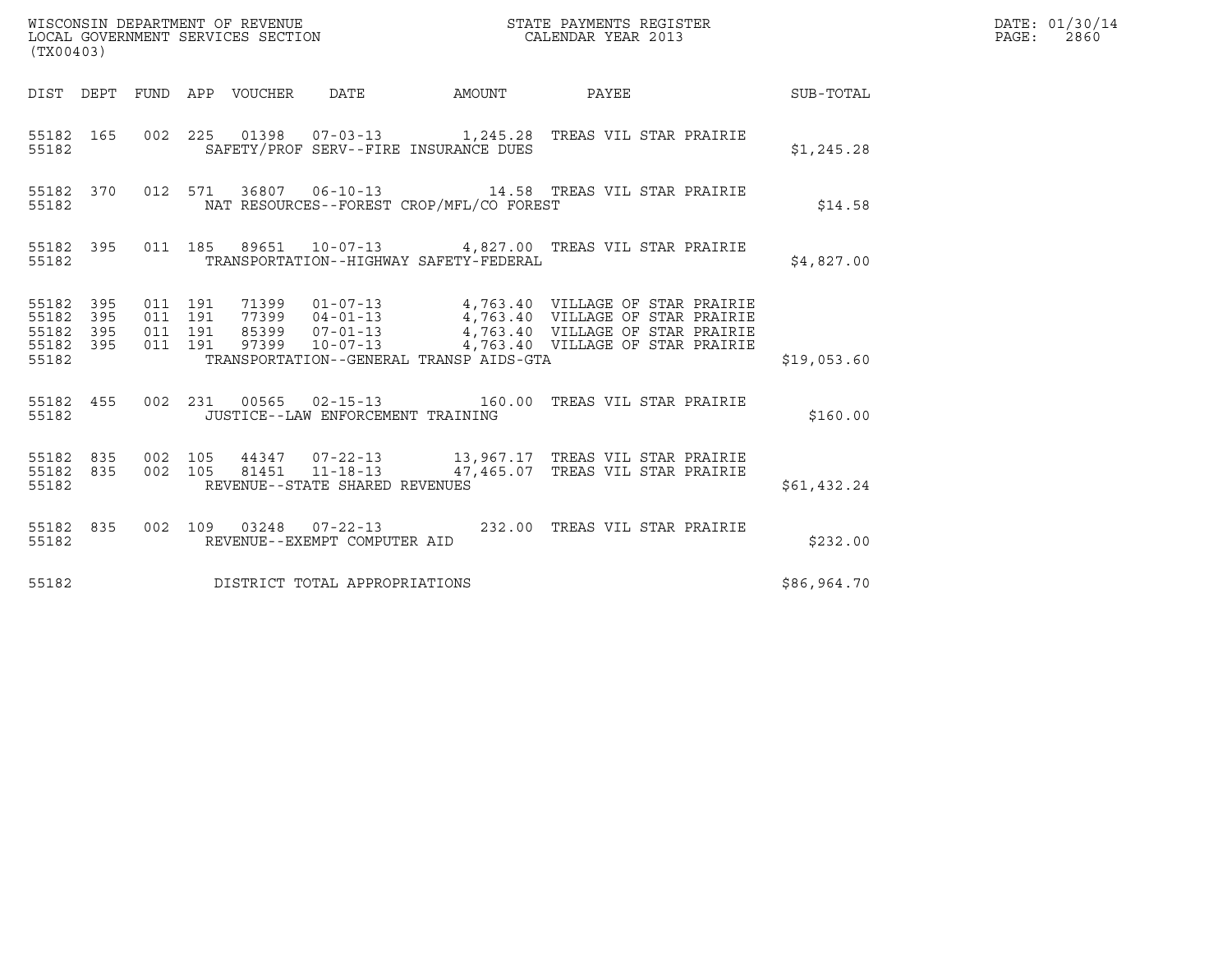WISCONSIN DEPARTMENT OF REVENUE
LOCAL GOVERNMENT SERVICES SECTION
(TX00403)

STATE PAYMENTS REGISTER
CALENDAR YEAR 2013

DATE: 01/30/14
PAGE: 2860

| DIST | DEPT | FUND | APP | VOUCHER | DATE | AMOUNT | PAYEE | SUB-TOTAL |
|---|---|---|---|---|---|---|---|---|
| 55182 | 165 | 002 | 225 | 01398 | 07-03-13 | 1,245.28 | TREAS VIL STAR PRAIRIE | |
| 55182 | | | | | SAFETY/PROF SERV--FIRE INSURANCE DUES | | | $1,245.28 |
| 55182 | 370 | 012 | 571 | 36807 | 06-10-13 | 14.58 | TREAS VIL STAR PRAIRIE | |
| 55182 | | | | | NAT RESOURCES--FOREST CROP/MFL/CO FOREST | | | $14.58 |
| 55182 | 395 | 011 | 185 | 89651 | 10-07-13 | 4,827.00 | TREAS VIL STAR PRAIRIE | |
| 55182 | | | | | TRANSPORTATION--HIGHWAY SAFETY-FEDERAL | | | $4,827.00 |
| 55182 | 395 | 011 | 191 | 71399 | 01-07-13 | 4,763.40 | VILLAGE OF STAR PRAIRIE | |
| 55182 | 395 | 011 | 191 | 77399 | 04-01-13 | 4,763.40 | VILLAGE OF STAR PRAIRIE | |
| 55182 | 395 | 011 | 191 | 85399 | 07-01-13 | 4,763.40 | VILLAGE OF STAR PRAIRIE | |
| 55182 | 395 | 011 | 191 | 97399 | 10-07-13 | 4,763.40 | VILLAGE OF STAR PRAIRIE | |
| 55182 | | | | | TRANSPORTATION--GENERAL TRANSP AIDS-GTA | | | $19,053.60 |
| 55182 | 455 | 002 | 231 | 00565 | 02-15-13 | 160.00 | TREAS VIL STAR PRAIRIE | |
| 55182 | | | | | JUSTICE--LAW ENFORCEMENT TRAINING | | | $160.00 |
| 55182 | 835 | 002 | 105 | 44347 | 07-22-13 | 13,967.17 | TREAS VIL STAR PRAIRIE | |
| 55182 | 835 | 002 | 105 | 81451 | 11-18-13 | 47,465.07 | TREAS VIL STAR PRAIRIE | |
| 55182 | | | | | REVENUE--STATE SHARED REVENUES | | | $61,432.24 |
| 55182 | 835 | 002 | 109 | 03248 | 07-22-13 | 232.00 | TREAS VIL STAR PRAIRIE | |
| 55182 | | | | | REVENUE--EXEMPT COMPUTER AID | | | $232.00 |
| 55182 | | | | | DISTRICT TOTAL APPROPRIATIONS | | | $86,964.70 |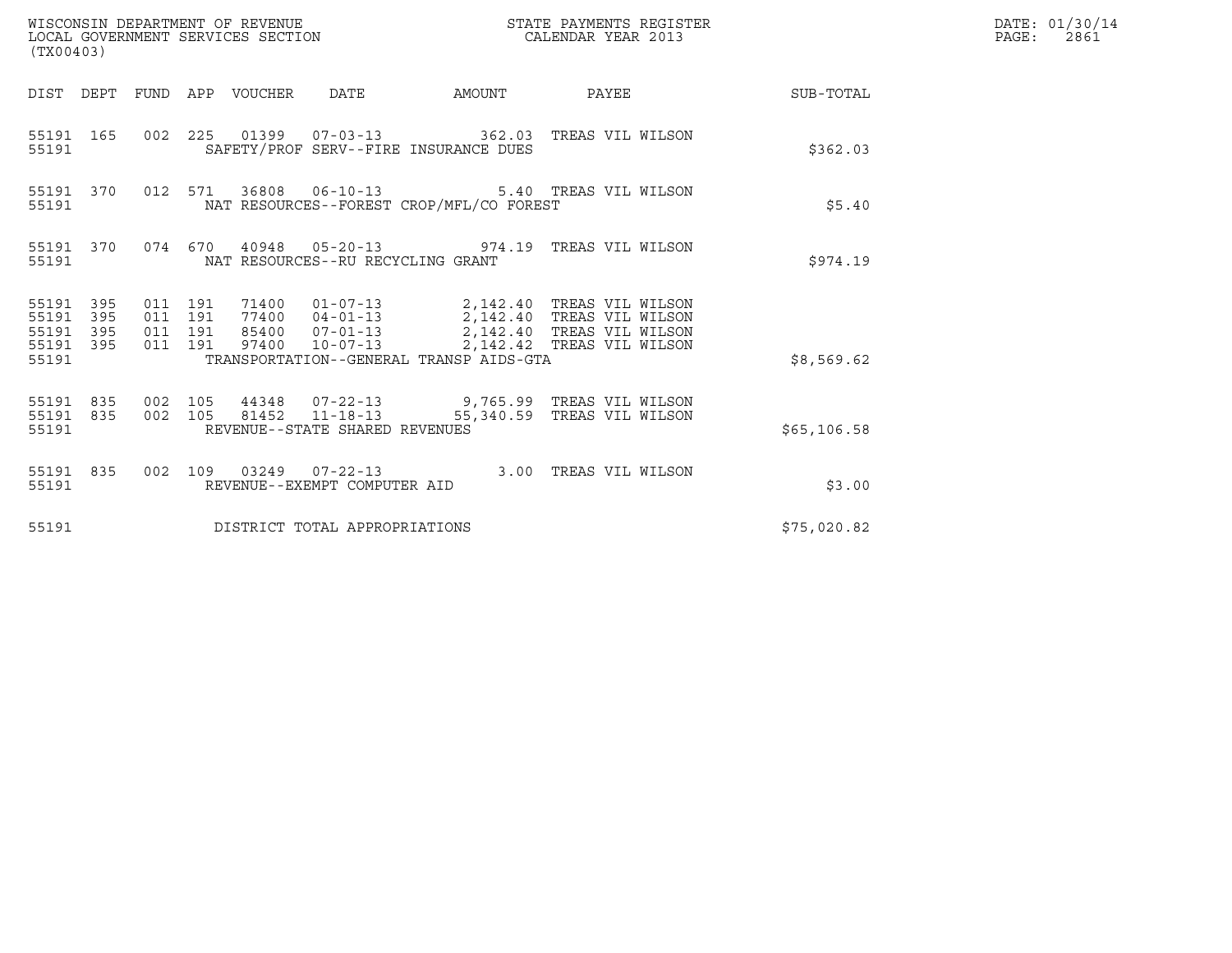WISCONSIN DEPARTMENT OF REVENUE
LOCAL GOVERNMENT SERVICES SECTION
(TX00403)

STATE PAYMENTS REGISTER
CALENDAR YEAR 2013

DATE: 01/30/14
PAGE: 2861

| DIST | DEPT | FUND | APP | VOUCHER | DATE | AMOUNT | PAYEE | SUB-TOTAL |
|---|---|---|---|---|---|---|---|---|
| 55191 | 165 | 002 | 225 | 01399 | 07-03-13 | 362.03 | TREAS VIL WILSON | |
| 55191 | | | | SAFETY/PROF SERV--FIRE INSURANCE DUES | | | | $362.03 |
| 55191 | 370 | 012 | 571 | 36808 | 06-10-13 | 5.40 | TREAS VIL WILSON | |
| 55191 | | | | NAT RESOURCES--FOREST CROP/MFL/CO FOREST | | | | $5.40 |
| 55191 | 370 | 074 | 670 | 40948 | 05-20-13 | 974.19 | TREAS VIL WILSON | |
| 55191 | | | | NAT RESOURCES--RU RECYCLING GRANT | | | | $974.19 |
| 55191 | 395 | 011 | 191 | 71400 | 01-07-13 | 2,142.40 | TREAS VIL WILSON | |
| 55191 | 395 | 011 | 191 | 77400 | 04-01-13 | 2,142.40 | TREAS VIL WILSON | |
| 55191 | 395 | 011 | 191 | 85400 | 07-01-13 | 2,142.40 | TREAS VIL WILSON | |
| 55191 | 395 | 011 | 191 | 97400 | 10-07-13 | 2,142.42 | TREAS VIL WILSON | |
| 55191 | | | | TRANSPORTATION--GENERAL TRANSP AIDS-GTA | | | | $8,569.62 |
| 55191 | 835 | 002 | 105 | 44348 | 07-22-13 | 9,765.99 | TREAS VIL WILSON | |
| 55191 | 835 | 002 | 105 | 81452 | 11-18-13 | 55,340.59 | TREAS VIL WILSON | |
| 55191 | | | | REVENUE--STATE SHARED REVENUES | | | | $65,106.58 |
| 55191 | 835 | 002 | 109 | 03249 | 07-22-13 | 3.00 | TREAS VIL WILSON | |
| 55191 | | | | REVENUE--EXEMPT COMPUTER AID | | | | $3.00 |
| 55191 | | | | DISTRICT TOTAL APPROPRIATIONS | | | | $75,020.82 |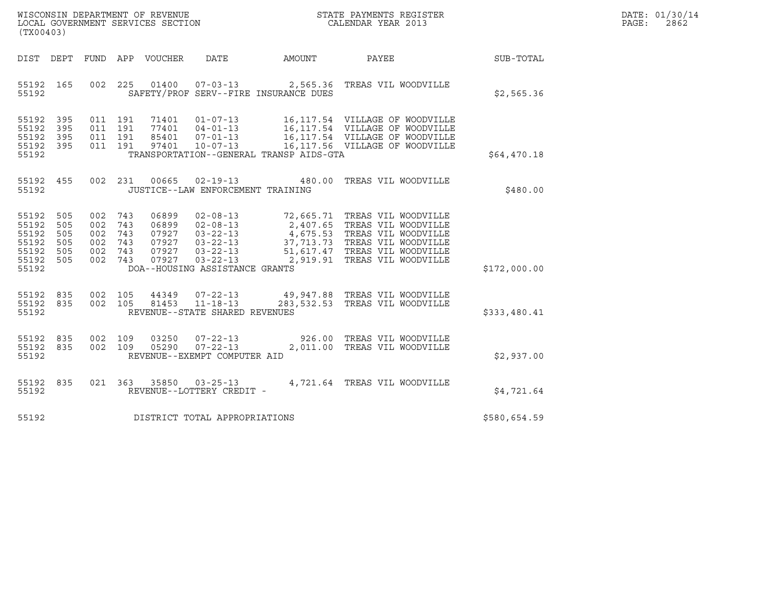WISCONSIN DEPARTMENT OF REVENUE
LOCAL GOVERNMENT SERVICES SECTION
(TX00403)

STATE PAYMENTS REGISTER
CALENDAR YEAR 2013

DATE: 01/30/14
PAGE: 2862

| DIST | DEPT | FUND | APP | VOUCHER | DATE | AMOUNT | PAYEE | SUB-TOTAL |
|---|---|---|---|---|---|---|---|---|
| 55192 | 165 | 002 | 225 | 01400 | 07-03-13 | 2,565.36 | TREAS VIL WOODVILLE | |
| 55192 | | | | SAFETY/PROF SERV--FIRE INSURANCE DUES | | | | $2,565.36 |
| 55192 | 395 | 011 | 191 | 71401 | 01-07-13 | 16,117.54 | VILLAGE OF WOODVILLE | |
| 55192 | 395 | 011 | 191 | 77401 | 04-01-13 | 16,117.54 | VILLAGE OF WOODVILLE | |
| 55192 | 395 | 011 | 191 | 85401 | 07-01-13 | 16,117.54 | VILLAGE OF WOODVILLE | |
| 55192 | 395 | 011 | 191 | 97401 | 10-07-13 | 16,117.56 | VILLAGE OF WOODVILLE | |
| 55192 | | | | TRANSPORTATION--GENERAL TRANSP AIDS-GTA | | | | $64,470.18 |
| 55192 | 455 | 002 | 231 | 00665 | 02-19-13 | 480.00 | TREAS VIL WOODVILLE | |
| 55192 | | | | JUSTICE--LAW ENFORCEMENT TRAINING | | | | $480.00 |
| 55192 | 505 | 002 | 743 | 06899 | 02-08-13 | 72,665.71 | TREAS VIL WOODVILLE | |
| 55192 | 505 | 002 | 743 | 06899 | 02-08-13 | 2,407.65 | TREAS VIL WOODVILLE | |
| 55192 | 505 | 002 | 743 | 07927 | 03-22-13 | 4,675.53 | TREAS VIL WOODVILLE | |
| 55192 | 505 | 002 | 743 | 07927 | 03-22-13 | 37,713.73 | TREAS VIL WOODVILLE | |
| 55192 | 505 | 002 | 743 | 07927 | 03-22-13 | 51,617.47 | TREAS VIL WOODVILLE | |
| 55192 | 505 | 002 | 743 | 07927 | 03-22-13 | 2,919.91 | TREAS VIL WOODVILLE | |
| 55192 | | | | DOA--HOUSING ASSISTANCE GRANTS | | | | $172,000.00 |
| 55192 | 835 | 002 | 105 | 44349 | 07-22-13 | 49,947.88 | TREAS VIL WOODVILLE | |
| 55192 | 835 | 002 | 105 | 81453 | 11-18-13 | 283,532.53 | TREAS VIL WOODVILLE | |
| 55192 | | | | REVENUE--STATE SHARED REVENUES | | | | $333,480.41 |
| 55192 | 835 | 002 | 109 | 03250 | 07-22-13 | 926.00 | TREAS VIL WOODVILLE | |
| 55192 | 835 | 002 | 109 | 05290 | 07-22-13 | 2,011.00 | TREAS VIL WOODVILLE | |
| 55192 | | | | REVENUE--EXEMPT COMPUTER AID | | | | $2,937.00 |
| 55192 | 835 | 021 | 363 | 35850 | 03-25-13 | 4,721.64 | TREAS VIL WOODVILLE | |
| 55192 | | | | REVENUE--LOTTERY CREDIT - | | | | $4,721.64 |
| 55192 | | | | DISTRICT TOTAL APPROPRIATIONS | | | | $580,654.59 |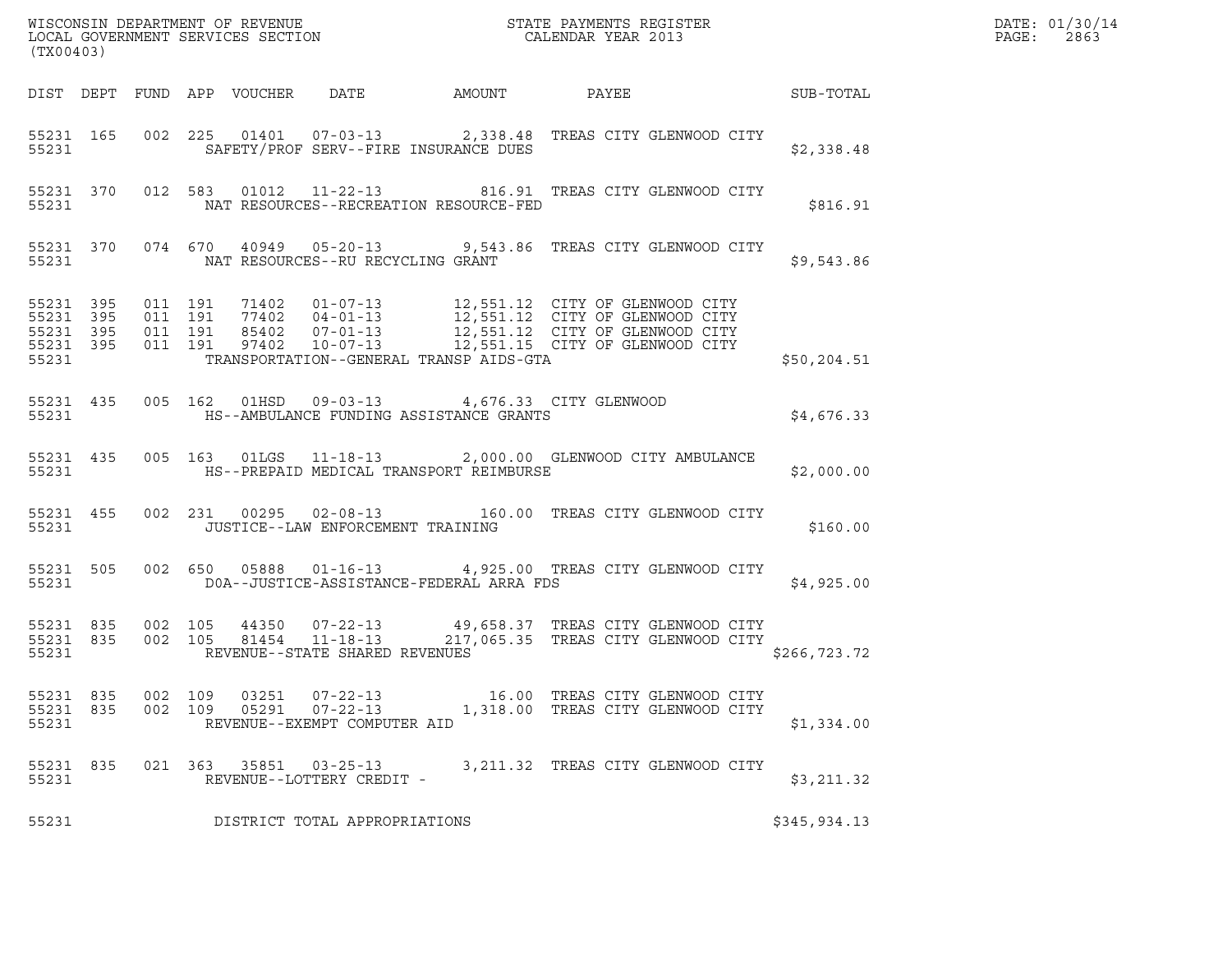WISCONSIN DEPARTMENT OF REVENUE
LOCAL GOVERNMENT SERVICES SECTION
(TX00403)

STATE PAYMENTS REGISTER
CALENDAR YEAR 2013

DATE: 01/30/14
PAGE: 2863

| DIST | DEPT | FUND | APP | VOUCHER | DATE | AMOUNT | PAYEE | SUB-TOTAL |
|---|---|---|---|---|---|---|---|---|
| 55231 | 165 | 002 | 225 | 01401 | 07-03-13 | 2,338.48 | TREAS CITY GLENWOOD CITY | |
| 55231 | | | | SAFETY/PROF SERV--FIRE INSURANCE DUES | | | | $2,338.48 |
| 55231 | 370 | 012 | 583 | 01012 | 11-22-13 | 816.91 | TREAS CITY GLENWOOD CITY | |
| 55231 | | | | NAT RESOURCES--RECREATION RESOURCE-FED | | | | $816.91 |
| 55231 | 370 | 074 | 670 | 40949 | 05-20-13 | 9,543.86 | TREAS CITY GLENWOOD CITY | |
| 55231 | | | | NAT RESOURCES--RU RECYCLING GRANT | | | | $9,543.86 |
| 55231 | 395 | 011 | 191 | 71402 | 01-07-13 | 12,551.12 | CITY OF GLENWOOD CITY | |
| 55231 | 395 | 011 | 191 | 77402 | 04-01-13 | 12,551.12 | CITY OF GLENWOOD CITY | |
| 55231 | 395 | 011 | 191 | 85402 | 07-01-13 | 12,551.12 | CITY OF GLENWOOD CITY | |
| 55231 | 395 | 011 | 191 | 97402 | 10-07-13 | 12,551.15 | CITY OF GLENWOOD CITY | |
| 55231 | | | | TRANSPORTATION--GENERAL TRANSP AIDS-GTA | | | | $50,204.51 |
| 55231 | 435 | 005 | 162 | 01HSD | 09-03-13 | 4,676.33 | CITY GLENWOOD | |
| 55231 | | | | HS--AMBULANCE FUNDING ASSISTANCE GRANTS | | | | $4,676.33 |
| 55231 | 435 | 005 | 163 | 01LGS | 11-18-13 | 2,000.00 | GLENWOOD CITY AMBULANCE | |
| 55231 | | | | HS--PREPAID MEDICAL TRANSPORT REIMBURSE | | | | $2,000.00 |
| 55231 | 455 | 002 | 231 | 00295 | 02-08-13 | 160.00 | TREAS CITY GLENWOOD CITY | |
| 55231 | | | | JUSTICE--LAW ENFORCEMENT TRAINING | | | | $160.00 |
| 55231 | 505 | 002 | 650 | 05888 | 01-16-13 | 4,925.00 | TREAS CITY GLENWOOD CITY | |
| 55231 | | | | DOA--JUSTICE-ASSISTANCE-FEDERAL ARRA FDS | | | | $4,925.00 |
| 55231 | 835 | 002 | 105 | 44350 | 07-22-13 | 49,658.37 | TREAS CITY GLENWOOD CITY | |
| 55231 | 835 | 002 | 105 | 81454 | 11-18-13 | 217,065.35 | TREAS CITY GLENWOOD CITY | |
| 55231 | | | | REVENUE--STATE SHARED REVENUES | | | | $266,723.72 |
| 55231 | 835 | 002 | 109 | 03251 | 07-22-13 | 16.00 | TREAS CITY GLENWOOD CITY | |
| 55231 | 835 | 002 | 109 | 05291 | 07-22-13 | 1,318.00 | TREAS CITY GLENWOOD CITY | |
| 55231 | | | | REVENUE--EXEMPT COMPUTER AID | | | | $1,334.00 |
| 55231 | 835 | 021 | 363 | 35851 | 03-25-13 | 3,211.32 | TREAS CITY GLENWOOD CITY | |
| 55231 | | | | REVENUE--LOTTERY CREDIT - | | | | $3,211.32 |
| 55231 | | | | DISTRICT TOTAL APPROPRIATIONS | | | | $345,934.13 |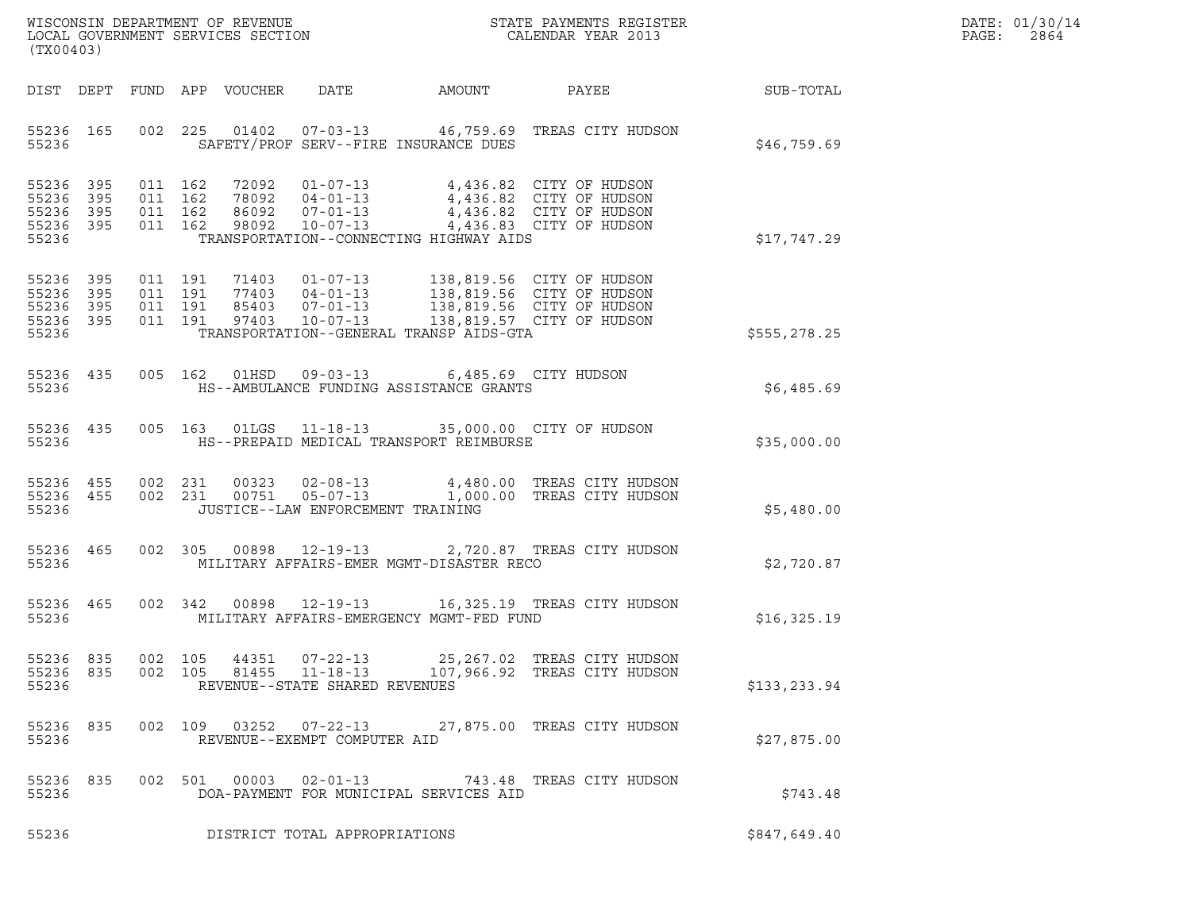WISCONSIN DEPARTMENT OF REVENUE
LOCAL GOVERNMENT SERVICES SECTION
(TX00403)

STATE PAYMENTS REGISTER
CALENDAR YEAR 2013

DATE: 01/30/14
PAGE: 2864

| DIST | DEPT | FUND | APP | VOUCHER | DATE | AMOUNT | PAYEE | SUB-TOTAL |
|---|---|---|---|---|---|---|---|---|
| 55236 | 165 | 002 | 225 | 01402 | 07-03-13 | 46,759.69 | TREAS CITY HUDSON | |
| 55236 | | | | SAFETY/PROF SERV--FIRE INSURANCE DUES | | | | $46,759.69 |
| 55236 | 395 | 011 | 162 | 72092 | 01-07-13 | 4,436.82 | CITY OF HUDSON | |
| 55236 | 395 | 011 | 162 | 78092 | 04-01-13 | 4,436.82 | CITY OF HUDSON | |
| 55236 | 395 | 011 | 162 | 86092 | 07-01-13 | 4,436.82 | CITY OF HUDSON | |
| 55236 | 395 | 011 | 162 | 98092 | 10-07-13 | 4,436.83 | CITY OF HUDSON | |
| 55236 | | | | TRANSPORTATION--CONNECTING HIGHWAY AIDS | | | | $17,747.29 |
| 55236 | 395 | 011 | 191 | 71403 | 01-07-13 | 138,819.56 | CITY OF HUDSON | |
| 55236 | 395 | 011 | 191 | 77403 | 04-01-13 | 138,819.56 | CITY OF HUDSON | |
| 55236 | 395 | 011 | 191 | 85403 | 07-01-13 | 138,819.56 | CITY OF HUDSON | |
| 55236 | 395 | 011 | 191 | 97403 | 10-07-13 | 138,819.57 | CITY OF HUDSON | |
| 55236 | | | | TRANSPORTATION--GENERAL TRANSP AIDS-GTA | | | | $555,278.25 |
| 55236 | 435 | 005 | 162 | 01HSD | 09-03-13 | 6,485.69 | CITY HUDSON | |
| 55236 | | | | HS--AMBULANCE FUNDING ASSISTANCE GRANTS | | | | $6,485.69 |
| 55236 | 435 | 005 | 163 | 01LGS | 11-18-13 | 35,000.00 | CITY OF HUDSON | |
| 55236 | | | | HS--PREPAID MEDICAL TRANSPORT REIMBURSE | | | | $35,000.00 |
| 55236 | 455 | 002 | 231 | 00323 | 02-08-13 | 4,480.00 | TREAS CITY HUDSON | |
| 55236 | 455 | 002 | 231 | 00751 | 05-07-13 | 1,000.00 | TREAS CITY HUDSON | |
| 55236 | | | | JUSTICE--LAW ENFORCEMENT TRAINING | | | | $5,480.00 |
| 55236 | 465 | 002 | 305 | 00898 | 12-19-13 | 2,720.87 | TREAS CITY HUDSON | |
| 55236 | | | | MILITARY AFFAIRS-EMER MGMT-DISASTER RECO | | | | $2,720.87 |
| 55236 | 465 | 002 | 342 | 00898 | 12-19-13 | 16,325.19 | TREAS CITY HUDSON | |
| 55236 | | | | MILITARY AFFAIRS-EMERGENCY MGMT-FED FUND | | | | $16,325.19 |
| 55236 | 835 | 002 | 105 | 44351 | 07-22-13 | 25,267.02 | TREAS CITY HUDSON | |
| 55236 | 835 | 002 | 105 | 81455 | 11-18-13 | 107,966.92 | TREAS CITY HUDSON | |
| 55236 | | | | REVENUE--STATE SHARED REVENUES | | | | $133,233.94 |
| 55236 | 835 | 002 | 109 | 03252 | 07-22-13 | 27,875.00 | TREAS CITY HUDSON | |
| 55236 | | | | REVENUE--EXEMPT COMPUTER AID | | | | $27,875.00 |
| 55236 | 835 | 002 | 501 | 00003 | 02-01-13 | 743.48 | TREAS CITY HUDSON | |
| 55236 | | | | DOA-PAYMENT FOR MUNICIPAL SERVICES AID | | | | $743.48 |
| 55236 | | | | DISTRICT TOTAL APPROPRIATIONS | | | | $847,649.40 |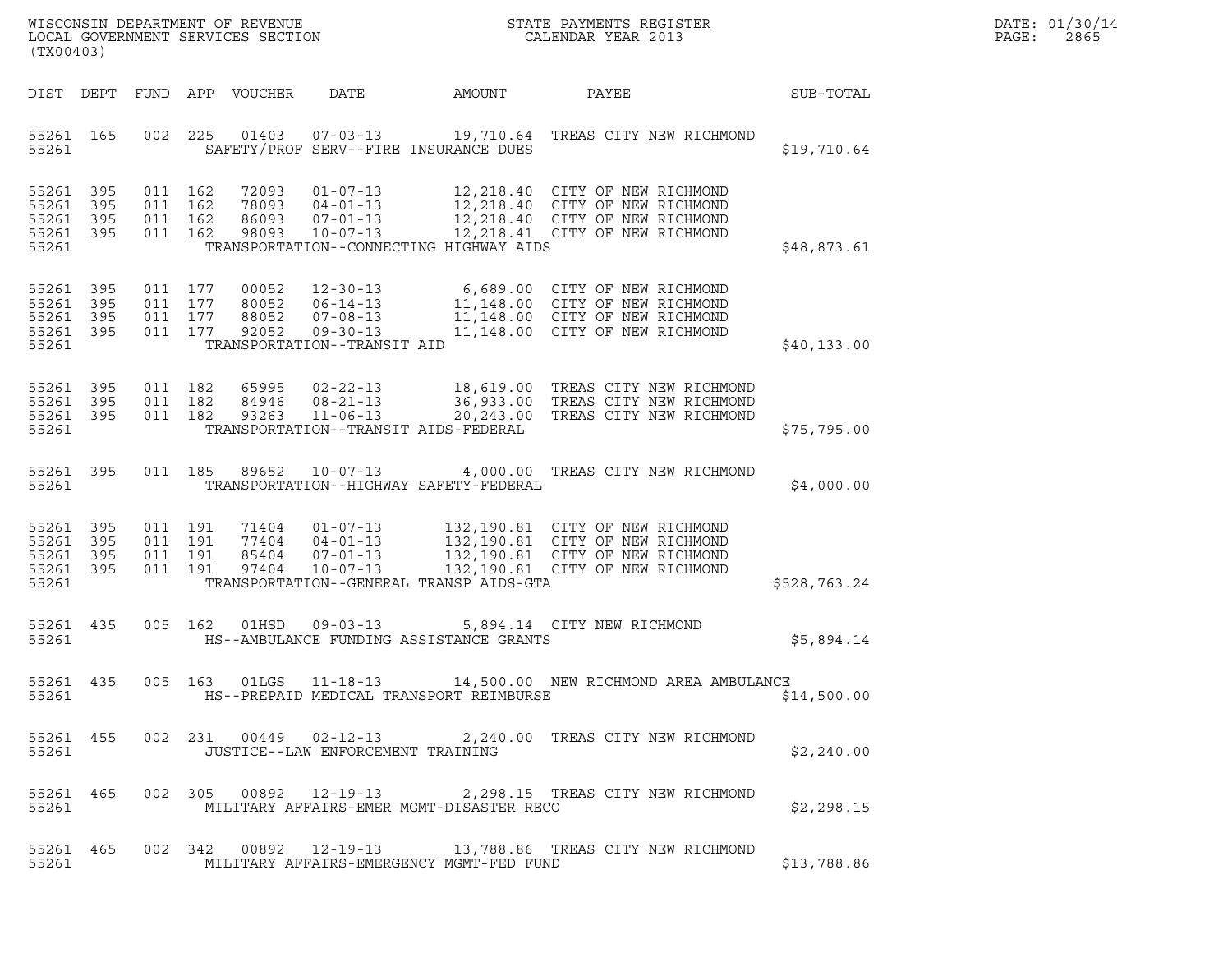WISCONSIN DEPARTMENT OF REVENUE
LOCAL GOVERNMENT SERVICES SECTION
(TX00403)

STATE PAYMENTS REGISTER
CALENDAR YEAR 2013

DATE: 01/30/14
PAGE: 2865

| DIST | DEPT | FUND | APP | VOUCHER | DATE | AMOUNT | PAYEE | SUB-TOTAL |
|---|---|---|---|---|---|---|---|---|
| 55261 | 165 | 002 | 225 | 01403 | 07-03-13 | 19,710.64 | TREAS CITY NEW RICHMOND | |
| 55261 | | | | | SAFETY/PROF SERV--FIRE INSURANCE DUES | | | $19,710.64 |
| 55261 | 395 | 011 | 162 | 72093 | 01-07-13 | 12,218.40 | CITY OF NEW RICHMOND | |
| 55261 | 395 | 011 | 162 | 78093 | 04-01-13 | 12,218.40 | CITY OF NEW RICHMOND | |
| 55261 | 395 | 011 | 162 | 86093 | 07-01-13 | 12,218.40 | CITY OF NEW RICHMOND | |
| 55261 | 395 | 011 | 162 | 98093 | 10-07-13 | 12,218.41 | CITY OF NEW RICHMOND | |
| 55261 | | | | | TRANSPORTATION--CONNECTING HIGHWAY AIDS | | | $48,873.61 |
| 55261 | 395 | 011 | 177 | 00052 | 12-30-13 | 6,689.00 | CITY OF NEW RICHMOND | |
| 55261 | 395 | 011 | 177 | 80052 | 06-14-13 | 11,148.00 | CITY OF NEW RICHMOND | |
| 55261 | 395 | 011 | 177 | 88052 | 07-08-13 | 11,148.00 | CITY OF NEW RICHMOND | |
| 55261 | 395 | 011 | 177 | 92052 | 09-30-13 | 11,148.00 | CITY OF NEW RICHMOND | |
| 55261 | | | | | TRANSPORTATION--TRANSIT AID | | | $40,133.00 |
| 55261 | 395 | 011 | 182 | 65995 | 02-22-13 | 18,619.00 | TREAS CITY NEW RICHMOND | |
| 55261 | 395 | 011 | 182 | 84946 | 08-21-13 | 36,933.00 | TREAS CITY NEW RICHMOND | |
| 55261 | 395 | 011 | 182 | 93263 | 11-06-13 | 20,243.00 | TREAS CITY NEW RICHMOND | |
| 55261 | | | | | TRANSPORTATION--TRANSIT AIDS-FEDERAL | | | $75,795.00 |
| 55261 | 395 | 011 | 185 | 89652 | 10-07-13 | 4,000.00 | TREAS CITY NEW RICHMOND | |
| 55261 | | | | | TRANSPORTATION--HIGHWAY SAFETY-FEDERAL | | | $4,000.00 |
| 55261 | 395 | 011 | 191 | 71404 | 01-07-13 | 132,190.81 | CITY OF NEW RICHMOND | |
| 55261 | 395 | 011 | 191 | 77404 | 04-01-13 | 132,190.81 | CITY OF NEW RICHMOND | |
| 55261 | 395 | 011 | 191 | 85404 | 07-01-13 | 132,190.81 | CITY OF NEW RICHMOND | |
| 55261 | 395 | 011 | 191 | 97404 | 10-07-13 | 132,190.81 | CITY OF NEW RICHMOND | |
| 55261 | | | | | TRANSPORTATION--GENERAL TRANSP AIDS-GTA | | | $528,763.24 |
| 55261 | 435 | 005 | 162 | 01HSD | 09-03-13 | 5,894.14 | CITY NEW RICHMOND | |
| 55261 | | | | | HS--AMBULANCE FUNDING ASSISTANCE GRANTS | | | $5,894.14 |
| 55261 | 435 | 005 | 163 | 01LGS | 11-18-13 | 14,500.00 | NEW RICHMOND AREA AMBULANCE | |
| 55261 | | | | | HS--PREPAID MEDICAL TRANSPORT REIMBURSE | | | $14,500.00 |
| 55261 | 455 | 002 | 231 | 00449 | 02-12-13 | 2,240.00 | TREAS CITY NEW RICHMOND | |
| 55261 | | | | | JUSTICE--LAW ENFORCEMENT TRAINING | | | $2,240.00 |
| 55261 | 465 | 002 | 305 | 00892 | 12-19-13 | 2,298.15 | TREAS CITY NEW RICHMOND | |
| 55261 | | | | | MILITARY AFFAIRS-EMER MGMT-DISASTER RECO | | | $2,298.15 |
| 55261 | 465 | 002 | 342 | 00892 | 12-19-13 | 13,788.86 | TREAS CITY NEW RICHMOND | |
| 55261 | | | | | MILITARY AFFAIRS-EMERGENCY MGMT-FED FUND | | | $13,788.86 |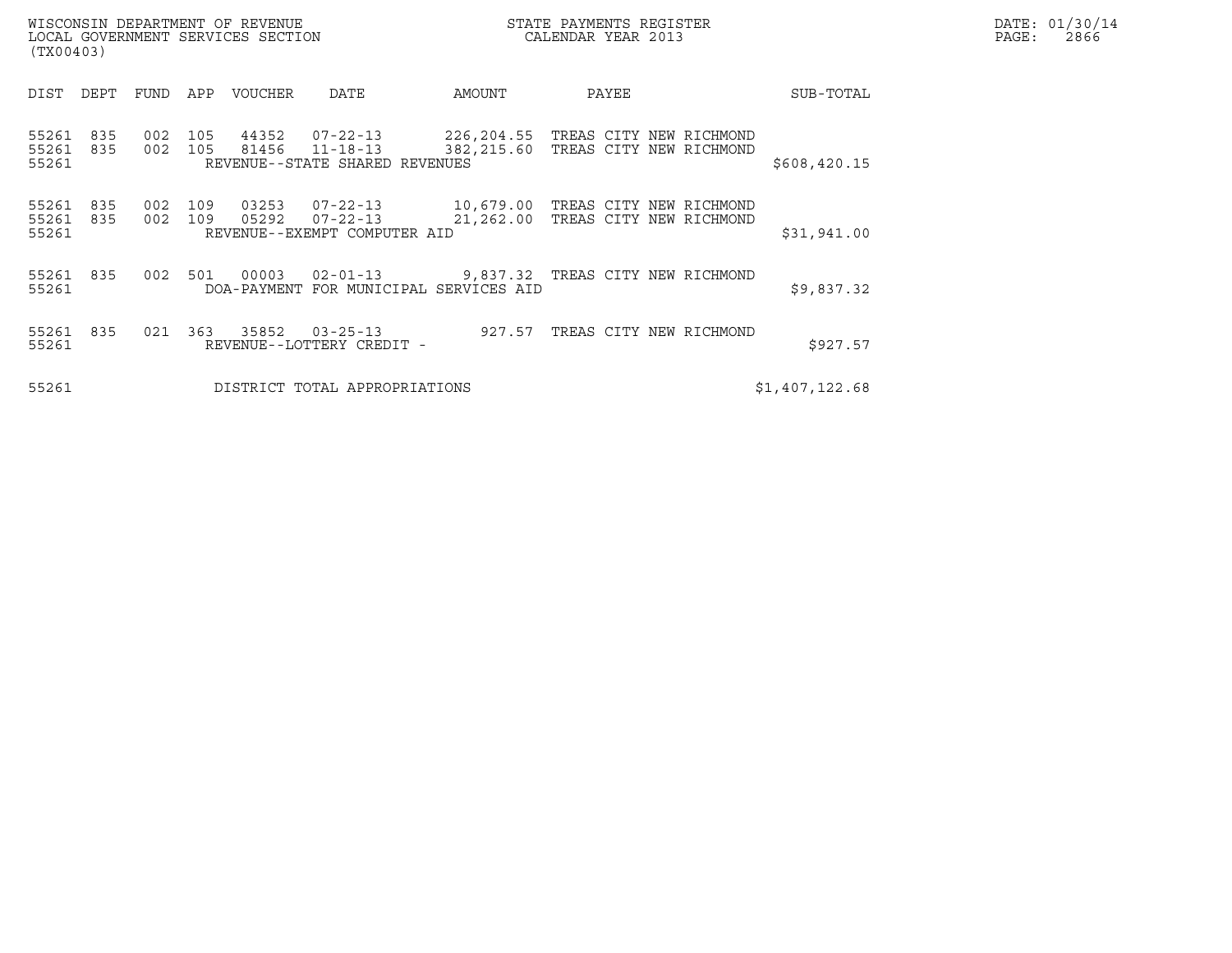WISCONSIN DEPARTMENT OF REVENUE
LOCAL GOVERNMENT SERVICES SECTION
(TX00403)

STATE PAYMENTS REGISTER
CALENDAR YEAR 2013

DATE: 01/30/14

| DIST | DEPT | FUND | APP | VOUCHER | DATE | AMOUNT | PAYEE | SUB-TOTAL |
|---|---|---|---|---|---|---|---|---|
| 55261 | 835 | 002 | 105 | 44352 | 07-22-13 | 226,204.55 | TREAS CITY NEW RICHMOND | |
| 55261 | 835 | 002 | 105 | 81456 | 11-18-13 | 382,215.60 | TREAS CITY NEW RICHMOND | |
| 55261 | | | | REVENUE--STATE SHARED REVENUES | | | | $608,420.15 |
| 55261 | 835 | 002 | 109 | 03253 | 07-22-13 | 10,679.00 | TREAS CITY NEW RICHMOND | |
| 55261 | 835 | 002 | 109 | 05292 | 07-22-13 | 21,262.00 | TREAS CITY NEW RICHMOND | |
| 55261 | | | | REVENUE--EXEMPT COMPUTER AID | | | | $31,941.00 |
| 55261 | 835 | 002 | 501 | 00003 | 02-01-13 | 9,837.32 | TREAS CITY NEW RICHMOND | |
| 55261 | | | | DOA-PAYMENT FOR MUNICIPAL SERVICES AID | | | | $9,837.32 |
| 55261 | 835 | 021 | 363 | 35852 | 03-25-13 | 927.57 | TREAS CITY NEW RICHMOND | |
| 55261 | | | | REVENUE--LOTTERY CREDIT - | | | | $927.57 |
| 55261 | | | | DISTRICT TOTAL APPROPRIATIONS | | | | $1,407,122.68 |